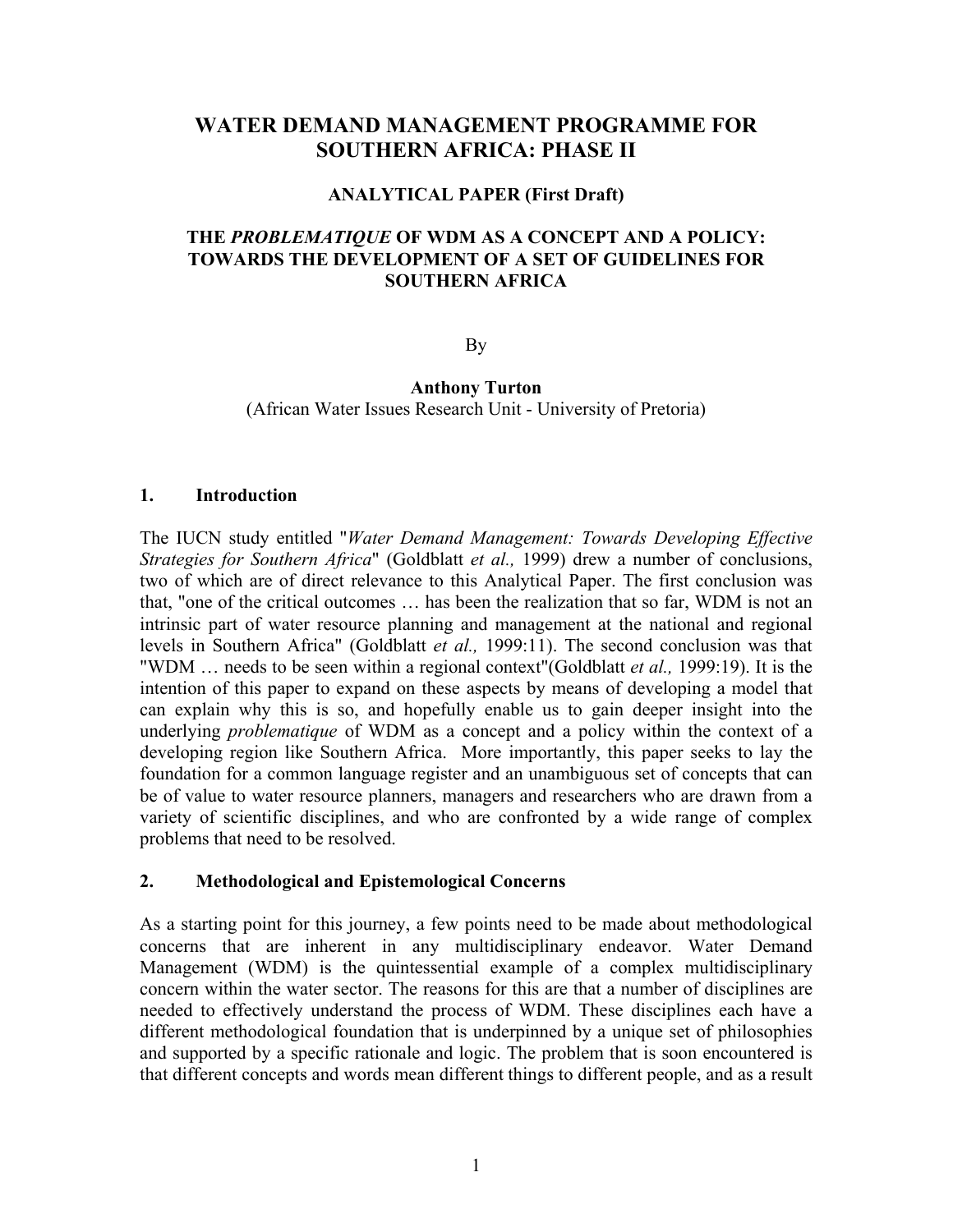# WATER DEMAND MANAGEMENT PROGRAMME FOR SOUTHERN AFRICA: PHASE II

## ANALYTICAL PAPER (First Draft)

## THE *PROBLEMATIQUE* OF WDM AS A CONCEPT AND A POLICY: TOWARDS THE DEVELOPMENT OF A SET OF GUIDELINES FOR SOUTHERN AFRICA

By

**Anthony Turton**
(African Water Issues Research Unit - University of Pretoria)

## 1. Introduction

The IUCN study entitled "*Water Demand Management: Towards Developing Effective Strategies for Southern Africa*" (Goldblatt *et al.,* 1999) drew a number of conclusions, two of which are of direct relevance to this Analytical Paper. The first conclusion was that, "one of the critical outcomes … has been the realization that so far, WDM is not an intrinsic part of water resource planning and management at the national and regional levels in Southern Africa" (Goldblatt *et al.,* 1999:11). The second conclusion was that "WDM … needs to be seen within a regional context"(Goldblatt *et al.,* 1999:19). It is the intention of this paper to expand on these aspects by means of developing a model that can explain why this is so, and hopefully enable us to gain deeper insight into the underlying *problematique* of WDM as a concept and a policy within the context of a developing region like Southern Africa. More importantly, this paper seeks to lay the foundation for a common language register and an unambiguous set of concepts that can be of value to water resource planners, managers and researchers who are drawn from a variety of scientific disciplines, and who are confronted by a wide range of complex problems that need to be resolved.

## 2. Methodological and Epistemological Concerns

As a starting point for this journey, a few points need to be made about methodological concerns that are inherent in any multidisciplinary endeavor. Water Demand Management (WDM) is the quintessential example of a complex multidisciplinary concern within the water sector. The reasons for this are that a number of disciplines are needed to effectively understand the process of WDM. These disciplines each have a different methodological foundation that is underpinned by a unique set of philosophies and supported by a specific rationale and logic. The problem that is soon encountered is that different concepts and words mean different things to different people, and as a result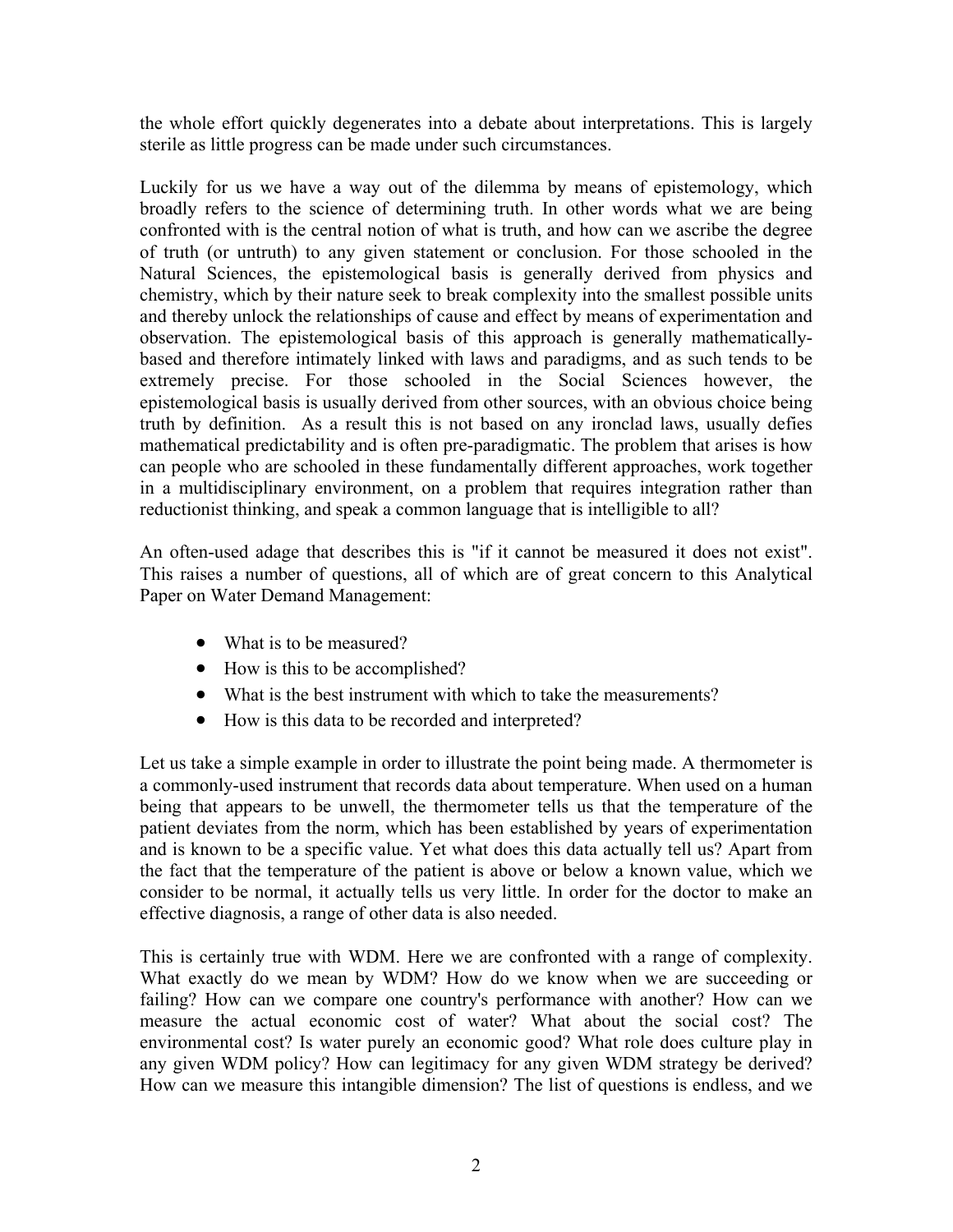the whole effort quickly degenerates into a debate about interpretations. This is largely sterile as little progress can be made under such circumstances.

Luckily for us we have a way out of the dilemma by means of epistemology, which broadly refers to the science of determining truth. In other words what we are being confronted with is the central notion of what is truth, and how can we ascribe the degree of truth (or untruth) to any given statement or conclusion. For those schooled in the Natural Sciences, the epistemological basis is generally derived from physics and chemistry, which by their nature seek to break complexity into the smallest possible units and thereby unlock the relationships of cause and effect by means of experimentation and observation. The epistemological basis of this approach is generally mathematically-based and therefore intimately linked with laws and paradigms, and as such tends to be extremely precise. For those schooled in the Social Sciences however, the epistemological basis is usually derived from other sources, with an obvious choice being truth by definition. As a result this is not based on any ironclad laws, usually defies mathematical predictability and is often pre-paradigmatic. The problem that arises is how can people who are schooled in these fundamentally different approaches, work together in a multidisciplinary environment, on a problem that requires integration rather than reductionist thinking, and speak a common language that is intelligible to all?

An often-used adage that describes this is "if it cannot be measured it does not exist". This raises a number of questions, all of which are of great concern to this Analytical Paper on Water Demand Management:

- What is to be measured?
- How is this to be accomplished?
- What is the best instrument with which to take the measurements?
- How is this data to be recorded and interpreted?

Let us take a simple example in order to illustrate the point being made. A thermometer is a commonly-used instrument that records data about temperature. When used on a human being that appears to be unwell, the thermometer tells us that the temperature of the patient deviates from the norm, which has been established by years of experimentation and is known to be a specific value. Yet what does this data actually tell us? Apart from the fact that the temperature of the patient is above or below a known value, which we consider to be normal, it actually tells us very little. In order for the doctor to make an effective diagnosis, a range of other data is also needed.

This is certainly true with WDM. Here we are confronted with a range of complexity. What exactly do we mean by WDM? How do we know when we are succeeding or failing? How can we compare one country's performance with another? How can we measure the actual economic cost of water? What about the social cost? The environmental cost? Is water purely an economic good? What role does culture play in any given WDM policy? How can legitimacy for any given WDM strategy be derived? How can we measure this intangible dimension? The list of questions is endless, and we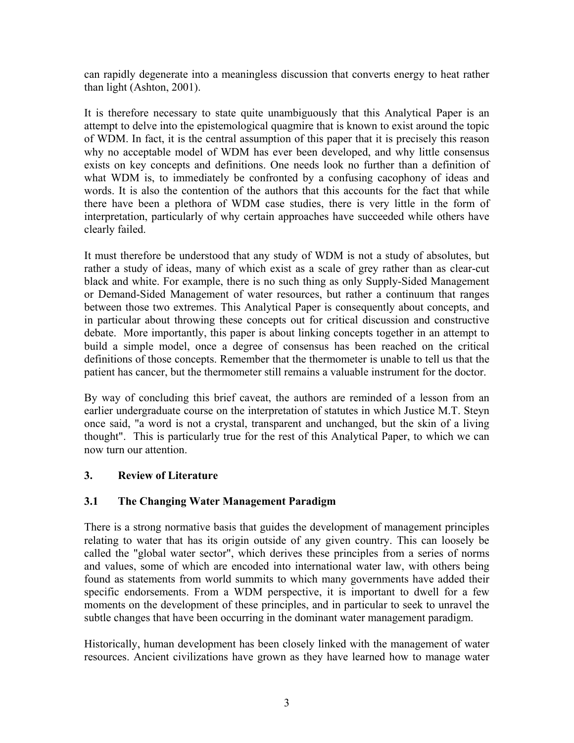can rapidly degenerate into a meaningless discussion that converts energy to heat rather than light (Ashton, 2001).

It is therefore necessary to state quite unambiguously that this Analytical Paper is an attempt to delve into the epistemological quagmire that is known to exist around the topic of WDM. In fact, it is the central assumption of this paper that it is precisely this reason why no acceptable model of WDM has ever been developed, and why little consensus exists on key concepts and definitions. One needs look no further than a definition of what WDM is, to immediately be confronted by a confusing cacophony of ideas and words. It is also the contention of the authors that this accounts for the fact that while there have been a plethora of WDM case studies, there is very little in the form of interpretation, particularly of why certain approaches have succeeded while others have clearly failed.

It must therefore be understood that any study of WDM is not a study of absolutes, but rather a study of ideas, many of which exist as a scale of grey rather than as clear-cut black and white. For example, there is no such thing as only Supply-Sided Management or Demand-Sided Management of water resources, but rather a continuum that ranges between those two extremes. This Analytical Paper is consequently about concepts, and in particular about throwing these concepts out for critical discussion and constructive debate. More importantly, this paper is about linking concepts together in an attempt to build a simple model, once a degree of consensus has been reached on the critical definitions of those concepts. Remember that the thermometer is unable to tell us that the patient has cancer, but the thermometer still remains a valuable instrument for the doctor.

By way of concluding this brief caveat, the authors are reminded of a lesson from an earlier undergraduate course on the interpretation of statutes in which Justice M.T. Steyn once said, "a word is not a crystal, transparent and unchanged, but the skin of a living thought". This is particularly true for the rest of this Analytical Paper, to which we can now turn our attention.

## 3. Review of Literature

### 3.1 The Changing Water Management Paradigm

There is a strong normative basis that guides the development of management principles relating to water that has its origin outside of any given country. This can loosely be called the "global water sector", which derives these principles from a series of norms and values, some of which are encoded into international water law, with others being found as statements from world summits to which many governments have added their specific endorsements. From a WDM perspective, it is important to dwell for a few moments on the development of these principles, and in particular to seek to unravel the subtle changes that have been occurring in the dominant water management paradigm.

Historically, human development has been closely linked with the management of water resources. Ancient civilizations have grown as they have learned how to manage water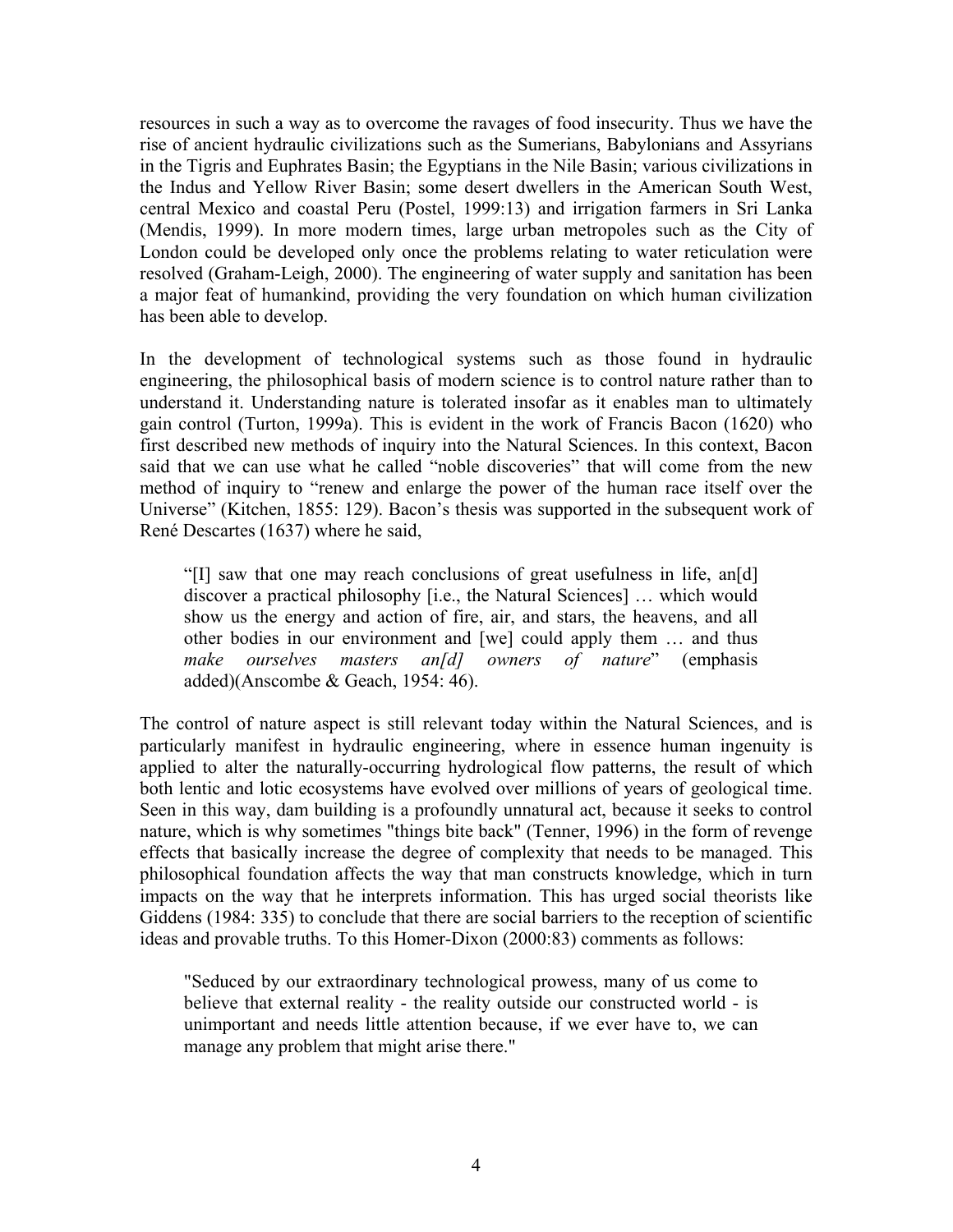resources in such a way as to overcome the ravages of food insecurity. Thus we have the rise of ancient hydraulic civilizations such as the Sumerians, Babylonians and Assyrians in the Tigris and Euphrates Basin; the Egyptians in the Nile Basin; various civilizations in the Indus and Yellow River Basin; some desert dwellers in the American South West, central Mexico and coastal Peru (Postel, 1999:13) and irrigation farmers in Sri Lanka (Mendis, 1999). In more modern times, large urban metropoles such as the City of London could be developed only once the problems relating to water reticulation were resolved (Graham-Leigh, 2000). The engineering of water supply and sanitation has been a major feat of humankind, providing the very foundation on which human civilization has been able to develop.

In the development of technological systems such as those found in hydraulic engineering, the philosophical basis of modern science is to control nature rather than to understand it. Understanding nature is tolerated insofar as it enables man to ultimately gain control (Turton, 1999a). This is evident in the work of Francis Bacon (1620) who first described new methods of inquiry into the Natural Sciences. In this context, Bacon said that we can use what he called "noble discoveries" that will come from the new method of inquiry to "renew and enlarge the power of the human race itself over the Universe" (Kitchen, 1855: 129). Bacon's thesis was supported in the subsequent work of René Descartes (1637) where he said,

> "[I] saw that one may reach conclusions of great usefulness in life, an[d] discover a practical philosophy [i.e., the Natural Sciences] … which would show us the energy and action of fire, air, and stars, the heavens, and all other bodies in our environment and [we] could apply them … and thus *make ourselves masters an[d] owners of nature*" (emphasis added)(Anscombe & Geach, 1954: 46).

The control of nature aspect is still relevant today within the Natural Sciences, and is particularly manifest in hydraulic engineering, where in essence human ingenuity is applied to alter the naturally-occurring hydrological flow patterns, the result of which both lentic and lotic ecosystems have evolved over millions of years of geological time. Seen in this way, dam building is a profoundly unnatural act, because it seeks to control nature, which is why sometimes "things bite back" (Tenner, 1996) in the form of revenge effects that basically increase the degree of complexity that needs to be managed. This philosophical foundation affects the way that man constructs knowledge, which in turn impacts on the way that he interprets information. This has urged social theorists like Giddens (1984: 335) to conclude that there are social barriers to the reception of scientific ideas and provable truths. To this Homer-Dixon (2000:83) comments as follows:

> "Seduced by our extraordinary technological prowess, many of us come to believe that external reality - the reality outside our constructed world - is unimportant and needs little attention because, if we ever have to, we can manage any problem that might arise there."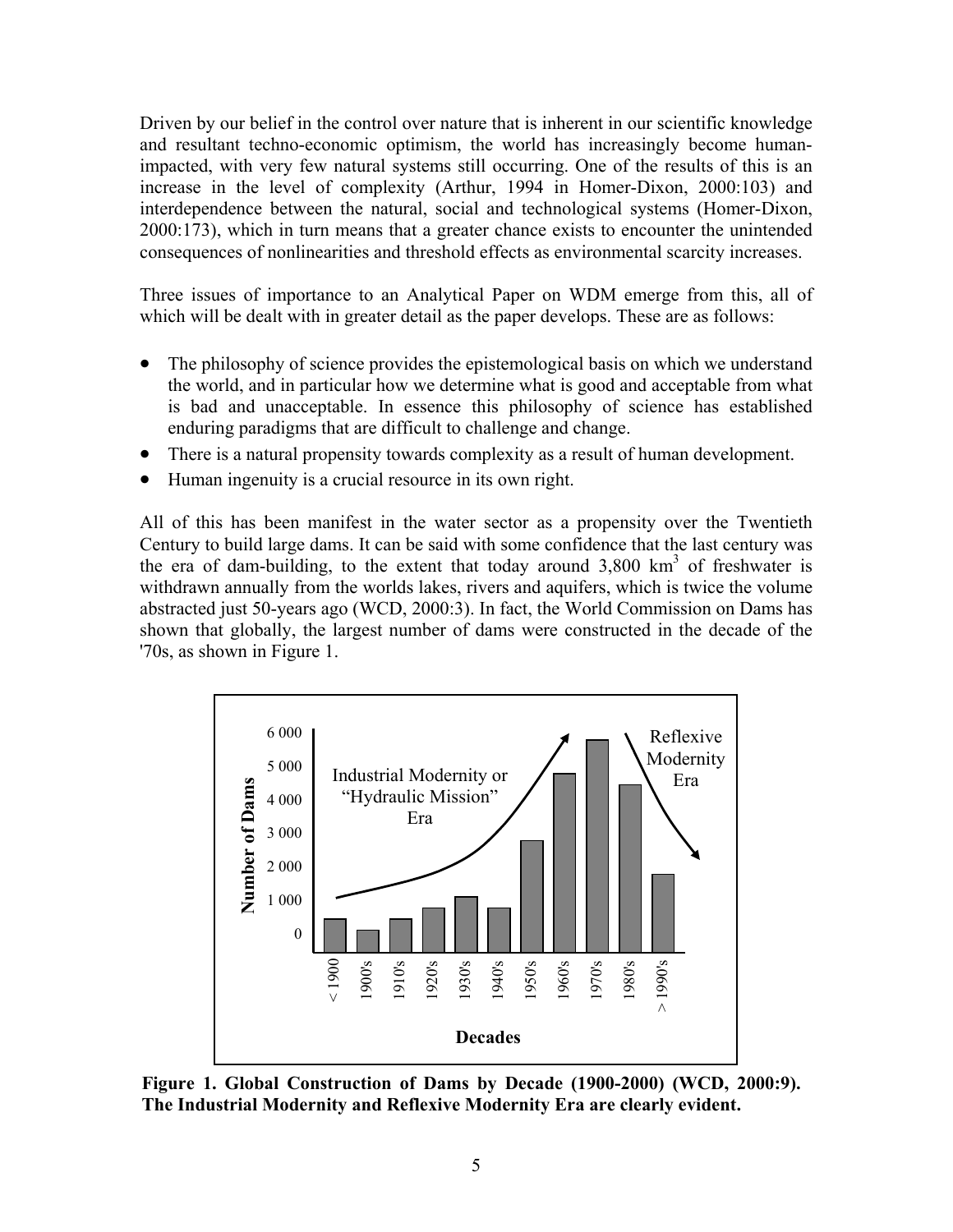Driven by our belief in the control over nature that is inherent in our scientific knowledge and resultant techno-economic optimism, the world has increasingly become human-impacted, with very few natural systems still occurring. One of the results of this is an increase in the level of complexity (Arthur, 1994 in Homer-Dixon, 2000:103) and interdependence between the natural, social and technological systems (Homer-Dixon, 2000:173), which in turn means that a greater chance exists to encounter the unintended consequences of nonlinearities and threshold effects as environmental scarcity increases.

Three issues of importance to an Analytical Paper on WDM emerge from this, all of which will be dealt with in greater detail as the paper develops. These are as follows:

- The philosophy of science provides the epistemological basis on which we understand the world, and in particular how we determine what is good and acceptable from what is bad and unacceptable. In essence this philosophy of science has established enduring paradigms that are difficult to challenge and change.
- There is a natural propensity towards complexity as a result of human development.
- Human ingenuity is a crucial resource in its own right.

All of this has been manifest in the water sector as a propensity over the Twentieth Century to build large dams. It can be said with some confidence that the last century was the era of dam-building, to the extent that today around 3,800 $km^3$ of freshwater is withdrawn annually from the worlds lakes, rivers and aquifers, which is twice the volume abstracted just 50-years ago (WCD, 2000:3). In fact, the World Commission on Dams has shown that globally, the largest number of dams were constructed in the decade of the '70s, as shown in Figure 1.

**Figure 1. Global Construction of Dams by Decade (1900-2000) (WCD, 2000:9). The Industrial Modernity and Reflexive Modernity Era are clearly evident.**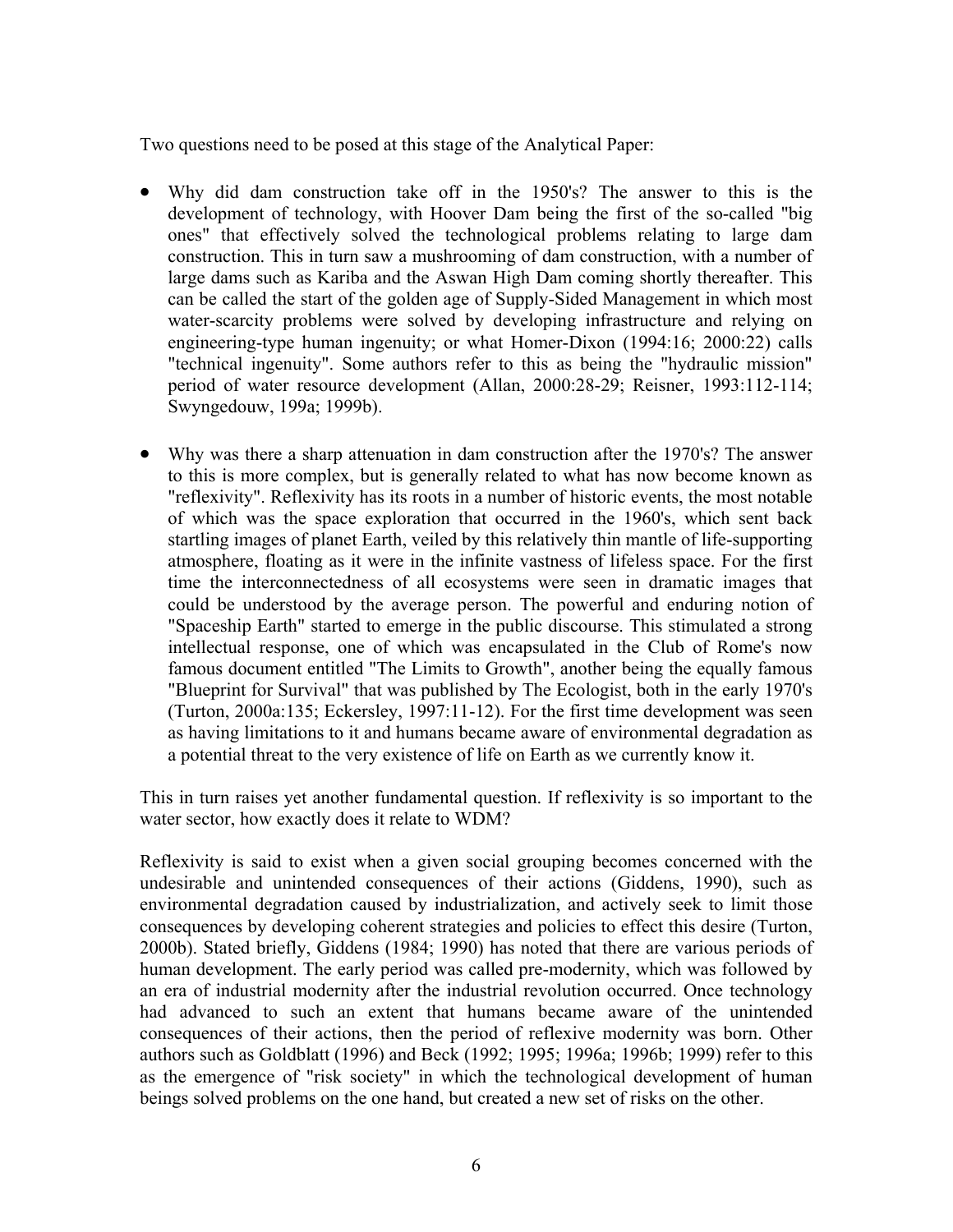Two questions need to be posed at this stage of the Analytical Paper:

- Why did dam construction take off in the 1950's? The answer to this is the development of technology, with Hoover Dam being the first of the so-called "big ones" that effectively solved the technological problems relating to large dam construction. This in turn saw a mushrooming of dam construction, with a number of large dams such as Kariba and the Aswan High Dam coming shortly thereafter. This can be called the start of the golden age of Supply-Sided Management in which most water-scarcity problems were solved by developing infrastructure and relying on engineering-type human ingenuity; or what Homer-Dixon (1994:16; 2000:22) calls "technical ingenuity". Some authors refer to this as being the "hydraulic mission" period of water resource development (Allan, 2000:28-29; Reisner, 1993:112-114; Swyngedouw, 199a; 1999b).

- Why was there a sharp attenuation in dam construction after the 1970's? The answer to this is more complex, but is generally related to what has now become known as "reflexivity". Reflexivity has its roots in a number of historic events, the most notable of which was the space exploration that occurred in the 1960's, which sent back startling images of planet Earth, veiled by this relatively thin mantle of life-supporting atmosphere, floating as it were in the infinite vastness of lifeless space. For the first time the interconnectedness of all ecosystems were seen in dramatic images that could be understood by the average person. The powerful and enduring notion of "Spaceship Earth" started to emerge in the public discourse. This stimulated a strong intellectual response, one of which was encapsulated in the Club of Rome's now famous document entitled "The Limits to Growth", another being the equally famous "Blueprint for Survival" that was published by The Ecologist, both in the early 1970's (Turton, 2000a:135; Eckersley, 1997:11-12). For the first time development was seen as having limitations to it and humans became aware of environmental degradation as a potential threat to the very existence of life on Earth as we currently know it.

This in turn raises yet another fundamental question. If reflexivity is so important to the water sector, how exactly does it relate to WDM?

Reflexivity is said to exist when a given social grouping becomes concerned with the undesirable and unintended consequences of their actions (Giddens, 1990), such as environmental degradation caused by industrialization, and actively seek to limit those consequences by developing coherent strategies and policies to effect this desire (Turton, 2000b). Stated briefly, Giddens (1984; 1990) has noted that there are various periods of human development. The early period was called pre-modernity, which was followed by an era of industrial modernity after the industrial revolution occurred. Once technology had advanced to such an extent that humans became aware of the unintended consequences of their actions, then the period of reflexive modernity was born. Other authors such as Goldblatt (1996) and Beck (1992; 1995; 1996a; 1996b; 1999) refer to this as the emergence of "risk society" in which the technological development of human beings solved problems on the one hand, but created a new set of risks on the other.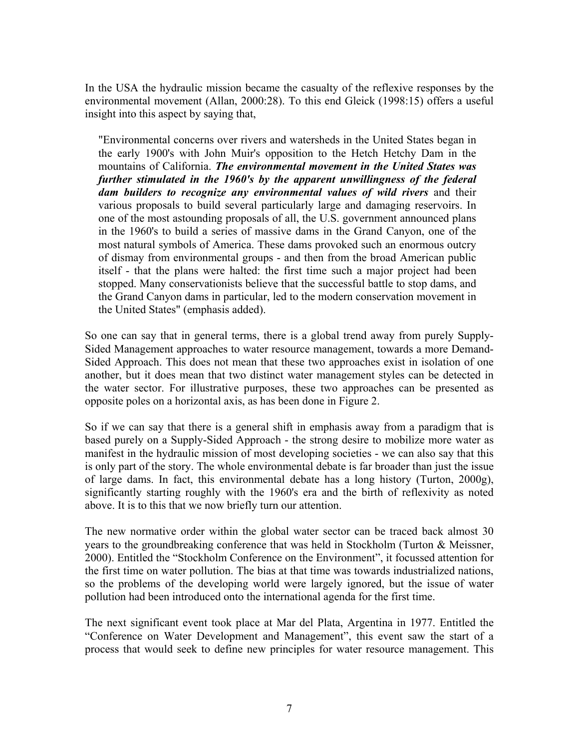In the USA the hydraulic mission became the casualty of the reflexive responses by the environmental movement (Allan, 2000:28). To this end Gleick (1998:15) offers a useful insight into this aspect by saying that,

> "Environmental concerns over rivers and watersheds in the United States began in the early 1900's with John Muir's opposition to the Hetch Hetchy Dam in the mountains of California. ***The environmental movement in the United States was further stimulated in the 1960's by the apparent unwillingness of the federal dam builders to recognize any environmental values of wild rivers*** and their various proposals to build several particularly large and damaging reservoirs. In one of the most astounding proposals of all, the U.S. government announced plans in the 1960's to build a series of massive dams in the Grand Canyon, one of the most natural symbols of America. These dams provoked such an enormous outcry of dismay from environmental groups - and then from the broad American public itself - that the plans were halted: the first time such a major project had been stopped. Many conservationists believe that the successful battle to stop dams, and the Grand Canyon dams in particular, led to the modern conservation movement in the United States" (emphasis added).

So one can say that in general terms, there is a global trend away from purely Supply-Sided Management approaches to water resource management, towards a more Demand-Sided Approach. This does not mean that these two approaches exist in isolation of one another, but it does mean that two distinct water management styles can be detected in the water sector. For illustrative purposes, these two approaches can be presented as opposite poles on a horizontal axis, as has been done in Figure 2.

So if we can say that there is a general shift in emphasis away from a paradigm that is based purely on a Supply-Sided Approach - the strong desire to mobilize more water as manifest in the hydraulic mission of most developing societies - we can also say that this is only part of the story. The whole environmental debate is far broader than just the issue of large dams. In fact, this environmental debate has a long history (Turton, 2000g), significantly starting roughly with the 1960's era and the birth of reflexivity as noted above. It is to this that we now briefly turn our attention.

The new normative order within the global water sector can be traced back almost 30 years to the groundbreaking conference that was held in Stockholm (Turton & Meissner, 2000). Entitled the "Stockholm Conference on the Environment", it focussed attention for the first time on water pollution. The bias at that time was towards industrialized nations, so the problems of the developing world were largely ignored, but the issue of water pollution had been introduced onto the international agenda for the first time.

The next significant event took place at Mar del Plata, Argentina in 1977. Entitled the "Conference on Water Development and Management", this event saw the start of a process that would seek to define new principles for water resource management. This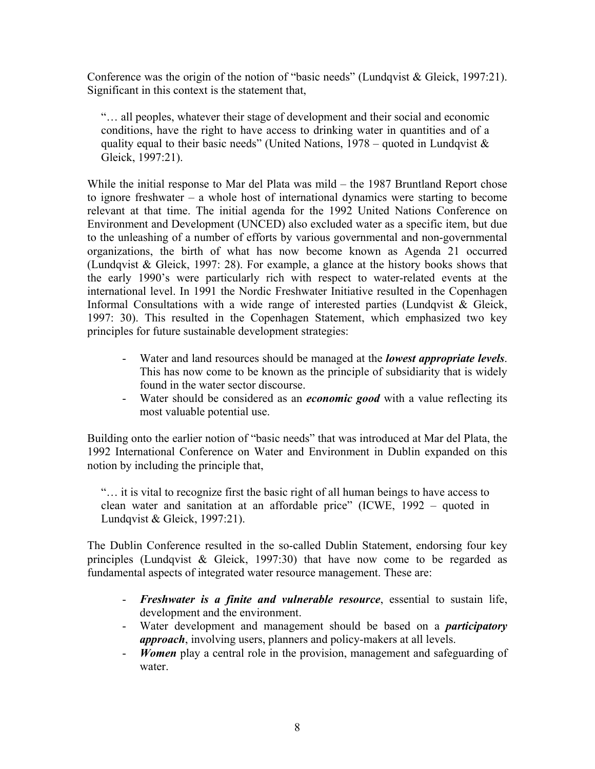Conference was the origin of the notion of "basic needs" (Lundqvist & Gleick, 1997:21). Significant in this context is the statement that,

> "… all peoples, whatever their stage of development and their social and economic conditions, have the right to have access to drinking water in quantities and of a quality equal to their basic needs" (United Nations, 1978 – quoted in Lundqvist & Gleick, 1997:21).

While the initial response to Mar del Plata was mild – the 1987 Bruntland Report chose to ignore freshwater – a whole host of international dynamics were starting to become relevant at that time. The initial agenda for the 1992 United Nations Conference on Environment and Development (UNCED) also excluded water as a specific item, but due to the unleashing of a number of efforts by various governmental and non-governmental organizations, the birth of what has now become known as Agenda 21 occurred (Lundqvist & Gleick, 1997: 28). For example, a glance at the history books shows that the early 1990's were particularly rich with respect to water-related events at the international level. In 1991 the Nordic Freshwater Initiative resulted in the Copenhagen Informal Consultations with a wide range of interested parties (Lundqvist & Gleick, 1997: 30). This resulted in the Copenhagen Statement, which emphasized two key principles for future sustainable development strategies:

- Water and land resources should be managed at the ***lowest appropriate levels***. This has now come to be known as the principle of subsidiarity that is widely found in the water sector discourse.
- Water should be considered as an ***economic good*** with a value reflecting its most valuable potential use.

Building onto the earlier notion of "basic needs" that was introduced at Mar del Plata, the 1992 International Conference on Water and Environment in Dublin expanded on this notion by including the principle that,

> "… it is vital to recognize first the basic right of all human beings to have access to clean water and sanitation at an affordable price" (ICWE, 1992 – quoted in Lundqvist & Gleick, 1997:21).

The Dublin Conference resulted in the so-called Dublin Statement, endorsing four key principles (Lundqvist & Gleick, 1997:30) that have now come to be regarded as fundamental aspects of integrated water resource management. These are:

- ***Freshwater is a finite and vulnerable resource***, essential to sustain life, development and the environment.
- Water development and management should be based on a ***participatory approach***, involving users, planners and policy-makers at all levels.
- ***Women*** play a central role in the provision, management and safeguarding of water.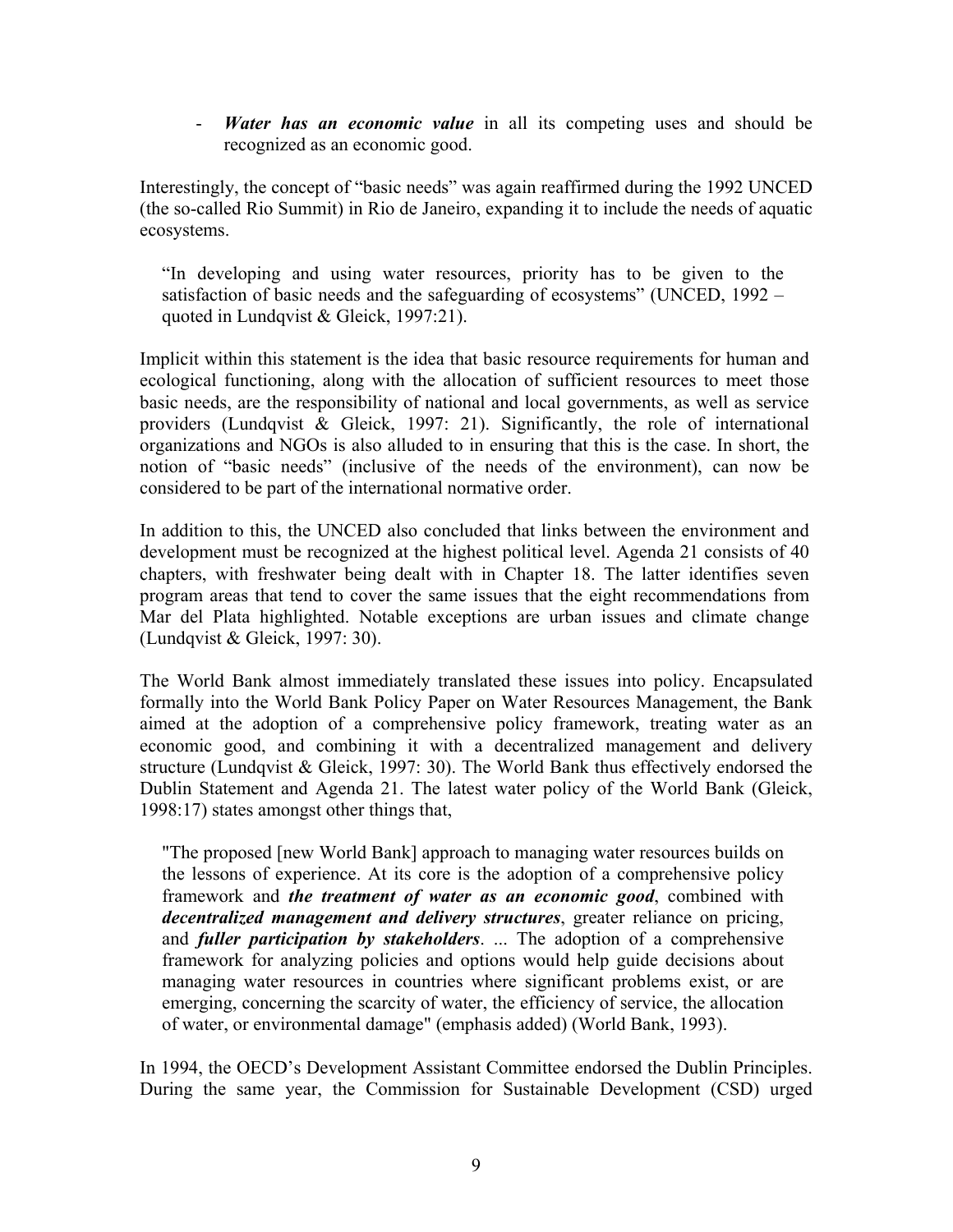- ***Water has an economic value*** in all its competing uses and should be recognized as an economic good.

Interestingly, the concept of "basic needs" was again reaffirmed during the 1992 UNCED (the so-called Rio Summit) in Rio de Janeiro, expanding it to include the needs of aquatic ecosystems.

> "In developing and using water resources, priority has to be given to the satisfaction of basic needs and the safeguarding of ecosystems" (UNCED, 1992 – quoted in Lundqvist & Gleick, 1997:21).

Implicit within this statement is the idea that basic resource requirements for human and ecological functioning, along with the allocation of sufficient resources to meet those basic needs, are the responsibility of national and local governments, as well as service providers (Lundqvist & Gleick, 1997: 21). Significantly, the role of international organizations and NGOs is also alluded to in ensuring that this is the case. In short, the notion of "basic needs" (inclusive of the needs of the environment), can now be considered to be part of the international normative order.

In addition to this, the UNCED also concluded that links between the environment and development must be recognized at the highest political level. Agenda 21 consists of 40 chapters, with freshwater being dealt with in Chapter 18. The latter identifies seven program areas that tend to cover the same issues that the eight recommendations from Mar del Plata highlighted. Notable exceptions are urban issues and climate change (Lundqvist & Gleick, 1997: 30).

The World Bank almost immediately translated these issues into policy. Encapsulated formally into the World Bank Policy Paper on Water Resources Management, the Bank aimed at the adoption of a comprehensive policy framework, treating water as an economic good, and combining it with a decentralized management and delivery structure (Lundqvist & Gleick, 1997: 30). The World Bank thus effectively endorsed the Dublin Statement and Agenda 21. The latest water policy of the World Bank (Gleick, 1998:17) states amongst other things that,

> "The proposed [new World Bank] approach to managing water resources builds on the lessons of experience. At its core is the adoption of a comprehensive policy framework and ***the treatment of water as an economic good***, combined with ***decentralized management and delivery structures***, greater reliance on pricing, and ***fuller participation by stakeholders***. ... The adoption of a comprehensive framework for analyzing policies and options would help guide decisions about managing water resources in countries where significant problems exist, or are emerging, concerning the scarcity of water, the efficiency of service, the allocation of water, or environmental damage" (emphasis added) (World Bank, 1993).

In 1994, the OECD's Development Assistant Committee endorsed the Dublin Principles. During the same year, the Commission for Sustainable Development (CSD) urged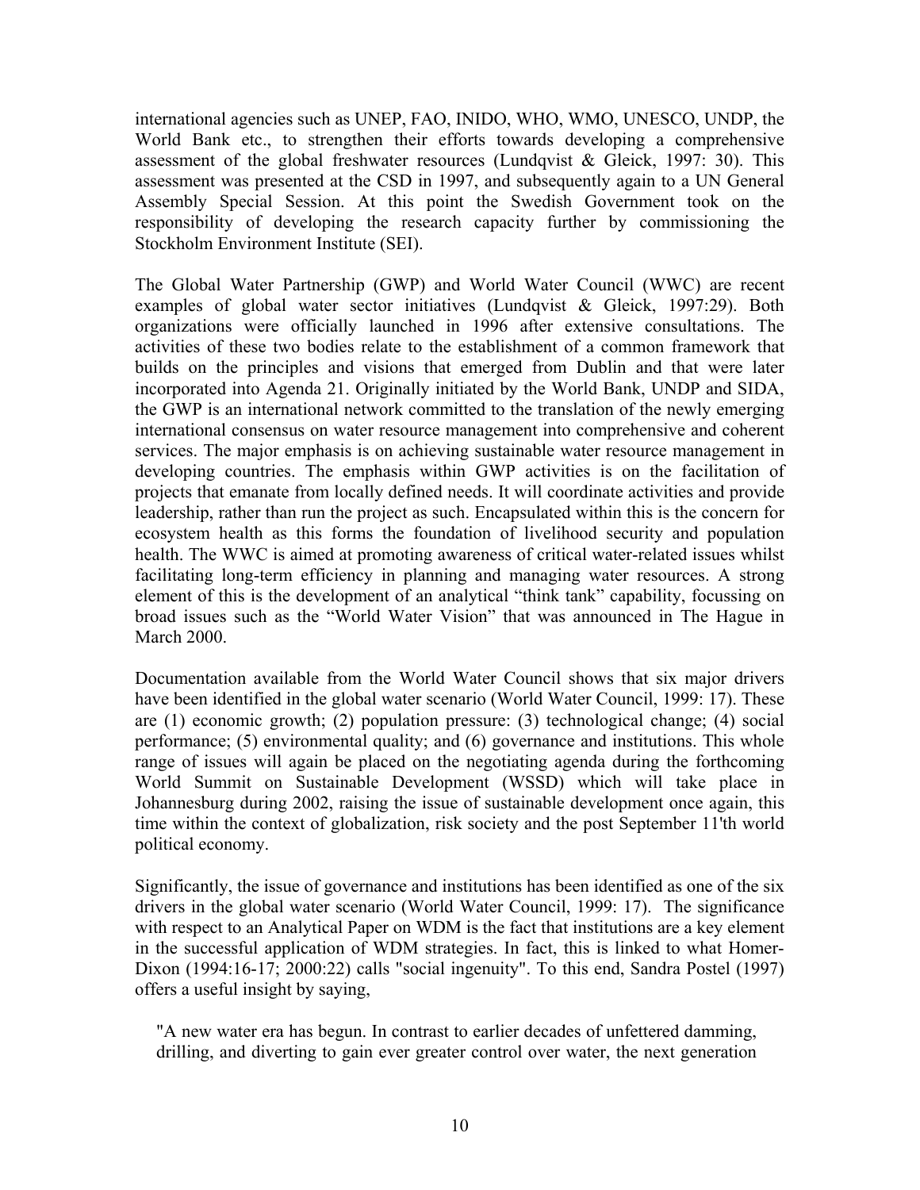international agencies such as UNEP, FAO, INIDO, WHO, WMO, UNESCO, UNDP, the World Bank etc., to strengthen their efforts towards developing a comprehensive assessment of the global freshwater resources (Lundqvist & Gleick, 1997: 30). This assessment was presented at the CSD in 1997, and subsequently again to a UN General Assembly Special Session. At this point the Swedish Government took on the responsibility of developing the research capacity further by commissioning the Stockholm Environment Institute (SEI).

The Global Water Partnership (GWP) and World Water Council (WWC) are recent examples of global water sector initiatives (Lundqvist & Gleick, 1997:29). Both organizations were officially launched in 1996 after extensive consultations. The activities of these two bodies relate to the establishment of a common framework that builds on the principles and visions that emerged from Dublin and that were later incorporated into Agenda 21. Originally initiated by the World Bank, UNDP and SIDA, the GWP is an international network committed to the translation of the newly emerging international consensus on water resource management into comprehensive and coherent services. The major emphasis is on achieving sustainable water resource management in developing countries. The emphasis within GWP activities is on the facilitation of projects that emanate from locally defined needs. It will coordinate activities and provide leadership, rather than run the project as such. Encapsulated within this is the concern for ecosystem health as this forms the foundation of livelihood security and population health. The WWC is aimed at promoting awareness of critical water-related issues whilst facilitating long-term efficiency in planning and managing water resources. A strong element of this is the development of an analytical "think tank" capability, focussing on broad issues such as the "World Water Vision" that was announced in The Hague in March 2000.

Documentation available from the World Water Council shows that six major drivers have been identified in the global water scenario (World Water Council, 1999: 17). These are (1) economic growth; (2) population pressure: (3) technological change; (4) social performance; (5) environmental quality; and (6) governance and institutions. This whole range of issues will again be placed on the negotiating agenda during the forthcoming World Summit on Sustainable Development (WSSD) which will take place in Johannesburg during 2002, raising the issue of sustainable development once again, this time within the context of globalization, risk society and the post September 11'th world political economy.

Significantly, the issue of governance and institutions has been identified as one of the six drivers in the global water scenario (World Water Council, 1999: 17). The significance with respect to an Analytical Paper on WDM is the fact that institutions are a key element in the successful application of WDM strategies. In fact, this is linked to what Homer-Dixon (1994:16-17; 2000:22) calls "social ingenuity". To this end, Sandra Postel (1997) offers a useful insight by saying,

> "A new water era has begun. In contrast to earlier decades of unfettered damming, drilling, and diverting to gain ever greater control over water, the next generation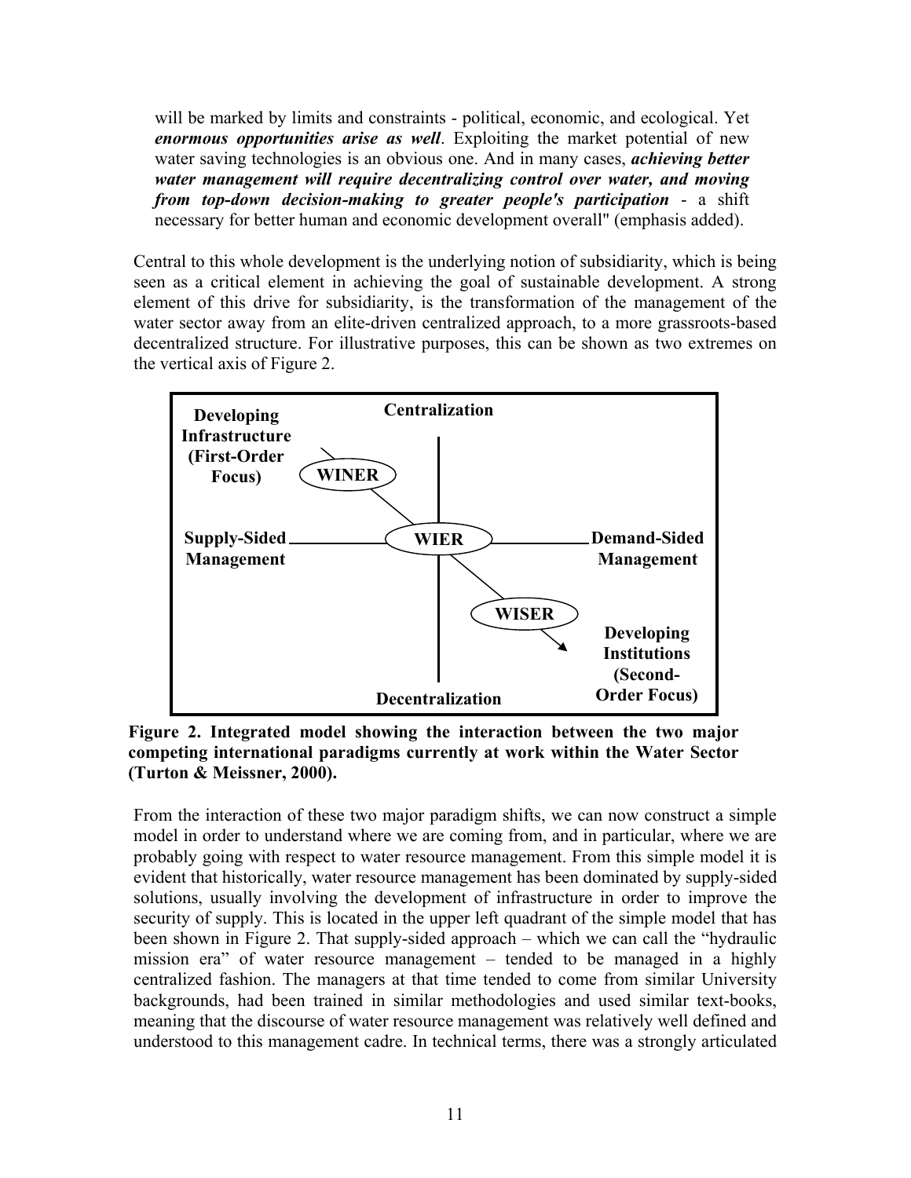will be marked by limits and constraints - political, economic, and ecological. Yet ***enormous opportunities arise as well***. Exploiting the market potential of new water saving technologies is an obvious one. And in many cases, ***achieving better water management will require decentralizing control over water, and moving from top-down decision-making to greater people's participation*** - a shift necessary for better human and economic development overall" (emphasis added).

Central to this whole development is the underlying notion of subsidiarity, which is being seen as a critical element in achieving the goal of sustainable development. A strong element of this drive for subsidiarity, is the transformation of the management of the water sector away from an elite-driven centralized approach, to a more grassroots-based decentralized structure. For illustrative purposes, this can be shown as two extremes on the vertical axis of Figure 2.

**Figure 2. Integrated model showing the interaction between the two major competing international paradigms currently at work within the Water Sector (Turton & Meissner, 2000).**

From the interaction of these two major paradigm shifts, we can now construct a simple model in order to understand where we are coming from, and in particular, where we are probably going with respect to water resource management. From this simple model it is evident that historically, water resource management has been dominated by supply-sided solutions, usually involving the development of infrastructure in order to improve the security of supply. This is located in the upper left quadrant of the simple model that has been shown in Figure 2. That supply-sided approach – which we can call the "hydraulic mission era" of water resource management – tended to be managed in a highly centralized fashion. The managers at that time tended to come from similar University backgrounds, had been trained in similar methodologies and used similar text-books, meaning that the discourse of water resource management was relatively well defined and understood to this management cadre. In technical terms, there was a strongly articulated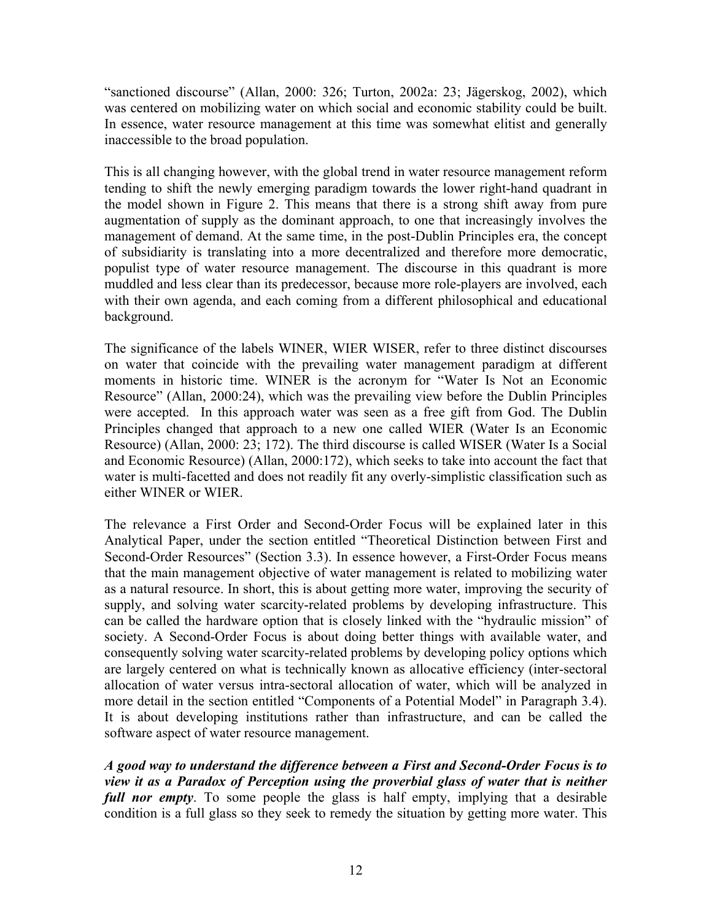"sanctioned discourse" (Allan, 2000: 326; Turton, 2002a: 23; Jägerskog, 2002), which was centered on mobilizing water on which social and economic stability could be built. In essence, water resource management at this time was somewhat elitist and generally inaccessible to the broad population.

This is all changing however, with the global trend in water resource management reform tending to shift the newly emerging paradigm towards the lower right-hand quadrant in the model shown in Figure 2. This means that there is a strong shift away from pure augmentation of supply as the dominant approach, to one that increasingly involves the management of demand. At the same time, in the post-Dublin Principles era, the concept of subsidiarity is translating into a more decentralized and therefore more democratic, populist type of water resource management. The discourse in this quadrant is more muddled and less clear than its predecessor, because more role-players are involved, each with their own agenda, and each coming from a different philosophical and educational background.

The significance of the labels WINER, WIER WISER, refer to three distinct discourses on water that coincide with the prevailing water management paradigm at different moments in historic time. WINER is the acronym for "Water Is Not an Economic Resource" (Allan, 2000:24), which was the prevailing view before the Dublin Principles were accepted. In this approach water was seen as a free gift from God. The Dublin Principles changed that approach to a new one called WIER (Water Is an Economic Resource) (Allan, 2000: 23; 172). The third discourse is called WISER (Water Is a Social and Economic Resource) (Allan, 2000:172), which seeks to take into account the fact that water is multi-facetted and does not readily fit any overly-simplistic classification such as either WINER or WIER.

The relevance a First Order and Second-Order Focus will be explained later in this Analytical Paper, under the section entitled "Theoretical Distinction between First and Second-Order Resources" (Section 3.3). In essence however, a First-Order Focus means that the main management objective of water management is related to mobilizing water as a natural resource. In short, this is about getting more water, improving the security of supply, and solving water scarcity-related problems by developing infrastructure. This can be called the hardware option that is closely linked with the "hydraulic mission" of society. A Second-Order Focus is about doing better things with available water, and consequently solving water scarcity-related problems by developing policy options which are largely centered on what is technically known as allocative efficiency (inter-sectoral allocation of water versus intra-sectoral allocation of water, which will be analyzed in more detail in the section entitled "Components of a Potential Model" in Paragraph 3.4). It is about developing institutions rather than infrastructure, and can be called the software aspect of water resource management.

***A good way to understand the difference between a First and Second-Order Focus is to view it as a Paradox of Perception using the proverbial glass of water that is neither full nor empty***. To some people the glass is half empty, implying that a desirable condition is a full glass so they seek to remedy the situation by getting more water. This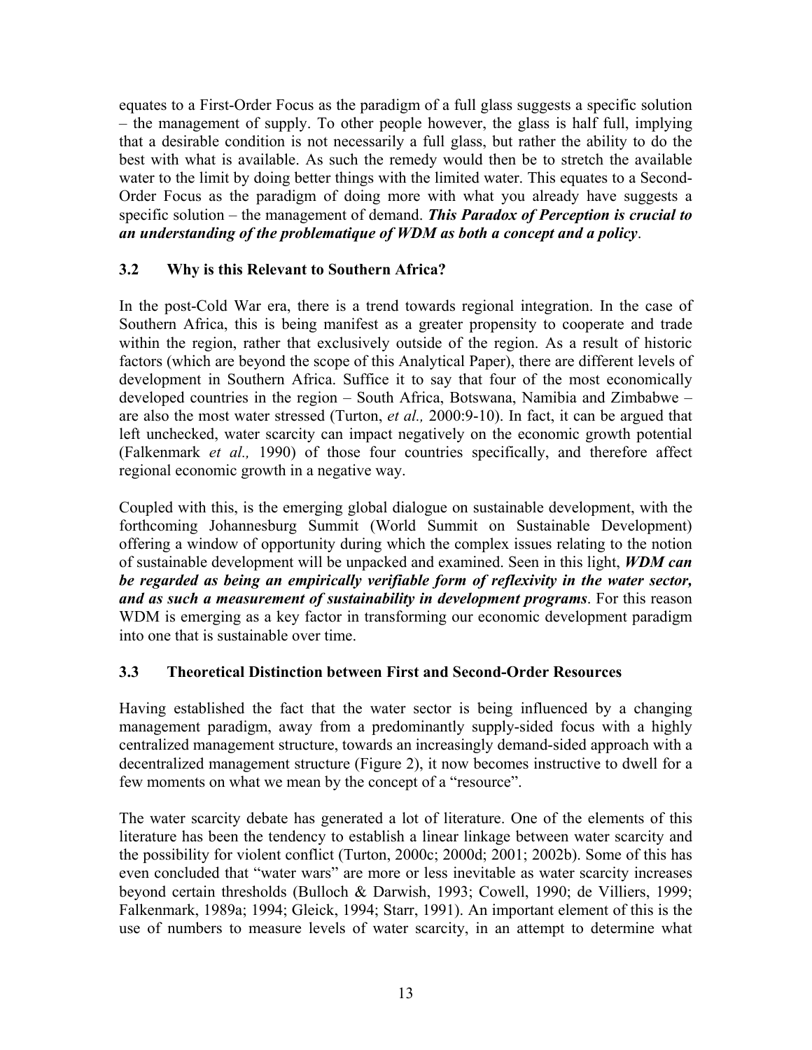equates to a First-Order Focus as the paradigm of a full glass suggests a specific solution – the management of supply. To other people however, the glass is half full, implying that a desirable condition is not necessarily a full glass, but rather the ability to do the best with what is available. As such the remedy would then be to stretch the available water to the limit by doing better things with the limited water. This equates to a Second-Order Focus as the paradigm of doing more with what you already have suggests a specific solution – the management of demand. ***This Paradox of Perception is crucial to an understanding of the problematique of WDM as both a concept and a policy***.

### 3.2 Why is this Relevant to Southern Africa?

In the post-Cold War era, there is a trend towards regional integration. In the case of Southern Africa, this is being manifest as a greater propensity to cooperate and trade within the region, rather that exclusively outside of the region. As a result of historic factors (which are beyond the scope of this Analytical Paper), there are different levels of development in Southern Africa. Suffice it to say that four of the most economically developed countries in the region – South Africa, Botswana, Namibia and Zimbabwe – are also the most water stressed (Turton, *et al.,* 2000:9-10). In fact, it can be argued that left unchecked, water scarcity can impact negatively on the economic growth potential (Falkenmark *et al.,* 1990) of those four countries specifically, and therefore affect regional economic growth in a negative way.

Coupled with this, is the emerging global dialogue on sustainable development, with the forthcoming Johannesburg Summit (World Summit on Sustainable Development) offering a window of opportunity during which the complex issues relating to the notion of sustainable development will be unpacked and examined. Seen in this light, ***WDM can be regarded as being an empirically verifiable form of reflexivity in the water sector, and as such a measurement of sustainability in development programs***. For this reason WDM is emerging as a key factor in transforming our economic development paradigm into one that is sustainable over time.

### 3.3 Theoretical Distinction between First and Second-Order Resources

Having established the fact that the water sector is being influenced by a changing management paradigm, away from a predominantly supply-sided focus with a highly centralized management structure, towards an increasingly demand-sided approach with a decentralized management structure (Figure 2), it now becomes instructive to dwell for a few moments on what we mean by the concept of a "resource".

The water scarcity debate has generated a lot of literature. One of the elements of this literature has been the tendency to establish a linear linkage between water scarcity and the possibility for violent conflict (Turton, 2000c; 2000d; 2001; 2002b). Some of this has even concluded that "water wars" are more or less inevitable as water scarcity increases beyond certain thresholds (Bulloch & Darwish, 1993; Cowell, 1990; de Villiers, 1999; Falkenmark, 1989a; 1994; Gleick, 1994; Starr, 1991). An important element of this is the use of numbers to measure levels of water scarcity, in an attempt to determine what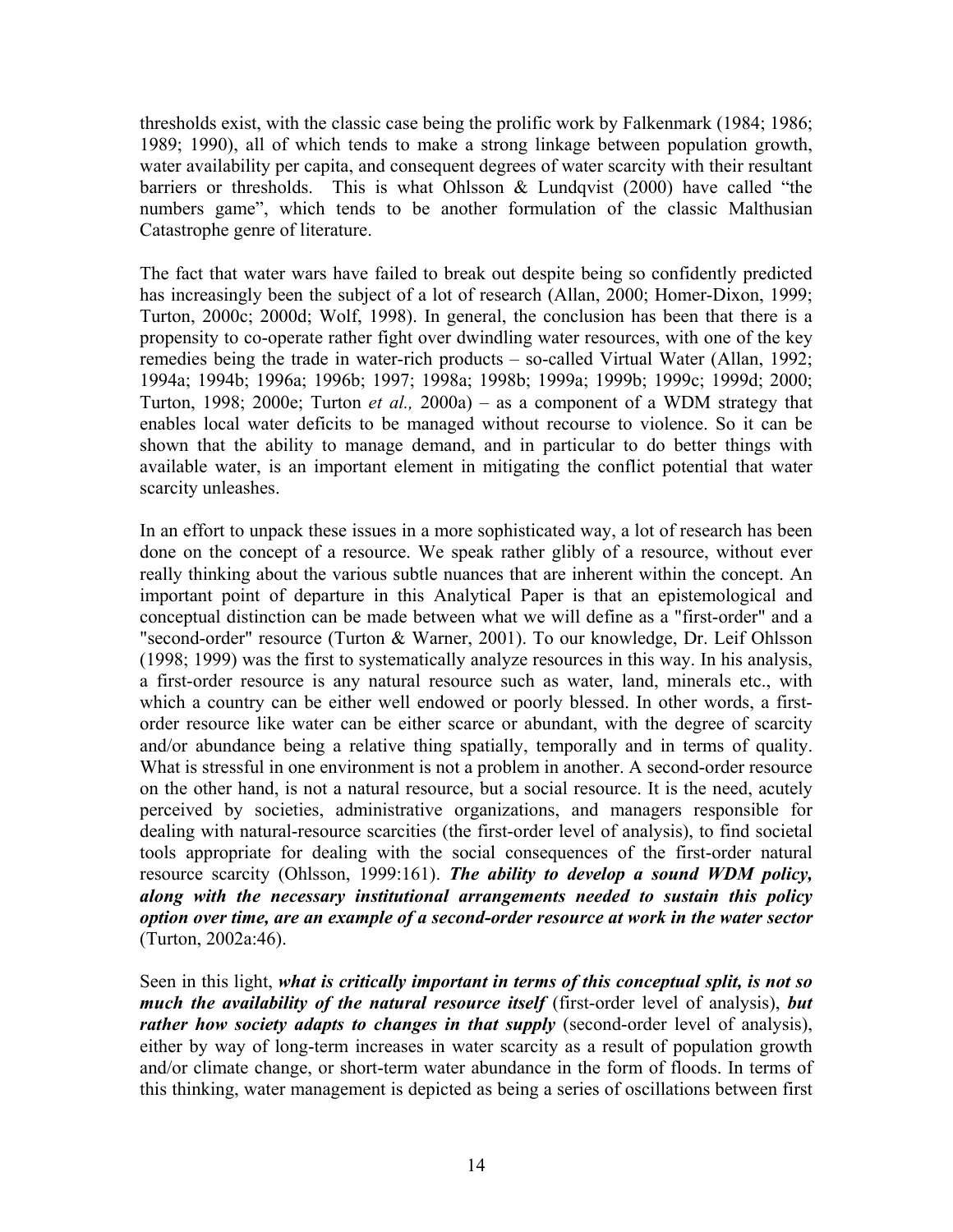thresholds exist, with the classic case being the prolific work by Falkenmark (1984; 1986; 1989; 1990), all of which tends to make a strong linkage between population growth, water availability per capita, and consequent degrees of water scarcity with their resultant barriers or thresholds. This is what Ohlsson & Lundqvist (2000) have called "the numbers game", which tends to be another formulation of the classic Malthusian Catastrophe genre of literature.

The fact that water wars have failed to break out despite being so confidently predicted has increasingly been the subject of a lot of research (Allan, 2000; Homer-Dixon, 1999; Turton, 2000c; 2000d; Wolf, 1998). In general, the conclusion has been that there is a propensity to co-operate rather fight over dwindling water resources, with one of the key remedies being the trade in water-rich products – so-called Virtual Water (Allan, 1992; 1994a; 1994b; 1996a; 1996b; 1997; 1998a; 1998b; 1999a; 1999b; 1999c; 1999d; 2000; Turton, 1998; 2000e; Turton *et al.,* 2000a) – as a component of a WDM strategy that enables local water deficits to be managed without recourse to violence. So it can be shown that the ability to manage demand, and in particular to do better things with available water, is an important element in mitigating the conflict potential that water scarcity unleashes.

In an effort to unpack these issues in a more sophisticated way, a lot of research has been done on the concept of a resource. We speak rather glibly of a resource, without ever really thinking about the various subtle nuances that are inherent within the concept. An important point of departure in this Analytical Paper is that an epistemological and conceptual distinction can be made between what we will define as a "first-order" and a "second-order" resource (Turton & Warner, 2001). To our knowledge, Dr. Leif Ohlsson (1998; 1999) was the first to systematically analyze resources in this way. In his analysis, a first-order resource is any natural resource such as water, land, minerals etc., with which a country can be either well endowed or poorly blessed. In other words, a first-order resource like water can be either scarce or abundant, with the degree of scarcity and/or abundance being a relative thing spatially, temporally and in terms of quality. What is stressful in one environment is not a problem in another. A second-order resource on the other hand, is not a natural resource, but a social resource. It is the need, acutely perceived by societies, administrative organizations, and managers responsible for dealing with natural-resource scarcities (the first-order level of analysis), to find societal tools appropriate for dealing with the social consequences of the first-order natural resource scarcity (Ohlsson, 1999:161). ***The ability to develop a sound WDM policy, along with the necessary institutional arrangements needed to sustain this policy option over time, are an example of a second-order resource at work in the water sector*** (Turton, 2002a:46).

Seen in this light, ***what is critically important in terms of this conceptual split, is not so much the availability of the natural resource itself*** (first-order level of analysis), ***but rather how society adapts to changes in that supply*** (second-order level of analysis), either by way of long-term increases in water scarcity as a result of population growth and/or climate change, or short-term water abundance in the form of floods. In terms of this thinking, water management is depicted as being a series of oscillations between first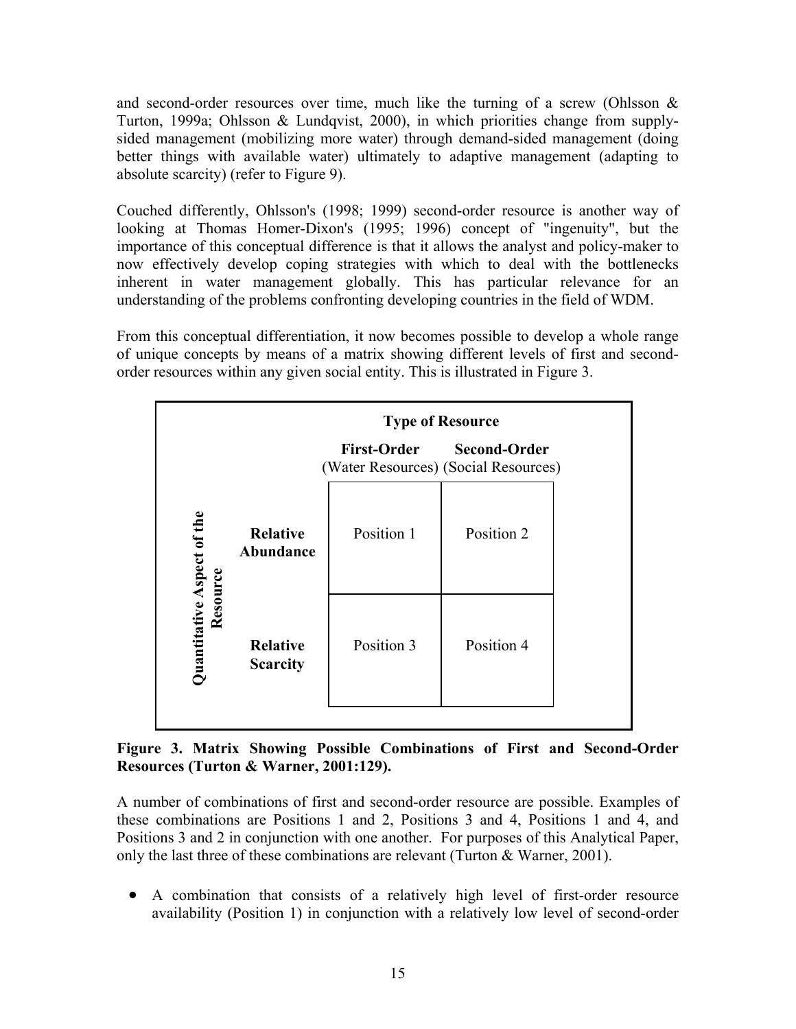and second-order resources over time, much like the turning of a screw (Ohlsson & Turton, 1999a; Ohlsson & Lundqvist, 2000), in which priorities change from supply-sided management (mobilizing more water) through demand-sided management (doing better things with available water) ultimately to adaptive management (adapting to absolute scarcity) (refer to Figure 9).

Couched differently, Ohlsson's (1998; 1999) second-order resource is another way of looking at Thomas Homer-Dixon's (1995; 1996) concept of "ingenuity", but the importance of this conceptual difference is that it allows the analyst and policy-maker to now effectively develop coping strategies with which to deal with the bottlenecks inherent in water management globally. This has particular relevance for an understanding of the problems confronting developing countries in the field of WDM.

From this conceptual differentiation, it now becomes possible to develop a whole range of unique concepts by means of a matrix showing different levels of first and second-order resources within any given social entity. This is illustrated in Figure 3.

| Quantitative Aspect of the Resource | **Type of Resource** | | |
|---|---|---|---|
| | | **First-Order** (Water Resources) | **Second-Order** (Social Resources) |
| | **Relative Abundance** | Position 1 | Position 2 |
| | **Relative Scarcity** | Position 3 | Position 4 |

**Figure 3. Matrix Showing Possible Combinations of First and Second-Order Resources (Turton & Warner, 2001:129).**

A number of combinations of first and second-order resource are possible. Examples of these combinations are Positions 1 and 2, Positions 3 and 4, Positions 1 and 4, and Positions 3 and 2 in conjunction with one another. For purposes of this Analytical Paper, only the last three of these combinations are relevant (Turton & Warner, 2001).

- A combination that consists of a relatively high level of first-order resource availability (Position 1) in conjunction with a relatively low level of second-order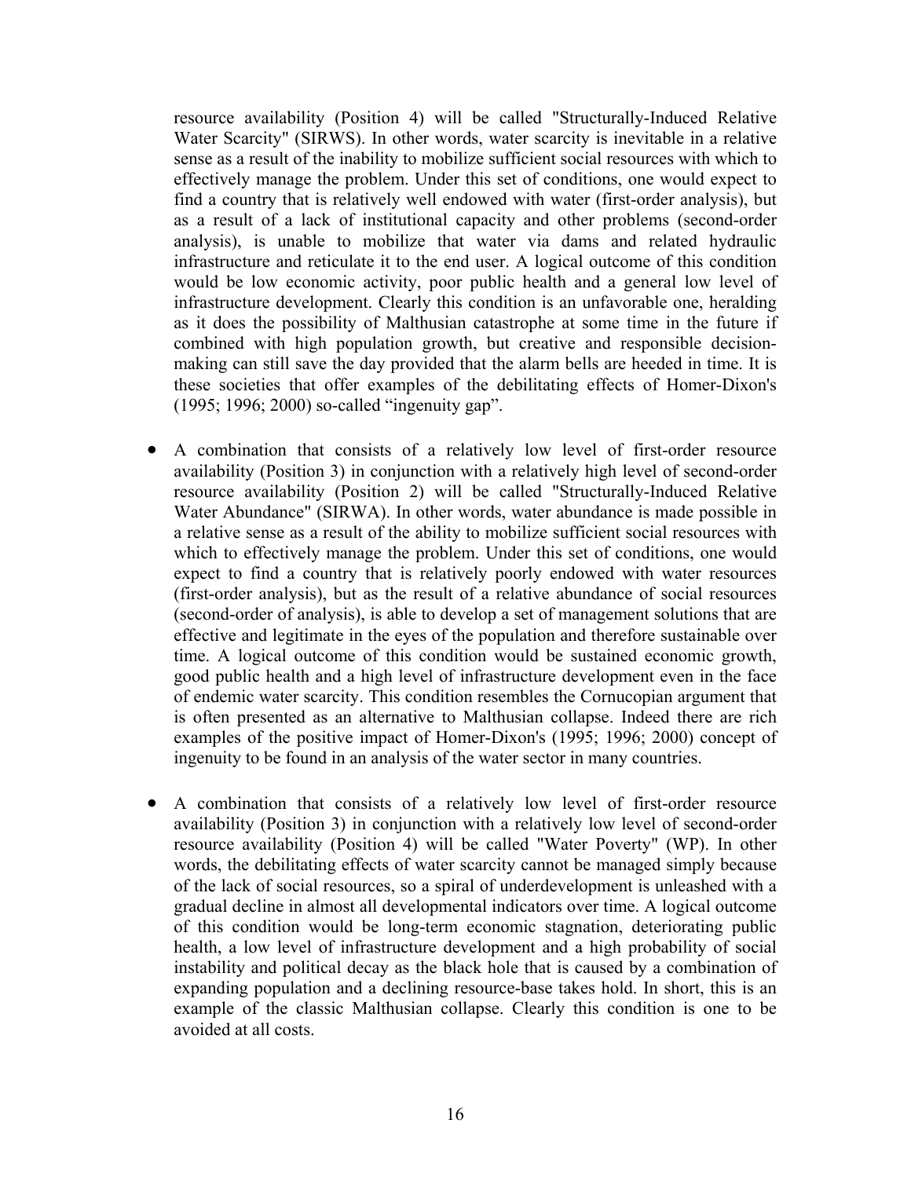resource availability (Position 4) will be called "Structurally-Induced Relative Water Scarcity" (SIRWS). In other words, water scarcity is inevitable in a relative sense as a result of the inability to mobilize sufficient social resources with which to effectively manage the problem. Under this set of conditions, one would expect to find a country that is relatively well endowed with water (first-order analysis), but as a result of a lack of institutional capacity and other problems (second-order analysis), is unable to mobilize that water via dams and related hydraulic infrastructure and reticulate it to the end user. A logical outcome of this condition would be low economic activity, poor public health and a general low level of infrastructure development. Clearly this condition is an unfavorable one, heralding as it does the possibility of Malthusian catastrophe at some time in the future if combined with high population growth, but creative and responsible decision-making can still save the day provided that the alarm bells are heeded in time. It is these societies that offer examples of the debilitating effects of Homer-Dixon's (1995; 1996; 2000) so-called "ingenuity gap".

- A combination that consists of a relatively low level of first-order resource availability (Position 3) in conjunction with a relatively high level of second-order resource availability (Position 2) will be called "Structurally-Induced Relative Water Abundance" (SIRWA). In other words, water abundance is made possible in a relative sense as a result of the ability to mobilize sufficient social resources with which to effectively manage the problem. Under this set of conditions, one would expect to find a country that is relatively poorly endowed with water resources (first-order analysis), but as the result of a relative abundance of social resources (second-order of analysis), is able to develop a set of management solutions that are effective and legitimate in the eyes of the population and therefore sustainable over time. A logical outcome of this condition would be sustained economic growth, good public health and a high level of infrastructure development even in the face of endemic water scarcity. This condition resembles the Cornucopian argument that is often presented as an alternative to Malthusian collapse. Indeed there are rich examples of the positive impact of Homer-Dixon's (1995; 1996; 2000) concept of ingenuity to be found in an analysis of the water sector in many countries.

- A combination that consists of a relatively low level of first-order resource availability (Position 3) in conjunction with a relatively low level of second-order resource availability (Position 4) will be called "Water Poverty" (WP). In other words, the debilitating effects of water scarcity cannot be managed simply because of the lack of social resources, so a spiral of underdevelopment is unleashed with a gradual decline in almost all developmental indicators over time. A logical outcome of this condition would be long-term economic stagnation, deteriorating public health, a low level of infrastructure development and a high probability of social instability and political decay as the black hole that is caused by a combination of expanding population and a declining resource-base takes hold. In short, this is an example of the classic Malthusian collapse. Clearly this condition is one to be avoided at all costs.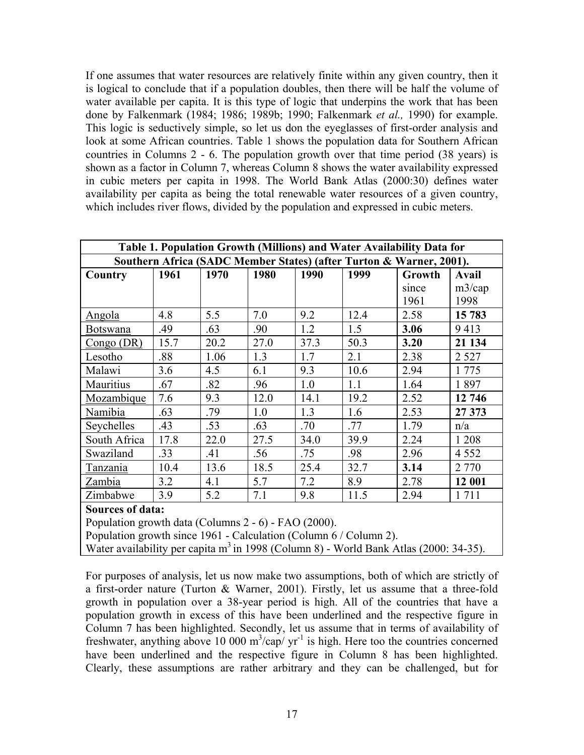If one assumes that water resources are relatively finite within any given country, then it is logical to conclude that if a population doubles, then there will be half the volume of water available per capita. It is this type of logic that underpins the work that has been done by Falkenmark (1984; 1986; 1989b; 1990; Falkenmark *et al.,* 1990) for example. This logic is seductively simple, so let us don the eyeglasses of first-order analysis and look at some African countries. Table 1 shows the population data for Southern African countries in Columns 2 - 6. The population growth over that time period (38 years) is shown as a factor in Column 7, whereas Column 8 shows the water availability expressed in cubic meters per capita in 1998. The World Bank Atlas (2000:30) defines water availability per capita as being the total renewable water resources of a given country, which includes river flows, divided by the population and expressed in cubic meters.

**Table 1. Population Growth (Millions) and Water Availability Data for Southern Africa (SADC Member States) (after Turton & Warner, 2001).**

| Country | 1961 | 1970 | 1980 | 1990 | 1999 | Growth since 1961 | Avail m3/cap 1998 |
|---|---|---|---|---|---|---|---|
| Angola | 4.8 | 5.5 | 7.0 | 9.2 | 12.4 | 2.58 | **15 783** |
| Botswana | .49 | .63 | .90 | 1.2 | 1.5 | **3.06** | 9 413 |
| Congo (DR) | 15.7 | 20.2 | 27.0 | 37.3 | 50.3 | **3.20** | **21 134** |
| Lesotho | .88 | 1.06 | 1.3 | 1.7 | 2.1 | 2.38 | 2 527 |
| Malawi | 3.6 | 4.5 | 6.1 | 9.3 | 10.6 | 2.94 | 1 775 |
| Mauritius | .67 | .82 | .96 | 1.0 | 1.1 | 1.64 | 1 897 |
| Mozambique | 7.6 | 9.3 | 12.0 | 14.1 | 19.2 | 2.52 | **12 746** |
| Namibia | .63 | .79 | 1.0 | 1.3 | 1.6 | 2.53 | **27 373** |
| Seychelles | .43 | .53 | .63 | .70 | .77 | 1.79 | n/a |
| South Africa | 17.8 | 22.0 | 27.5 | 34.0 | 39.9 | 2.24 | 1 208 |
| Swaziland | .33 | .41 | .56 | .75 | .98 | 2.96 | 4 552 |
| Tanzania | 10.4 | 13.6 | 18.5 | 25.4 | 32.7 | **3.14** | 2 770 |
| Zambia | 3.2 | 4.1 | 5.7 | 7.2 | 8.9 | 2.78 | **12 001** |
| Zimbabwe | 3.9 | 5.2 | 7.1 | 9.8 | 11.5 | 2.94 | 1 711 |

**Sources of data:**
Population growth data (Columns 2 - 6) - FAO (2000).
Population growth since 1961 - Calculation (Column 6 / Column 2).
Water availability per capita $m^3$ in 1998 (Column 8) - World Bank Atlas (2000: 34-35).

For purposes of analysis, let us now make two assumptions, both of which are strictly of a first-order nature (Turton & Warner, 2001). Firstly, let us assume that a three-fold growth in population over a 38-year period is high. All of the countries that have a population growth in excess of this have been underlined and the respective figure in Column 7 has been highlighted. Secondly, let us assume that in terms of availability of freshwater, anything above 10 000 $m^3/cap/\ yr^{-1}$ is high. Here too the countries concerned have been underlined and the respective figure in Column 8 has been highlighted. Clearly, these assumptions are rather arbitrary and they can be challenged, but for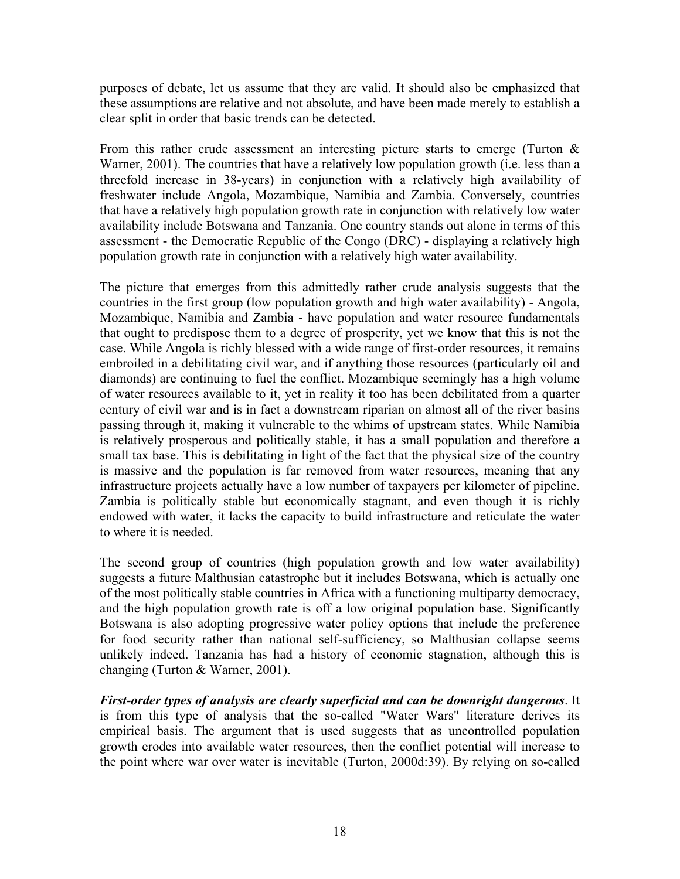purposes of debate, let us assume that they are valid. It should also be emphasized that these assumptions are relative and not absolute, and have been made merely to establish a clear split in order that basic trends can be detected.

From this rather crude assessment an interesting picture starts to emerge (Turton & Warner, 2001). The countries that have a relatively low population growth (i.e. less than a threefold increase in 38-years) in conjunction with a relatively high availability of freshwater include Angola, Mozambique, Namibia and Zambia. Conversely, countries that have a relatively high population growth rate in conjunction with relatively low water availability include Botswana and Tanzania. One country stands out alone in terms of this assessment - the Democratic Republic of the Congo (DRC) - displaying a relatively high population growth rate in conjunction with a relatively high water availability.

The picture that emerges from this admittedly rather crude analysis suggests that the countries in the first group (low population growth and high water availability) - Angola, Mozambique, Namibia and Zambia - have population and water resource fundamentals that ought to predispose them to a degree of prosperity, yet we know that this is not the case. While Angola is richly blessed with a wide range of first-order resources, it remains embroiled in a debilitating civil war, and if anything those resources (particularly oil and diamonds) are continuing to fuel the conflict. Mozambique seemingly has a high volume of water resources available to it, yet in reality it too has been debilitated from a quarter century of civil war and is in fact a downstream riparian on almost all of the river basins passing through it, making it vulnerable to the whims of upstream states. While Namibia is relatively prosperous and politically stable, it has a small population and therefore a small tax base. This is debilitating in light of the fact that the physical size of the country is massive and the population is far removed from water resources, meaning that any infrastructure projects actually have a low number of taxpayers per kilometer of pipeline. Zambia is politically stable but economically stagnant, and even though it is richly endowed with water, it lacks the capacity to build infrastructure and reticulate the water to where it is needed.

The second group of countries (high population growth and low water availability) suggests a future Malthusian catastrophe but it includes Botswana, which is actually one of the most politically stable countries in Africa with a functioning multiparty democracy, and the high population growth rate is off a low original population base. Significantly Botswana is also adopting progressive water policy options that include the preference for food security rather than national self-sufficiency, so Malthusian collapse seems unlikely indeed. Tanzania has had a history of economic stagnation, although this is changing (Turton & Warner, 2001).

***First-order types of analysis are clearly superficial and can be downright dangerous***. It is from this type of analysis that the so-called "Water Wars" literature derives its empirical basis. The argument that is used suggests that as uncontrolled population growth erodes into available water resources, then the conflict potential will increase to the point where war over water is inevitable (Turton, 2000d:39). By relying on so-called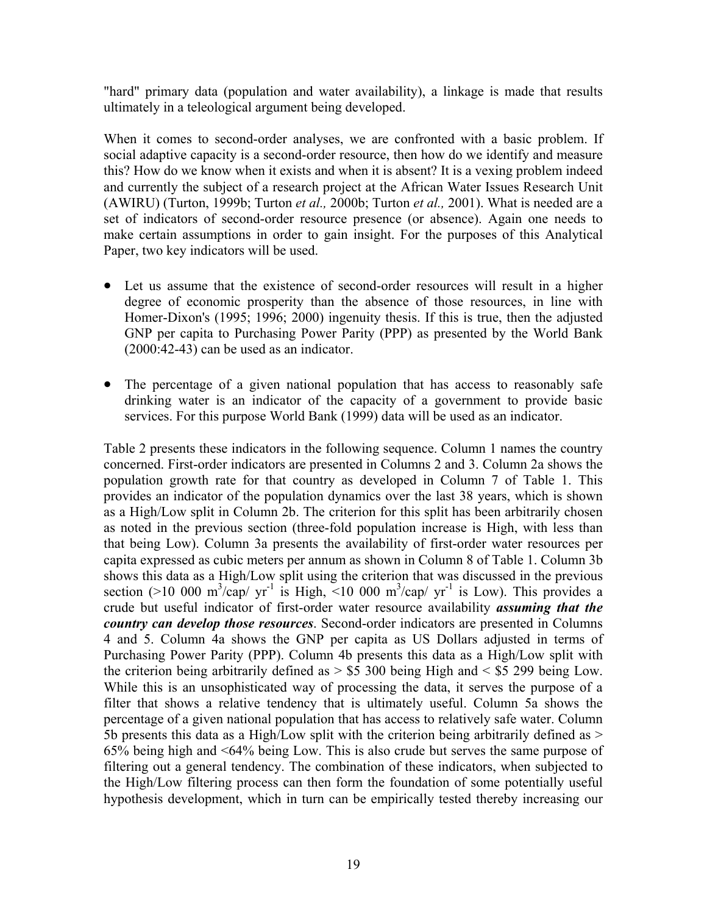"hard" primary data (population and water availability), a linkage is made that results ultimately in a teleological argument being developed.

When it comes to second-order analyses, we are confronted with a basic problem. If social adaptive capacity is a second-order resource, then how do we identify and measure this? How do we know when it exists and when it is absent? It is a vexing problem indeed and currently the subject of a research project at the African Water Issues Research Unit (AWIRU) (Turton, 1999b; Turton *et al.,* 2000b; Turton *et al.,* 2001). What is needed are a set of indicators of second-order resource presence (or absence). Again one needs to make certain assumptions in order to gain insight. For the purposes of this Analytical Paper, two key indicators will be used.

- Let us assume that the existence of second-order resources will result in a higher degree of economic prosperity than the absence of those resources, in line with Homer-Dixon's (1995; 1996; 2000) ingenuity thesis. If this is true, then the adjusted GNP per capita to Purchasing Power Parity (PPP) as presented by the World Bank (2000:42-43) can be used as an indicator.

- The percentage of a given national population that has access to reasonably safe drinking water is an indicator of the capacity of a government to provide basic services. For this purpose World Bank (1999) data will be used as an indicator.

Table 2 presents these indicators in the following sequence. Column 1 names the country concerned. First-order indicators are presented in Columns 2 and 3. Column 2a shows the population growth rate for that country as developed in Column 7 of Table 1. This provides an indicator of the population dynamics over the last 38 years, which is shown as a High/Low split in Column 2b. The criterion for this split has been arbitrarily chosen as noted in the previous section (three-fold population increase is High, with less than that being Low). Column 3a presents the availability of first-order water resources per capita expressed as cubic meters per annum as shown in Column 8 of Table 1. Column 3b shows this data as a High/Low split using the criterion that was discussed in the previous section (>10 000 $m^3$/cap/ $yr^{-1}$ is High, <10 000 $m^3$/cap/ $yr^{-1}$ is Low). This provides a crude but useful indicator of first-order water resource availability ***assuming that the country can develop those resources***. Second-order indicators are presented in Columns 4 and 5. Column 4a shows the GNP per capita as US Dollars adjusted in terms of Purchasing Power Parity (PPP). Column 4b presents this data as a High/Low split with the criterion being arbitrarily defined as > $5 300 being High and < $5 299 being Low. While this is an unsophisticated way of processing the data, it serves the purpose of a filter that shows a relative tendency that is ultimately useful. Column 5a shows the percentage of a given national population that has access to relatively safe water. Column 5b presents this data as a High/Low split with the criterion being arbitrarily defined as > 65% being high and <64% being Low. This is also crude but serves the same purpose of filtering out a general tendency. The combination of these indicators, when subjected to the High/Low filtering process can then form the foundation of some potentially useful hypothesis development, which in turn can be empirically tested thereby increasing our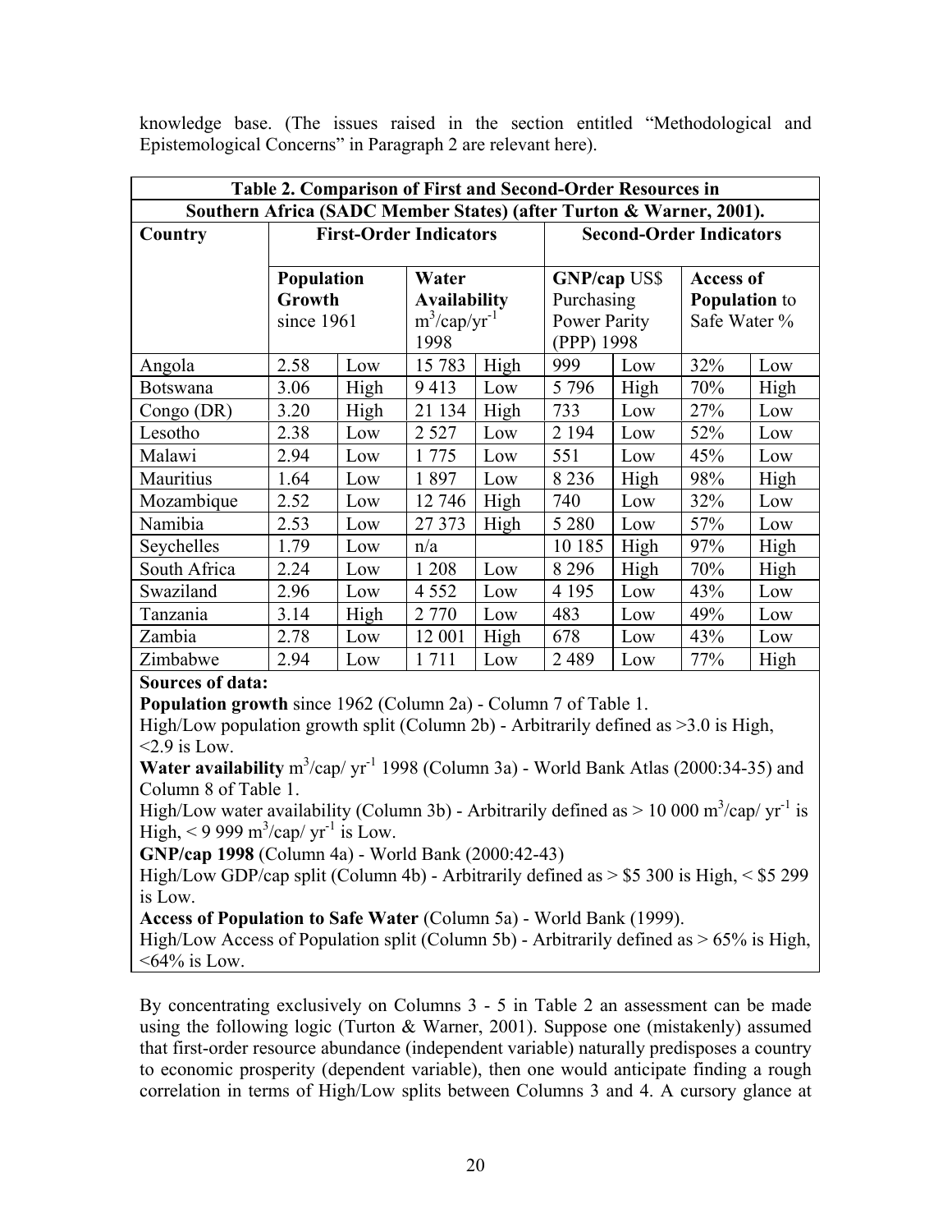knowledge base. (The issues raised in the section entitled "Methodological and Epistemological Concerns" in Paragraph 2 are relevant here).

**Table 2. Comparison of First and Second-Order Resources in Southern Africa (SADC Member States) (after Turton & Warner, 2001).**

| Country | First-Order Indicators | | | | Second-Order Indicators | | | |
|---|---|---|---|---|---|---|---|---|
| | **Population Growth** since 1961 | | **Water Availability** $m^3/cap/yr^{-1}$ 1998 | | **GNP/cap** US$ Purchasing Power Parity (PPP) 1998 | | **Access of Population** to Safe Water % | |
| Angola | 2.58 | Low | 15 783 | High | 999 | Low | 32% | Low |
| Botswana | 3.06 | High | 9 413 | Low | 5 796 | High | 70% | High |
| Congo (DR) | 3.20 | High | 21 134 | High | 733 | Low | 27% | Low |
| Lesotho | 2.38 | Low | 2 527 | Low | 2 194 | Low | 52% | Low |
| Malawi | 2.94 | Low | 1 775 | Low | 551 | Low | 45% | Low |
| Mauritius | 1.64 | Low | 1 897 | Low | 8 236 | High | 98% | High |
| Mozambique | 2.52 | Low | 12 746 | High | 740 | Low | 32% | Low |
| Namibia | 2.53 | Low | 27 373 | High | 5 280 | Low | 57% | Low |
| Seychelles | 1.79 | Low | n/a | | 10 185 | High | 97% | High |
| South Africa | 2.24 | Low | 1 208 | Low | 8 296 | High | 70% | High |
| Swaziland | 2.96 | Low | 4 552 | Low | 4 195 | Low | 43% | Low |
| Tanzania | 3.14 | High | 2 770 | Low | 483 | Low | 49% | Low |
| Zambia | 2.78 | Low | 12 001 | High | 678 | Low | 43% | Low |
| Zimbabwe | 2.94 | Low | 1 711 | Low | 2 489 | Low | 77% | High |

**Sources of data:**

**Population growth** since 1962 (Column 2a) - Column 7 of Table 1.

High/Low population growth split (Column 2b) - Arbitrarily defined as >3.0 is High, <2.9 is Low.

**Water availability** $m^3/cap/yr^{-1}$ 1998 (Column 3a) - World Bank Atlas (2000:34-35) and Column 8 of Table 1.

High/Low water availability (Column 3b) - Arbitrarily defined as > 10 000 $m^3/cap/yr^{-1}$ is High, < 9 999 $m^3/cap/yr^{-1}$ is Low.

**GNP/cap 1998** (Column 4a) - World Bank (2000:42-43)

High/Low GDP/cap split (Column 4b) - Arbitrarily defined as > $5 300 is High, < $5 299 is Low.

**Access of Population to Safe Water** (Column 5a) - World Bank (1999).

High/Low Access of Population split (Column 5b) - Arbitrarily defined as > 65% is High, <64% is Low.

By concentrating exclusively on Columns 3 - 5 in Table 2 an assessment can be made using the following logic (Turton & Warner, 2001). Suppose one (mistakenly) assumed that first-order resource abundance (independent variable) naturally predisposes a country to economic prosperity (dependent variable), then one would anticipate finding a rough correlation in terms of High/Low splits between Columns 3 and 4. A cursory glance at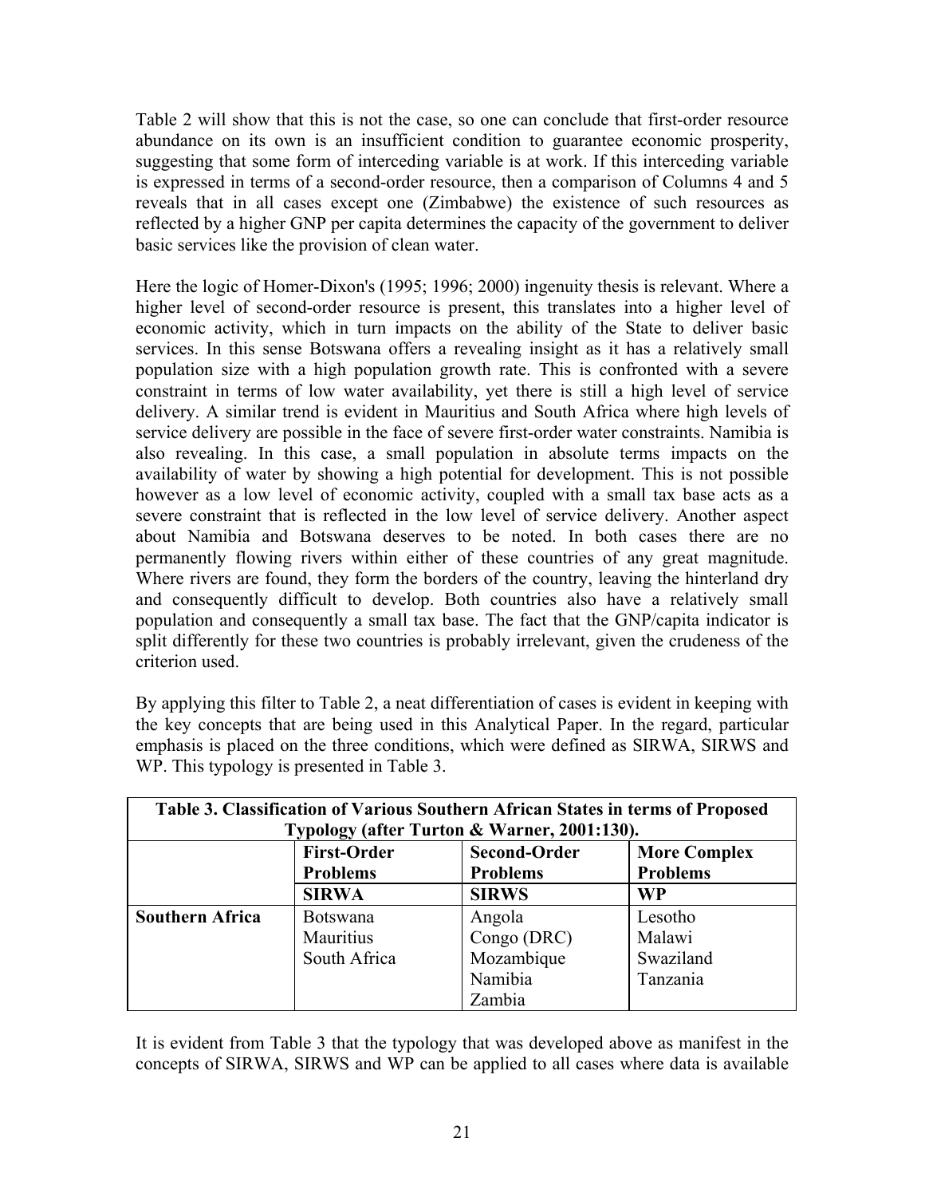Table 2 will show that this is not the case, so one can conclude that first-order resource abundance on its own is an insufficient condition to guarantee economic prosperity, suggesting that some form of interceding variable is at work. If this interceding variable is expressed in terms of a second-order resource, then a comparison of Columns 4 and 5 reveals that in all cases except one (Zimbabwe) the existence of such resources as reflected by a higher GNP per capita determines the capacity of the government to deliver basic services like the provision of clean water.

Here the logic of Homer-Dixon's (1995; 1996; 2000) ingenuity thesis is relevant. Where a higher level of second-order resource is present, this translates into a higher level of economic activity, which in turn impacts on the ability of the State to deliver basic services. In this sense Botswana offers a revealing insight as it has a relatively small population size with a high population growth rate. This is confronted with a severe constraint in terms of low water availability, yet there is still a high level of service delivery. A similar trend is evident in Mauritius and South Africa where high levels of service delivery are possible in the face of severe first-order water constraints. Namibia is also revealing. In this case, a small population in absolute terms impacts on the availability of water by showing a high potential for development. This is not possible however as a low level of economic activity, coupled with a small tax base acts as a severe constraint that is reflected in the low level of service delivery. Another aspect about Namibia and Botswana deserves to be noted. In both cases there are no permanently flowing rivers within either of these countries of any great magnitude. Where rivers are found, they form the borders of the country, leaving the hinterland dry and consequently difficult to develop. Both countries also have a relatively small population and consequently a small tax base. The fact that the GNP/capita indicator is split differently for these two countries is probably irrelevant, given the crudeness of the criterion used.

By applying this filter to Table 2, a neat differentiation of cases is evident in keeping with the key concepts that are being used in this Analytical Paper. In the regard, particular emphasis is placed on the three conditions, which were defined as SIRWA, SIRWS and WP. This typology is presented in Table 3.

**Table 3. Classification of Various Southern African States in terms of Proposed Typology (after Turton & Warner, 2001:130).**

| | **First-Order Problems** | **Second-Order Problems** | **More Complex Problems** |
|---|---|---|---|
| | **SIRWA** | **SIRWS** | **WP** |
| **Southern Africa** | Botswana<br>Mauritius<br>South Africa | Angola<br>Congo (DRC)<br>Mozambique<br>Namibia<br>Zambia | Lesotho<br>Malawi<br>Swaziland<br>Tanzania |

It is evident from Table 3 that the typology that was developed above as manifest in the concepts of SIRWA, SIRWS and WP can be applied to all cases where data is available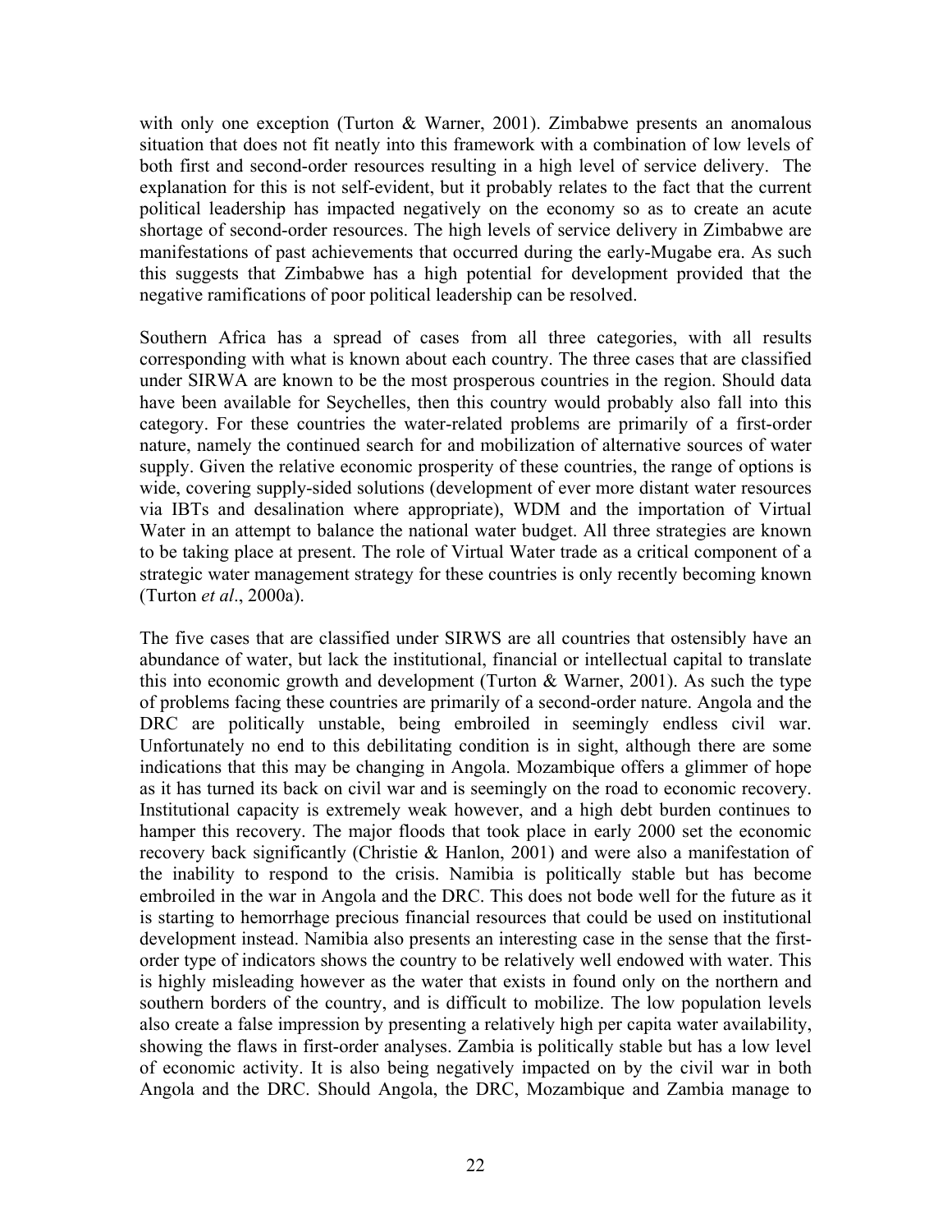with only one exception (Turton & Warner, 2001). Zimbabwe presents an anomalous situation that does not fit neatly into this framework with a combination of low levels of both first and second-order resources resulting in a high level of service delivery. The explanation for this is not self-evident, but it probably relates to the fact that the current political leadership has impacted negatively on the economy so as to create an acute shortage of second-order resources. The high levels of service delivery in Zimbabwe are manifestations of past achievements that occurred during the early-Mugabe era. As such this suggests that Zimbabwe has a high potential for development provided that the negative ramifications of poor political leadership can be resolved.

Southern Africa has a spread of cases from all three categories, with all results corresponding with what is known about each country. The three cases that are classified under SIRWA are known to be the most prosperous countries in the region. Should data have been available for Seychelles, then this country would probably also fall into this category. For these countries the water-related problems are primarily of a first-order nature, namely the continued search for and mobilization of alternative sources of water supply. Given the relative economic prosperity of these countries, the range of options is wide, covering supply-sided solutions (development of ever more distant water resources via IBTs and desalination where appropriate), WDM and the importation of Virtual Water in an attempt to balance the national water budget. All three strategies are known to be taking place at present. The role of Virtual Water trade as a critical component of a strategic water management strategy for these countries is only recently becoming known (Turton *et al*., 2000a).

The five cases that are classified under SIRWS are all countries that ostensibly have an abundance of water, but lack the institutional, financial or intellectual capital to translate this into economic growth and development (Turton & Warner, 2001). As such the type of problems facing these countries are primarily of a second-order nature. Angola and the DRC are politically unstable, being embroiled in seemingly endless civil war. Unfortunately no end to this debilitating condition is in sight, although there are some indications that this may be changing in Angola. Mozambique offers a glimmer of hope as it has turned its back on civil war and is seemingly on the road to economic recovery. Institutional capacity is extremely weak however, and a high debt burden continues to hamper this recovery. The major floods that took place in early 2000 set the economic recovery back significantly (Christie & Hanlon, 2001) and were also a manifestation of the inability to respond to the crisis. Namibia is politically stable but has become embroiled in the war in Angola and the DRC. This does not bode well for the future as it is starting to hemorrhage precious financial resources that could be used on institutional development instead. Namibia also presents an interesting case in the sense that the first-order type of indicators shows the country to be relatively well endowed with water. This is highly misleading however as the water that exists in found only on the northern and southern borders of the country, and is difficult to mobilize. The low population levels also create a false impression by presenting a relatively high per capita water availability, showing the flaws in first-order analyses. Zambia is politically stable but has a low level of economic activity. It is also being negatively impacted on by the civil war in both Angola and the DRC. Should Angola, the DRC, Mozambique and Zambia manage to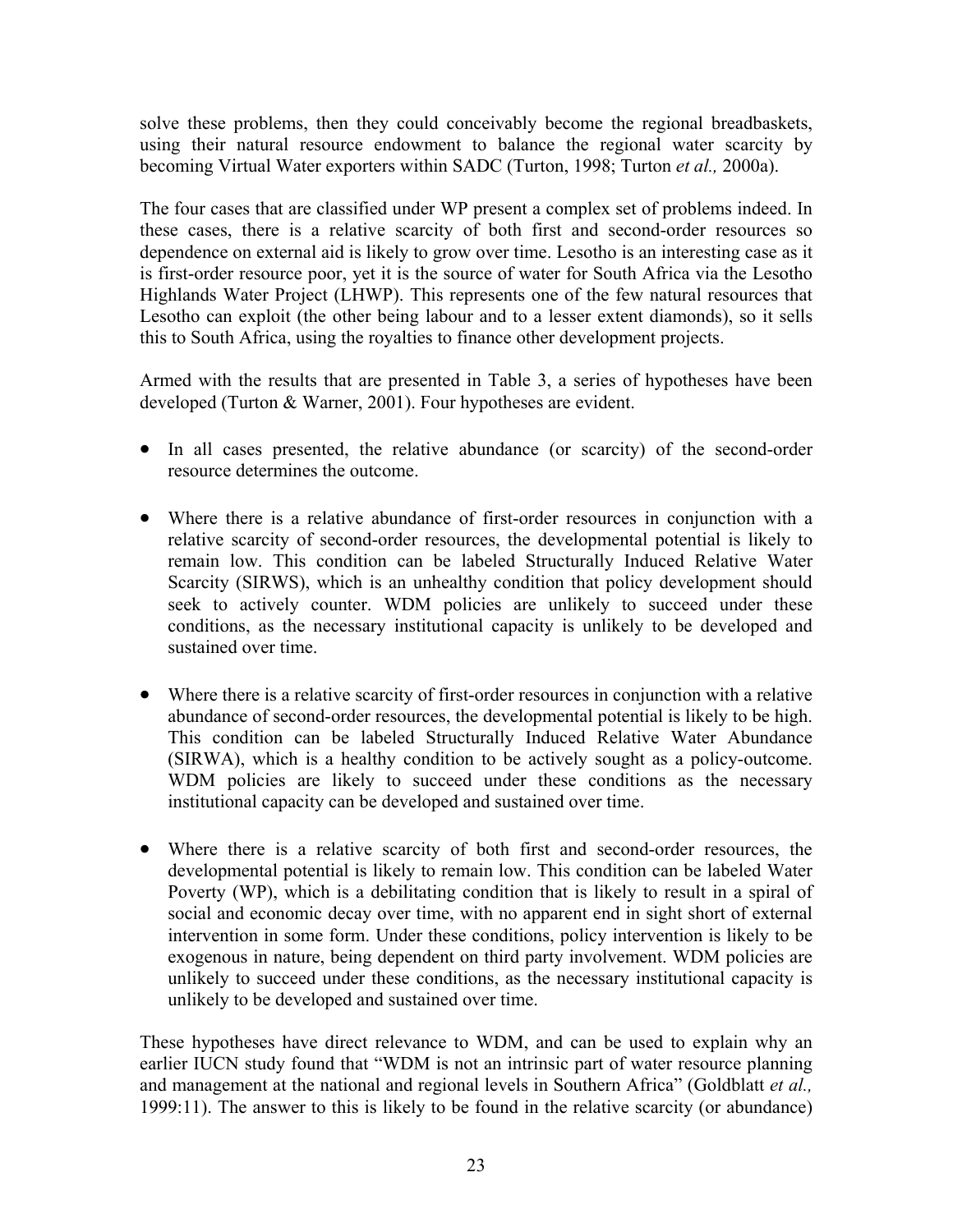solve these problems, then they could conceivably become the regional breadbaskets, using their natural resource endowment to balance the regional water scarcity by becoming Virtual Water exporters within SADC (Turton, 1998; Turton *et al.,* 2000a).

The four cases that are classified under WP present a complex set of problems indeed. In these cases, there is a relative scarcity of both first and second-order resources so dependence on external aid is likely to grow over time. Lesotho is an interesting case as it is first-order resource poor, yet it is the source of water for South Africa via the Lesotho Highlands Water Project (LHWP). This represents one of the few natural resources that Lesotho can exploit (the other being labour and to a lesser extent diamonds), so it sells this to South Africa, using the royalties to finance other development projects.

Armed with the results that are presented in Table 3, a series of hypotheses have been developed (Turton & Warner, 2001). Four hypotheses are evident.

- In all cases presented, the relative abundance (or scarcity) of the second-order resource determines the outcome.
- Where there is a relative abundance of first-order resources in conjunction with a relative scarcity of second-order resources, the developmental potential is likely to remain low. This condition can be labeled Structurally Induced Relative Water Scarcity (SIRWS), which is an unhealthy condition that policy development should seek to actively counter. WDM policies are unlikely to succeed under these conditions, as the necessary institutional capacity is unlikely to be developed and sustained over time.
- Where there is a relative scarcity of first-order resources in conjunction with a relative abundance of second-order resources, the developmental potential is likely to be high. This condition can be labeled Structurally Induced Relative Water Abundance (SIRWA), which is a healthy condition to be actively sought as a policy-outcome. WDM policies are likely to succeed under these conditions as the necessary institutional capacity can be developed and sustained over time.
- Where there is a relative scarcity of both first and second-order resources, the developmental potential is likely to remain low. This condition can be labeled Water Poverty (WP), which is a debilitating condition that is likely to result in a spiral of social and economic decay over time, with no apparent end in sight short of external intervention in some form. Under these conditions, policy intervention is likely to be exogenous in nature, being dependent on third party involvement. WDM policies are unlikely to succeed under these conditions, as the necessary institutional capacity is unlikely to be developed and sustained over time.

These hypotheses have direct relevance to WDM, and can be used to explain why an earlier IUCN study found that "WDM is not an intrinsic part of water resource planning and management at the national and regional levels in Southern Africa" (Goldblatt *et al.,* 1999:11). The answer to this is likely to be found in the relative scarcity (or abundance)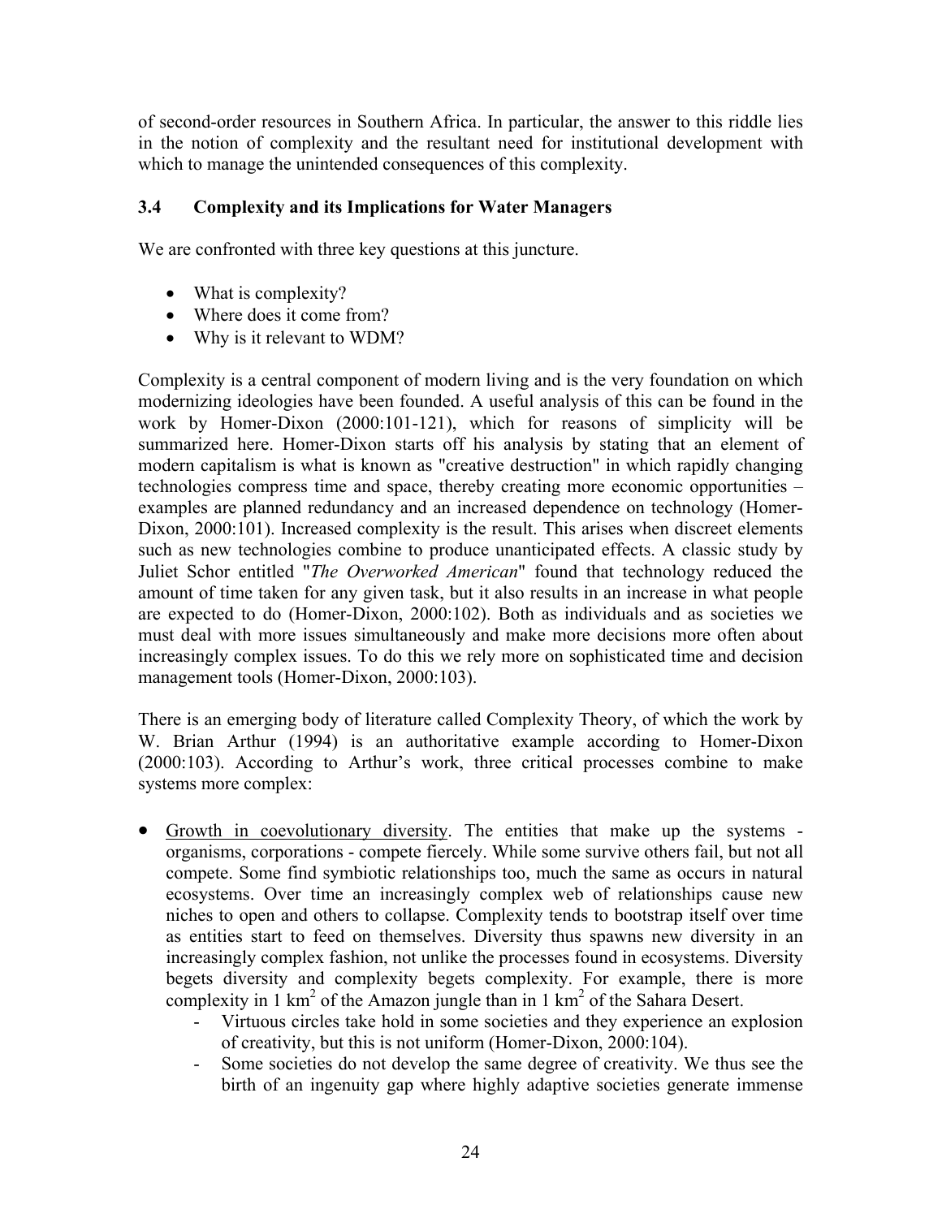of second-order resources in Southern Africa. In particular, the answer to this riddle lies in the notion of complexity and the resultant need for institutional development with which to manage the unintended consequences of this complexity.

### 3.4 Complexity and its Implications for Water Managers

We are confronted with three key questions at this juncture.

- What is complexity?
- Where does it come from?
- Why is it relevant to WDM?

Complexity is a central component of modern living and is the very foundation on which modernizing ideologies have been founded. A useful analysis of this can be found in the work by Homer-Dixon (2000:101-121), which for reasons of simplicity will be summarized here. Homer-Dixon starts off his analysis by stating that an element of modern capitalism is what is known as "creative destruction" in which rapidly changing technologies compress time and space, thereby creating more economic opportunities – examples are planned redundancy and an increased dependence on technology (Homer-Dixon, 2000:101). Increased complexity is the result. This arises when discreet elements such as new technologies combine to produce unanticipated effects. A classic study by Juliet Schor entitled "*The Overworked American*" found that technology reduced the amount of time taken for any given task, but it also results in an increase in what people are expected to do (Homer-Dixon, 2000:102). Both as individuals and as societies we must deal with more issues simultaneously and make more decisions more often about increasingly complex issues. To do this we rely more on sophisticated time and decision management tools (Homer-Dixon, 2000:103).

There is an emerging body of literature called Complexity Theory, of which the work by W. Brian Arthur (1994) is an authoritative example according to Homer-Dixon (2000:103). According to Arthur's work, three critical processes combine to make systems more complex:

- <u>Growth in coevolutionary diversity</u>. The entities that make up the systems - organisms, corporations - compete fiercely. While some survive others fail, but not all compete. Some find symbiotic relationships too, much the same as occurs in natural ecosystems. Over time an increasingly complex web of relationships cause new niches to open and others to collapse. Complexity tends to bootstrap itself over time as entities start to feed on themselves. Diversity thus spawns new diversity in an increasingly complex fashion, not unlike the processes found in ecosystems. Diversity begets diversity and complexity begets complexity. For example, there is more complexity in 1 $km^2$ of the Amazon jungle than in 1 $km^2$ of the Sahara Desert.
  - Virtuous circles take hold in some societies and they experience an explosion of creativity, but this is not uniform (Homer-Dixon, 2000:104).
  - Some societies do not develop the same degree of creativity. We thus see the birth of an ingenuity gap where highly adaptive societies generate immense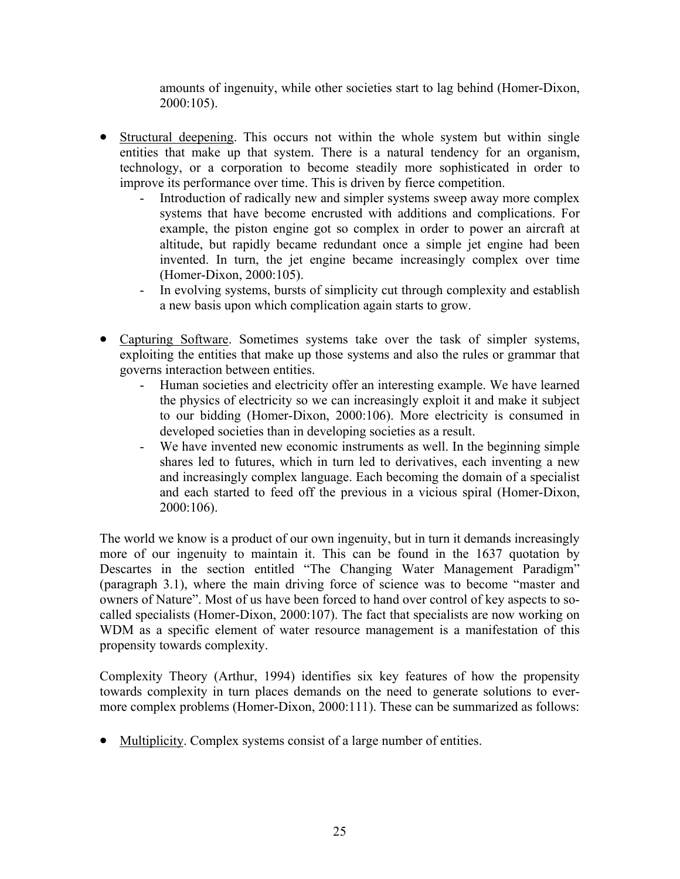amounts of ingenuity, while other societies start to lag behind (Homer-Dixon, 2000:105).

- Structural deepening. This occurs not within the whole system but within single entities that make up that system. There is a natural tendency for an organism, technology, or a corporation to become steadily more sophisticated in order to improve its performance over time. This is driven by fierce competition.
    - Introduction of radically new and simpler systems sweep away more complex systems that have become encrusted with additions and complications. For example, the piston engine got so complex in order to power an aircraft at altitude, but rapidly became redundant once a simple jet engine had been invented. In turn, the jet engine became increasingly complex over time (Homer-Dixon, 2000:105).
    - In evolving systems, bursts of simplicity cut through complexity and establish a new basis upon which complication again starts to grow.

- Capturing Software. Sometimes systems take over the task of simpler systems, exploiting the entities that make up those systems and also the rules or grammar that governs interaction between entities.
    - Human societies and electricity offer an interesting example. We have learned the physics of electricity so we can increasingly exploit it and make it subject to our bidding (Homer-Dixon, 2000:106). More electricity is consumed in developed societies than in developing societies as a result.
    - We have invented new economic instruments as well. In the beginning simple shares led to futures, which in turn led to derivatives, each inventing a new and increasingly complex language. Each becoming the domain of a specialist and each started to feed off the previous in a vicious spiral (Homer-Dixon, 2000:106).

The world we know is a product of our own ingenuity, but in turn it demands increasingly more of our ingenuity to maintain it. This can be found in the 1637 quotation by Descartes in the section entitled "The Changing Water Management Paradigm" (paragraph 3.1), where the main driving force of science was to become "master and owners of Nature". Most of us have been forced to hand over control of key aspects to so-called specialists (Homer-Dixon, 2000:107). The fact that specialists are now working on WDM as a specific element of water resource management is a manifestation of this propensity towards complexity.

Complexity Theory (Arthur, 1994) identifies six key features of how the propensity towards complexity in turn places demands on the need to generate solutions to ever-more complex problems (Homer-Dixon, 2000:111). These can be summarized as follows:

- Multiplicity. Complex systems consist of a large number of entities.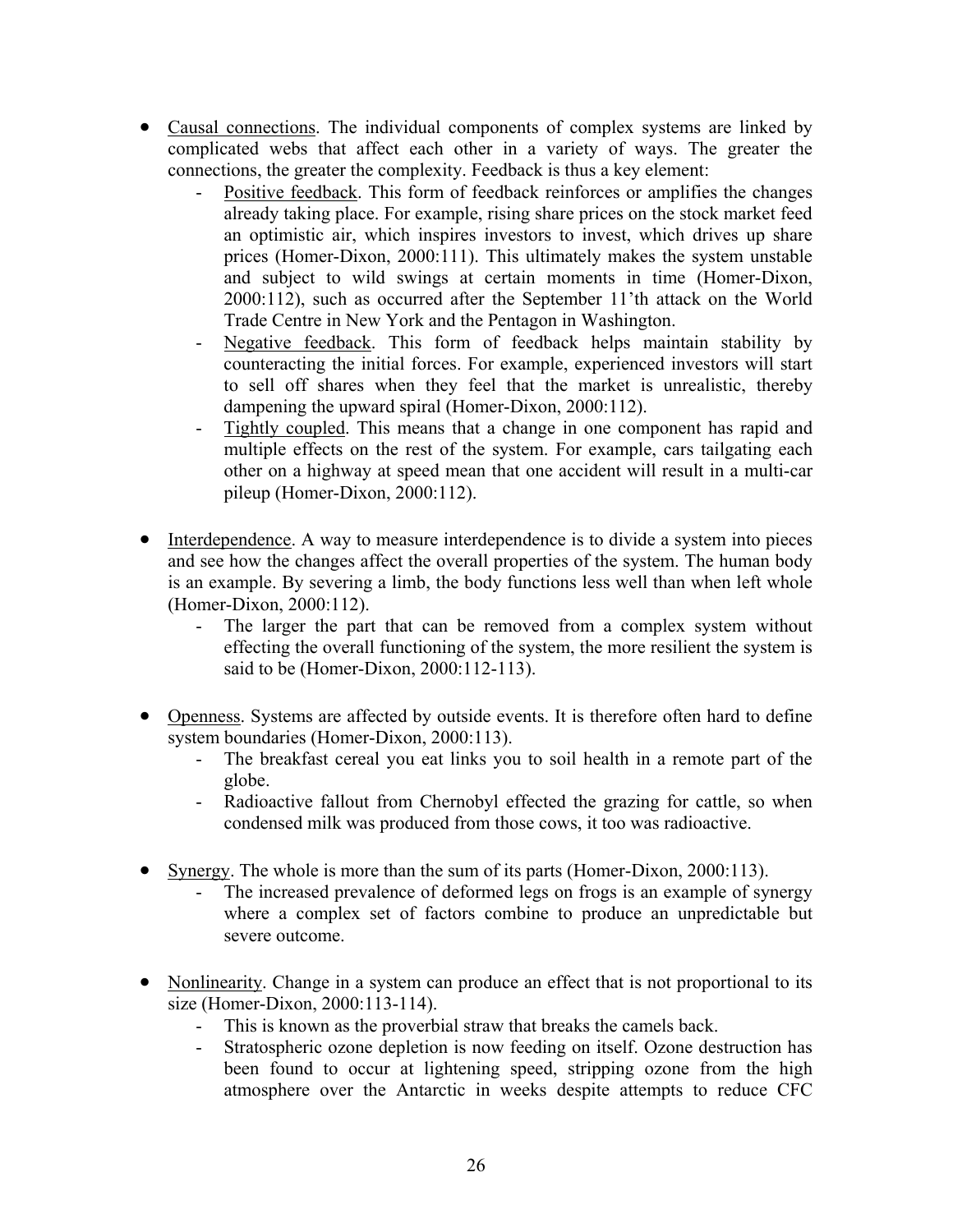- Causal connections. The individual components of complex systems are linked by complicated webs that affect each other in a variety of ways. The greater the connections, the greater the complexity. Feedback is thus a key element:
    - Positive feedback. This form of feedback reinforces or amplifies the changes already taking place. For example, rising share prices on the stock market feed an optimistic air, which inspires investors to invest, which drives up share prices (Homer-Dixon, 2000:111). This ultimately makes the system unstable and subject to wild swings at certain moments in time (Homer-Dixon, 2000:112), such as occurred after the September 11'th attack on the World Trade Centre in New York and the Pentagon in Washington.
    - Negative feedback. This form of feedback helps maintain stability by counteracting the initial forces. For example, experienced investors will start to sell off shares when they feel that the market is unrealistic, thereby dampening the upward spiral (Homer-Dixon, 2000:112).
    - Tightly coupled. This means that a change in one component has rapid and multiple effects on the rest of the system. For example, cars tailgating each other on a highway at speed mean that one accident will result in a multi-car pileup (Homer-Dixon, 2000:112).

- Interdependence. A way to measure interdependence is to divide a system into pieces and see how the changes affect the overall properties of the system. The human body is an example. By severing a limb, the body functions less well than when left whole (Homer-Dixon, 2000:112).
    - The larger the part that can be removed from a complex system without effecting the overall functioning of the system, the more resilient the system is said to be (Homer-Dixon, 2000:112-113).

- Openness. Systems are affected by outside events. It is therefore often hard to define system boundaries (Homer-Dixon, 2000:113).
    - The breakfast cereal you eat links you to soil health in a remote part of the globe.
    - Radioactive fallout from Chernobyl effected the grazing for cattle, so when condensed milk was produced from those cows, it too was radioactive.

- Synergy. The whole is more than the sum of its parts (Homer-Dixon, 2000:113).
    - The increased prevalence of deformed legs on frogs is an example of synergy where a complex set of factors combine to produce an unpredictable but severe outcome.

- Nonlinearity. Change in a system can produce an effect that is not proportional to its size (Homer-Dixon, 2000:113-114).
    - This is known as the proverbial straw that breaks the camels back.
    - Stratospheric ozone depletion is now feeding on itself. Ozone destruction has been found to occur at lightening speed, stripping ozone from the high atmosphere over the Antarctic in weeks despite attempts to reduce CFC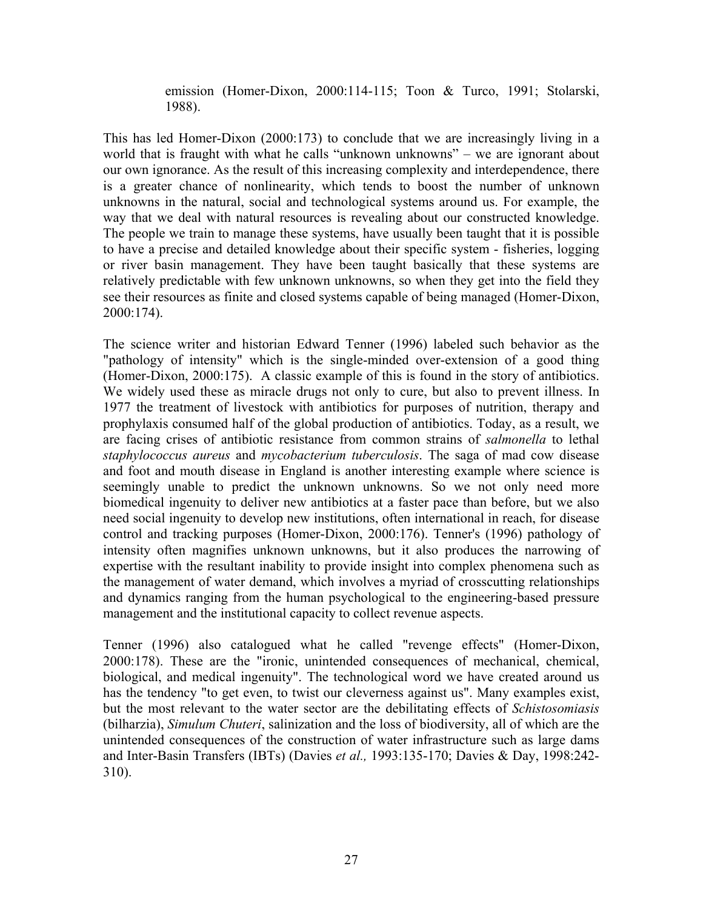> emission (Homer-Dixon, 2000:114-115; Toon & Turco, 1991; Stolarski, 1988).

This has led Homer-Dixon (2000:173) to conclude that we are increasingly living in a world that is fraught with what he calls "unknown unknowns" – we are ignorant about our own ignorance. As the result of this increasing complexity and interdependence, there is a greater chance of nonlinearity, which tends to boost the number of unknown unknowns in the natural, social and technological systems around us. For example, the way that we deal with natural resources is revealing about our constructed knowledge. The people we train to manage these systems, have usually been taught that it is possible to have a precise and detailed knowledge about their specific system - fisheries, logging or river basin management. They have been taught basically that these systems are relatively predictable with few unknown unknowns, so when they get into the field they see their resources as finite and closed systems capable of being managed (Homer-Dixon, 2000:174).

The science writer and historian Edward Tenner (1996) labeled such behavior as the "pathology of intensity" which is the single-minded over-extension of a good thing (Homer-Dixon, 2000:175). A classic example of this is found in the story of antibiotics. We widely used these as miracle drugs not only to cure, but also to prevent illness. In 1977 the treatment of livestock with antibiotics for purposes of nutrition, therapy and prophylaxis consumed half of the global production of antibiotics. Today, as a result, we are facing crises of antibiotic resistance from common strains of *salmonella* to lethal *staphylococcus aureus* and *mycobacterium tuberculosis*. The saga of mad cow disease and foot and mouth disease in England is another interesting example where science is seemingly unable to predict the unknown unknowns. So we not only need more biomedical ingenuity to deliver new antibiotics at a faster pace than before, but we also need social ingenuity to develop new institutions, often international in reach, for disease control and tracking purposes (Homer-Dixon, 2000:176). Tenner's (1996) pathology of intensity often magnifies unknown unknowns, but it also produces the narrowing of expertise with the resultant inability to provide insight into complex phenomena such as the management of water demand, which involves a myriad of crosscutting relationships and dynamics ranging from the human psychological to the engineering-based pressure management and the institutional capacity to collect revenue aspects.

Tenner (1996) also catalogued what he called "revenge effects" (Homer-Dixon, 2000:178). These are the "ironic, unintended consequences of mechanical, chemical, biological, and medical ingenuity". The technological word we have created around us has the tendency "to get even, to twist our cleverness against us". Many examples exist, but the most relevant to the water sector are the debilitating effects of *Schistosomiasis* (bilharzia), *Simulum Chuteri*, salinization and the loss of biodiversity, all of which are the unintended consequences of the construction of water infrastructure such as large dams and Inter-Basin Transfers (IBTs) (Davies *et al.,* 1993:135-170; Davies & Day, 1998:242-310).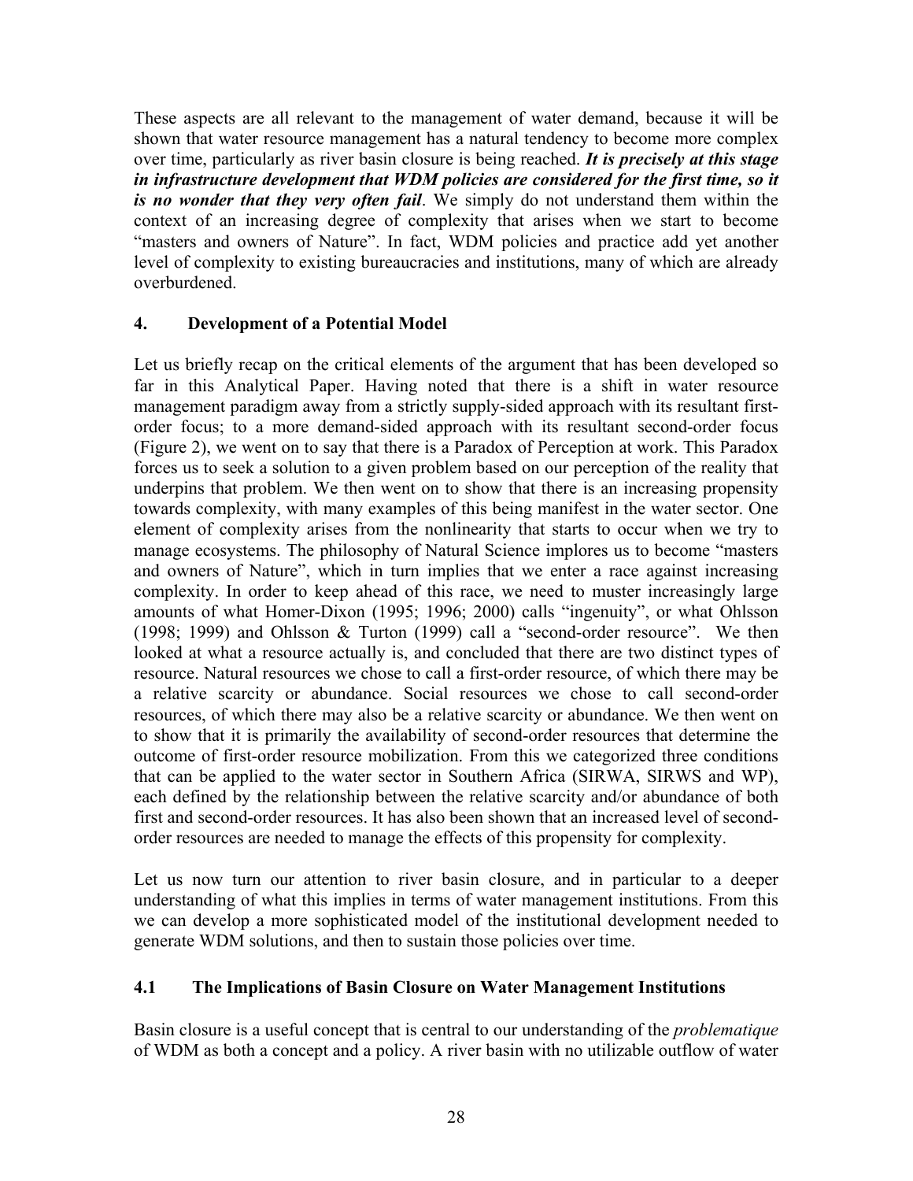These aspects are all relevant to the management of water demand, because it will be shown that water resource management has a natural tendency to become more complex over time, particularly as river basin closure is being reached. ***It is precisely at this stage in infrastructure development that WDM policies are considered for the first time, so it is no wonder that they very often fail***. We simply do not understand them within the context of an increasing degree of complexity that arises when we start to become "masters and owners of Nature". In fact, WDM policies and practice add yet another level of complexity to existing bureaucracies and institutions, many of which are already overburdened.

## 4. Development of a Potential Model

Let us briefly recap on the critical elements of the argument that has been developed so far in this Analytical Paper. Having noted that there is a shift in water resource management paradigm away from a strictly supply-sided approach with its resultant first-order focus; to a more demand-sided approach with its resultant second-order focus (Figure 2), we went on to say that there is a Paradox of Perception at work. This Paradox forces us to seek a solution to a given problem based on our perception of the reality that underpins that problem. We then went on to show that there is an increasing propensity towards complexity, with many examples of this being manifest in the water sector. One element of complexity arises from the nonlinearity that starts to occur when we try to manage ecosystems. The philosophy of Natural Science implores us to become "masters and owners of Nature", which in turn implies that we enter a race against increasing complexity. In order to keep ahead of this race, we need to muster increasingly large amounts of what Homer-Dixon (1995; 1996; 2000) calls "ingenuity", or what Ohlsson (1998; 1999) and Ohlsson & Turton (1999) call a "second-order resource". We then looked at what a resource actually is, and concluded that there are two distinct types of resource. Natural resources we chose to call a first-order resource, of which there may be a relative scarcity or abundance. Social resources we chose to call second-order resources, of which there may also be a relative scarcity or abundance. We then went on to show that it is primarily the availability of second-order resources that determine the outcome of first-order resource mobilization. From this we categorized three conditions that can be applied to the water sector in Southern Africa (SIRWA, SIRWS and WP), each defined by the relationship between the relative scarcity and/or abundance of both first and second-order resources. It has also been shown that an increased level of second-order resources are needed to manage the effects of this propensity for complexity.

Let us now turn our attention to river basin closure, and in particular to a deeper understanding of what this implies in terms of water management institutions. From this we can develop a more sophisticated model of the institutional development needed to generate WDM solutions, and then to sustain those policies over time.

### 4.1 The Implications of Basin Closure on Water Management Institutions

Basin closure is a useful concept that is central to our understanding of the *problematique* of WDM as both a concept and a policy. A river basin with no utilizable outflow of water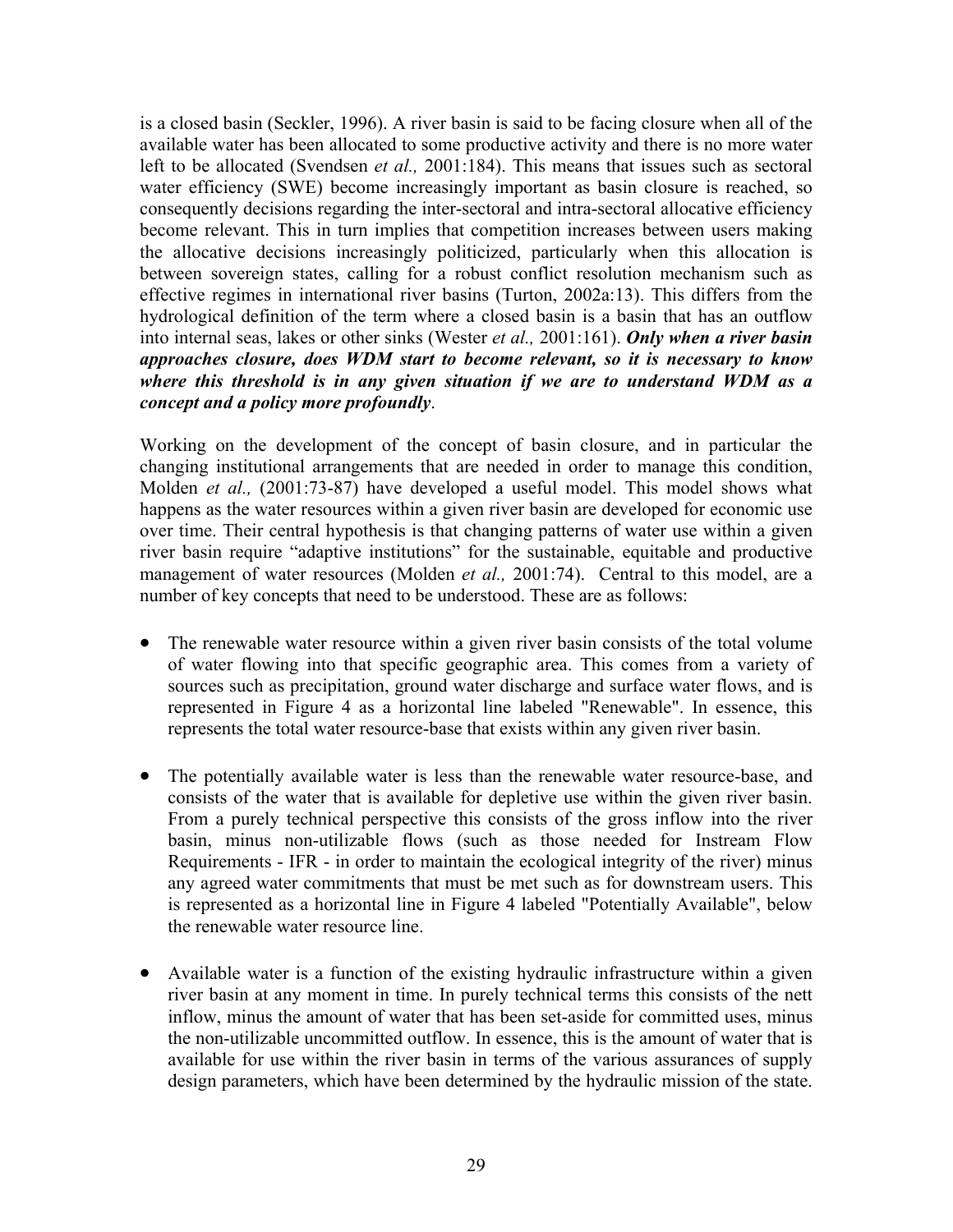is a closed basin (Seckler, 1996). A river basin is said to be facing closure when all of the available water has been allocated to some productive activity and there is no more water left to be allocated (Svendsen *et al.,* 2001:184). This means that issues such as sectoral water efficiency (SWE) become increasingly important as basin closure is reached, so consequently decisions regarding the inter-sectoral and intra-sectoral allocative efficiency become relevant. This in turn implies that competition increases between users making the allocative decisions increasingly politicized, particularly when this allocation is between sovereign states, calling for a robust conflict resolution mechanism such as effective regimes in international river basins (Turton, 2002a:13). This differs from the hydrological definition of the term where a closed basin is a basin that has an outflow into internal seas, lakes or other sinks (Wester *et al.,* 2001:161). ***Only when a river basin approaches closure, does WDM start to become relevant, so it is necessary to know where this threshold is in any given situation if we are to understand WDM as a concept and a policy more profoundly***.

Working on the development of the concept of basin closure, and in particular the changing institutional arrangements that are needed in order to manage this condition, Molden *et al.,* (2001:73-87) have developed a useful model. This model shows what happens as the water resources within a given river basin are developed for economic use over time. Their central hypothesis is that changing patterns of water use within a given river basin require "adaptive institutions" for the sustainable, equitable and productive management of water resources (Molden *et al.,* 2001:74). Central to this model, are a number of key concepts that need to be understood. These are as follows:

- The renewable water resource within a given river basin consists of the total volume of water flowing into that specific geographic area. This comes from a variety of sources such as precipitation, ground water discharge and surface water flows, and is represented in Figure 4 as a horizontal line labeled "Renewable". In essence, this represents the total water resource-base that exists within any given river basin.

- The potentially available water is less than the renewable water resource-base, and consists of the water that is available for depletive use within the given river basin. From a purely technical perspective this consists of the gross inflow into the river basin, minus non-utilizable flows (such as those needed for Instream Flow Requirements - IFR - in order to maintain the ecological integrity of the river) minus any agreed water commitments that must be met such as for downstream users. This is represented as a horizontal line in Figure 4 labeled "Potentially Available", below the renewable water resource line.

- Available water is a function of the existing hydraulic infrastructure within a given river basin at any moment in time. In purely technical terms this consists of the nett inflow, minus the amount of water that has been set-aside for committed uses, minus the non-utilizable uncommitted outflow. In essence, this is the amount of water that is available for use within the river basin in terms of the various assurances of supply design parameters, which have been determined by the hydraulic mission of the state.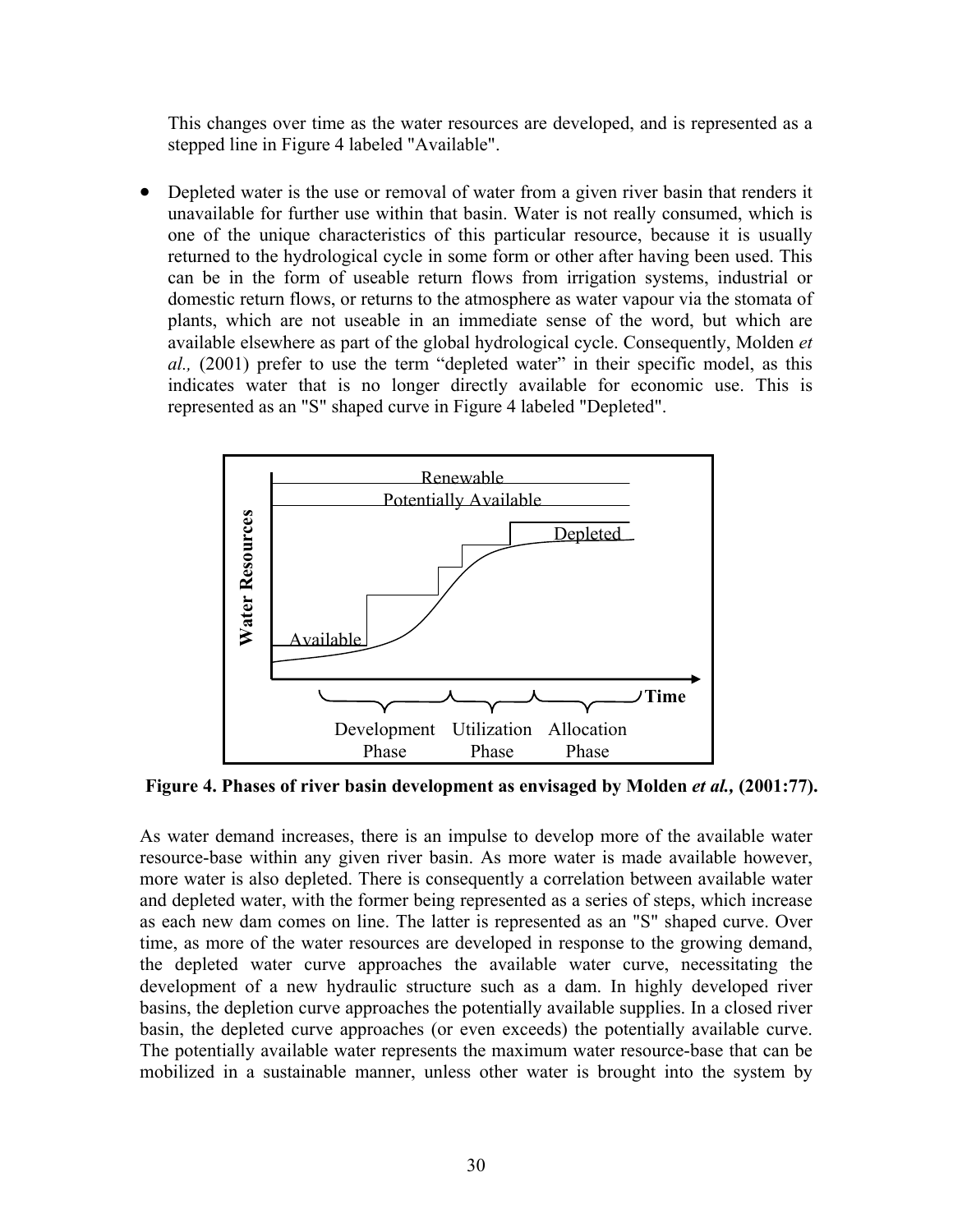This changes over time as the water resources are developed, and is represented as a stepped line in Figure 4 labeled "Available".

- Depleted water is the use or removal of water from a given river basin that renders it unavailable for further use within that basin. Water is not really consumed, which is one of the unique characteristics of this particular resource, because it is usually returned to the hydrological cycle in some form or other after having been used. This can be in the form of useable return flows from irrigation systems, industrial or domestic return flows, or returns to the atmosphere as water vapour via the stomata of plants, which are not useable in an immediate sense of the word, but which are available elsewhere as part of the global hydrological cycle. Consequently, Molden *et al.,* (2001) prefer to use the term "depleted water" in their specific model, as this indicates water that is no longer directly available for economic use. This is represented as an "S" shaped curve in Figure 4 labeled "Depleted".

**Figure 4. Phases of river basin development as envisaged by Molden *et al.,* (2001:77).**

As water demand increases, there is an impulse to develop more of the available water resource-base within any given river basin. As more water is made available however, more water is also depleted. There is consequently a correlation between available water and depleted water, with the former being represented as a series of steps, which increase as each new dam comes on line. The latter is represented as an "S" shaped curve. Over time, as more of the water resources are developed in response to the growing demand, the depleted water curve approaches the available water curve, necessitating the development of a new hydraulic structure such as a dam. In highly developed river basins, the depletion curve approaches the potentially available supplies. In a closed river basin, the depleted curve approaches (or even exceeds) the potentially available curve. The potentially available water represents the maximum water resource-base that can be mobilized in a sustainable manner, unless other water is brought into the system by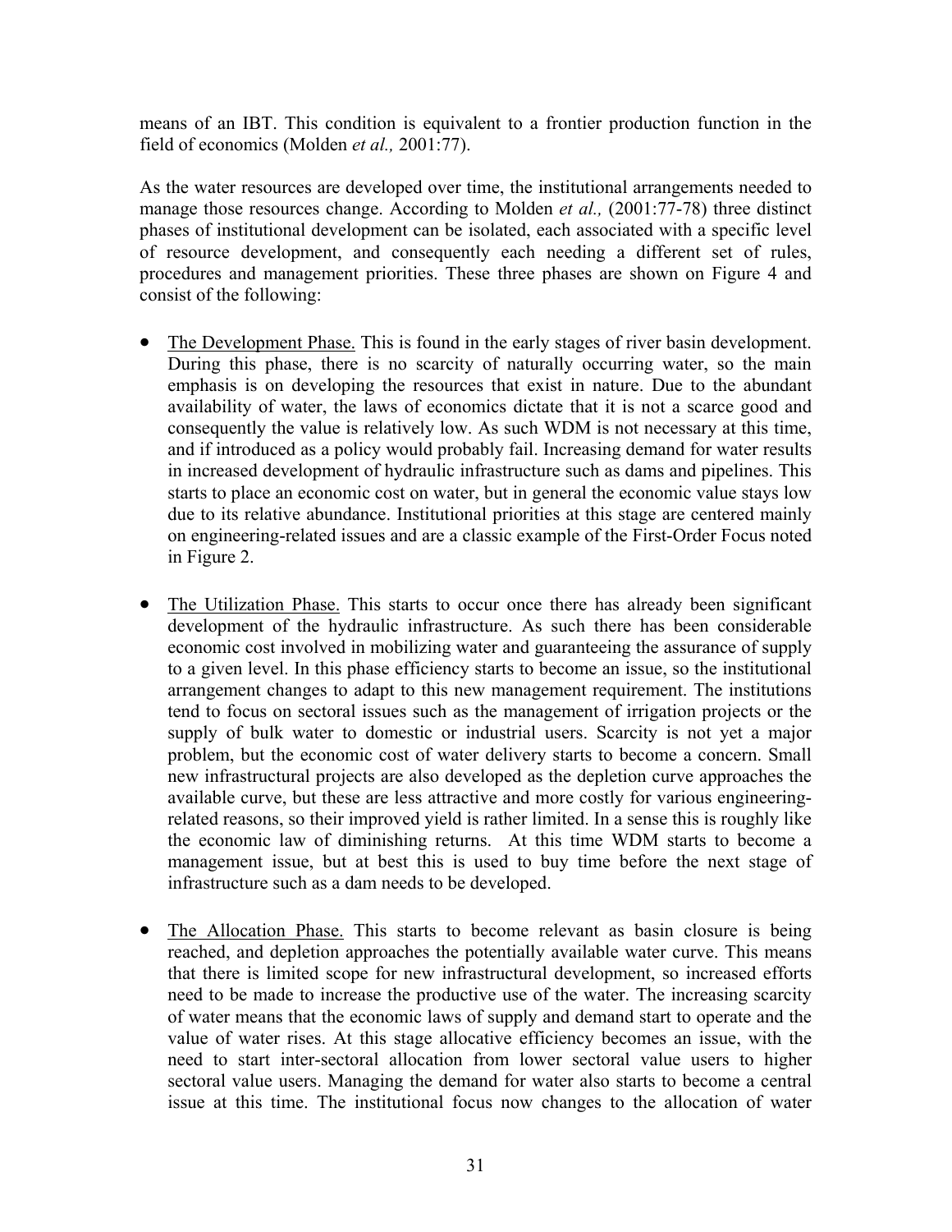means of an IBT. This condition is equivalent to a frontier production function in the field of economics (Molden *et al.,* 2001:77).

As the water resources are developed over time, the institutional arrangements needed to manage those resources change. According to Molden *et al.,* (2001:77-78) three distinct phases of institutional development can be isolated, each associated with a specific level of resource development, and consequently each needing a different set of rules, procedures and management priorities. These three phases are shown on Figure 4 and consist of the following:

- <u>The Development Phase.</u> This is found in the early stages of river basin development. During this phase, there is no scarcity of naturally occurring water, so the main emphasis is on developing the resources that exist in nature. Due to the abundant availability of water, the laws of economics dictate that it is not a scarce good and consequently the value is relatively low. As such WDM is not necessary at this time, and if introduced as a policy would probably fail. Increasing demand for water results in increased development of hydraulic infrastructure such as dams and pipelines. This starts to place an economic cost on water, but in general the economic value stays low due to its relative abundance. Institutional priorities at this stage are centered mainly on engineering-related issues and are a classic example of the First-Order Focus noted in Figure 2.

- <u>The Utilization Phase.</u> This starts to occur once there has already been significant development of the hydraulic infrastructure. As such there has been considerable economic cost involved in mobilizing water and guaranteeing the assurance of supply to a given level. In this phase efficiency starts to become an issue, so the institutional arrangement changes to adapt to this new management requirement. The institutions tend to focus on sectoral issues such as the management of irrigation projects or the supply of bulk water to domestic or industrial users. Scarcity is not yet a major problem, but the economic cost of water delivery starts to become a concern. Small new infrastructural projects are also developed as the depletion curve approaches the available curve, but these are less attractive and more costly for various engineering-related reasons, so their improved yield is rather limited. In a sense this is roughly like the economic law of diminishing returns. At this time WDM starts to become a management issue, but at best this is used to buy time before the next stage of infrastructure such as a dam needs to be developed.

- <u>The Allocation Phase.</u> This starts to become relevant as basin closure is being reached, and depletion approaches the potentially available water curve. This means that there is limited scope for new infrastructural development, so increased efforts need to be made to increase the productive use of the water. The increasing scarcity of water means that the economic laws of supply and demand start to operate and the value of water rises. At this stage allocative efficiency becomes an issue, with the need to start inter-sectoral allocation from lower sectoral value users to higher sectoral value users. Managing the demand for water also starts to become a central issue at this time. The institutional focus now changes to the allocation of water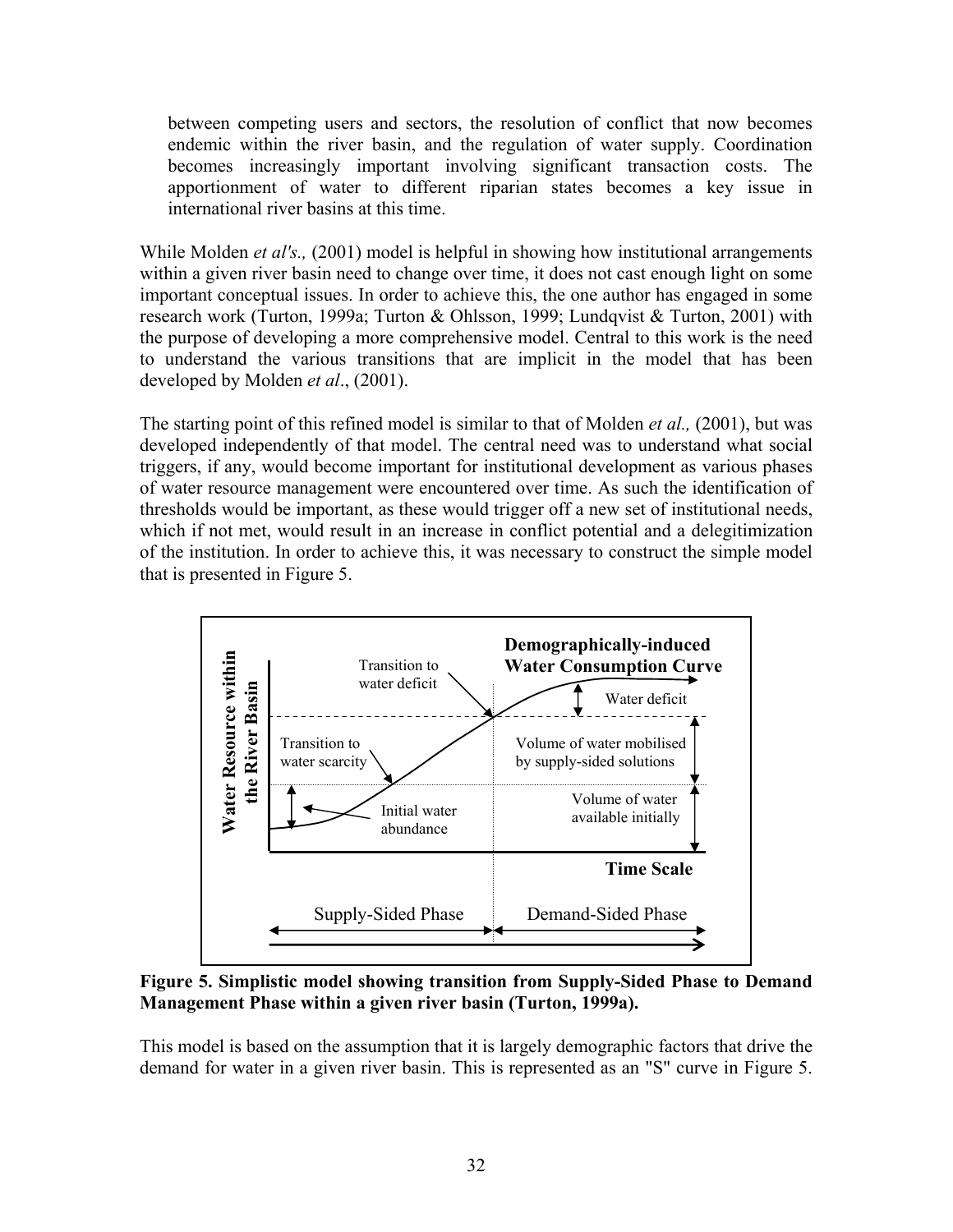between competing users and sectors, the resolution of conflict that now becomes endemic within the river basin, and the regulation of water supply. Coordination becomes increasingly important involving significant transaction costs. The apportionment of water to different riparian states becomes a key issue in international river basins at this time.

While Molden *et al's.,* (2001) model is helpful in showing how institutional arrangements within a given river basin need to change over time, it does not cast enough light on some important conceptual issues. In order to achieve this, the one author has engaged in some research work (Turton, 1999a; Turton & Ohlsson, 1999; Lundqvist & Turton, 2001) with the purpose of developing a more comprehensive model. Central to this work is the need to understand the various transitions that are implicit in the model that has been developed by Molden *et al*., (2001).

The starting point of this refined model is similar to that of Molden *et al.,* (2001), but was developed independently of that model. The central need was to understand what social triggers, if any, would become important for institutional development as various phases of water resource management were encountered over time. As such the identification of thresholds would be important, as these would trigger off a new set of institutional needs, which if not met, would result in an increase in conflict potential and a delegitimization of the institution. In order to achieve this, it was necessary to construct the simple model that is presented in Figure 5.

**Figure 5. Simplistic model showing transition from Supply-Sided Phase to Demand Management Phase within a given river basin (Turton, 1999a).**

This model is based on the assumption that it is largely demographic factors that drive the demand for water in a given river basin. This is represented as an "S" curve in Figure 5.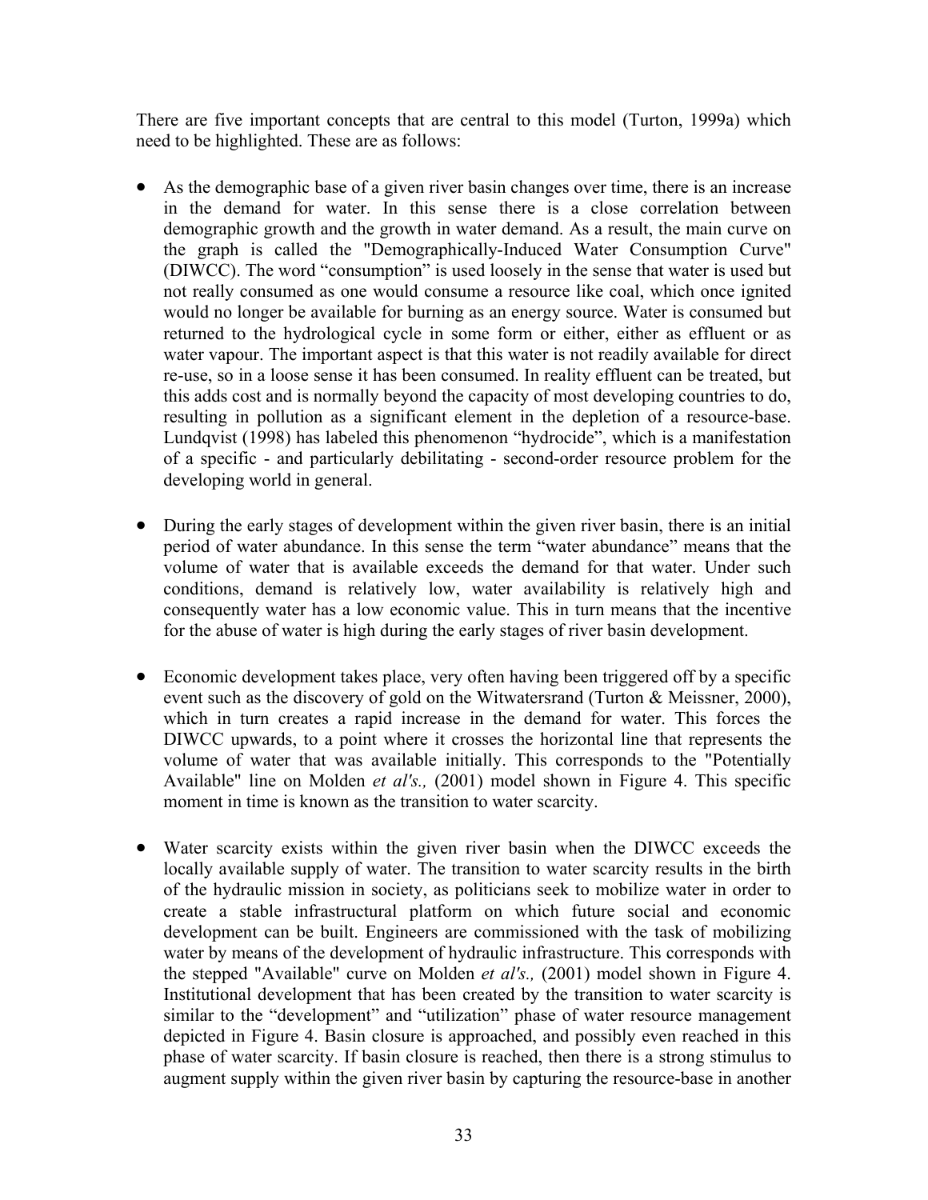There are five important concepts that are central to this model (Turton, 1999a) which need to be highlighted. These are as follows:

- As the demographic base of a given river basin changes over time, there is an increase in the demand for water. In this sense there is a close correlation between demographic growth and the growth in water demand. As a result, the main curve on the graph is called the "Demographically-Induced Water Consumption Curve" (DIWCC). The word "consumption" is used loosely in the sense that water is used but not really consumed as one would consume a resource like coal, which once ignited would no longer be available for burning as an energy source. Water is consumed but returned to the hydrological cycle in some form or either, either as effluent or as water vapour. The important aspect is that this water is not readily available for direct re-use, so in a loose sense it has been consumed. In reality effluent can be treated, but this adds cost and is normally beyond the capacity of most developing countries to do, resulting in pollution as a significant element in the depletion of a resource-base. Lundqvist (1998) has labeled this phenomenon "hydrocide", which is a manifestation of a specific - and particularly debilitating - second-order resource problem for the developing world in general.

- During the early stages of development within the given river basin, there is an initial period of water abundance. In this sense the term "water abundance" means that the volume of water that is available exceeds the demand for that water. Under such conditions, demand is relatively low, water availability is relatively high and consequently water has a low economic value. This in turn means that the incentive for the abuse of water is high during the early stages of river basin development.

- Economic development takes place, very often having been triggered off by a specific event such as the discovery of gold on the Witwatersrand (Turton & Meissner, 2000), which in turn creates a rapid increase in the demand for water. This forces the DIWCC upwards, to a point where it crosses the horizontal line that represents the volume of water that was available initially. This corresponds to the "Potentially Available" line on Molden *et al's.,* (2001) model shown in Figure 4. This specific moment in time is known as the transition to water scarcity.

- Water scarcity exists within the given river basin when the DIWCC exceeds the locally available supply of water. The transition to water scarcity results in the birth of the hydraulic mission in society, as politicians seek to mobilize water in order to create a stable infrastructural platform on which future social and economic development can be built. Engineers are commissioned with the task of mobilizing water by means of the development of hydraulic infrastructure. This corresponds with the stepped "Available" curve on Molden *et al's.,* (2001) model shown in Figure 4. Institutional development that has been created by the transition to water scarcity is similar to the "development" and "utilization" phase of water resource management depicted in Figure 4. Basin closure is approached, and possibly even reached in this phase of water scarcity. If basin closure is reached, then there is a strong stimulus to augment supply within the given river basin by capturing the resource-base in another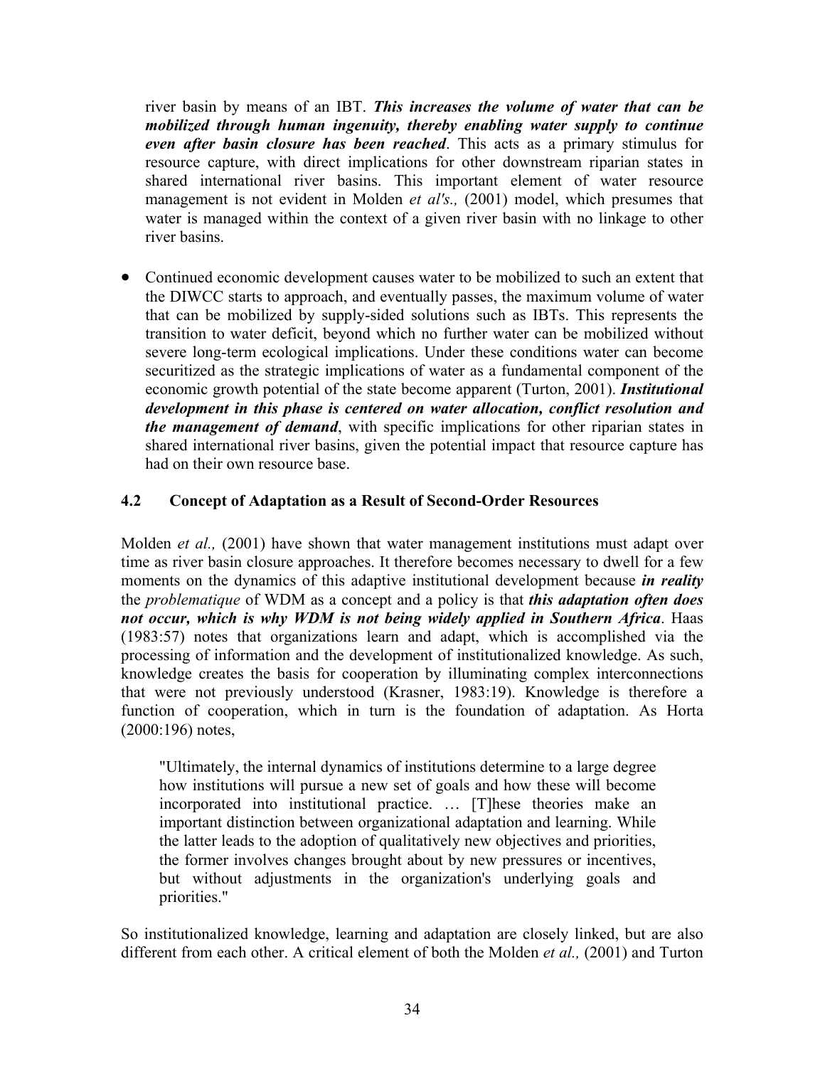river basin by means of an IBT. ***This increases the volume of water that can be mobilized through human ingenuity, thereby enabling water supply to continue even after basin closure has been reached***. This acts as a primary stimulus for resource capture, with direct implications for other downstream riparian states in shared international river basins. This important element of water resource management is not evident in Molden *et al's.,* (2001) model, which presumes that water is managed within the context of a given river basin with no linkage to other river basins.

- Continued economic development causes water to be mobilized to such an extent that the DIWCC starts to approach, and eventually passes, the maximum volume of water that can be mobilized by supply-sided solutions such as IBTs. This represents the transition to water deficit, beyond which no further water can be mobilized without severe long-term ecological implications. Under these conditions water can become securitized as the strategic implications of water as a fundamental component of the economic growth potential of the state become apparent (Turton, 2001). ***Institutional development in this phase is centered on water allocation, conflict resolution and the management of demand***, with specific implications for other riparian states in shared international river basins, given the potential impact that resource capture has had on their own resource base.

### 4.2 Concept of Adaptation as a Result of Second-Order Resources

Molden *et al.,* (2001) have shown that water management institutions must adapt over time as river basin closure approaches. It therefore becomes necessary to dwell for a few moments on the dynamics of this adaptive institutional development because ***in reality*** the *problematique* of WDM as a concept and a policy is that ***this adaptation often does not occur, which is why WDM is not being widely applied in Southern Africa***. Haas (1983:57) notes that organizations learn and adapt, which is accomplished via the processing of information and the development of institutionalized knowledge. As such, knowledge creates the basis for cooperation by illuminating complex interconnections that were not previously understood (Krasner, 1983:19). Knowledge is therefore a function of cooperation, which in turn is the foundation of adaptation. As Horta (2000:196) notes,

> "Ultimately, the internal dynamics of institutions determine to a large degree how institutions will pursue a new set of goals and how these will become incorporated into institutional practice. … [T]hese theories make an important distinction between organizational adaptation and learning. While the latter leads to the adoption of qualitatively new objectives and priorities, the former involves changes brought about by new pressures or incentives, but without adjustments in the organization's underlying goals and priorities."

So institutionalized knowledge, learning and adaptation are closely linked, but are also different from each other. A critical element of both the Molden *et al.,* (2001) and Turton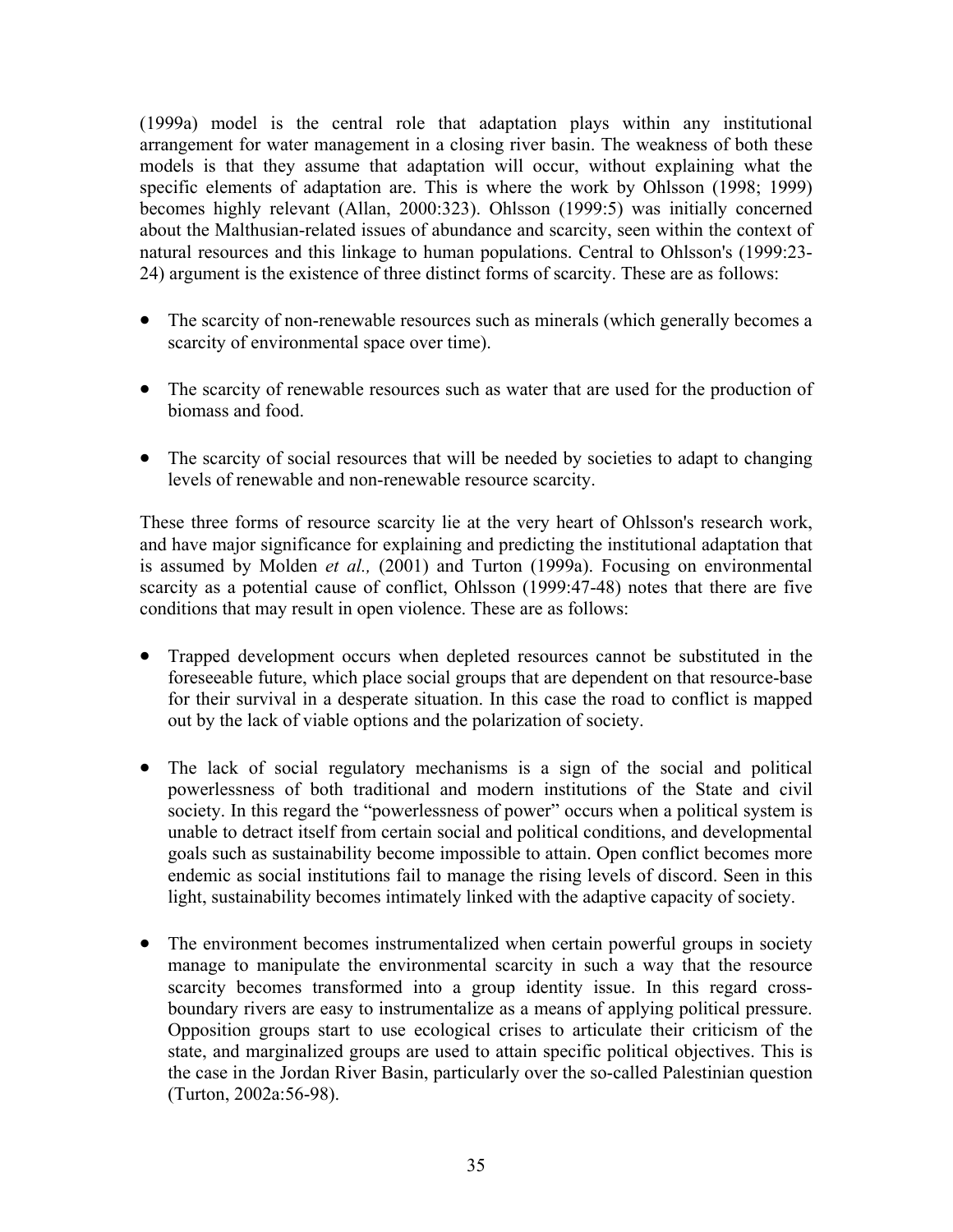(1999a) model is the central role that adaptation plays within any institutional arrangement for water management in a closing river basin. The weakness of both these models is that they assume that adaptation will occur, without explaining what the specific elements of adaptation are. This is where the work by Ohlsson (1998; 1999) becomes highly relevant (Allan, 2000:323). Ohlsson (1999:5) was initially concerned about the Malthusian-related issues of abundance and scarcity, seen within the context of natural resources and this linkage to human populations. Central to Ohlsson's (1999:23-24) argument is the existence of three distinct forms of scarcity. These are as follows:

- The scarcity of non-renewable resources such as minerals (which generally becomes a scarcity of environmental space over time).
- The scarcity of renewable resources such as water that are used for the production of biomass and food.
- The scarcity of social resources that will be needed by societies to adapt to changing levels of renewable and non-renewable resource scarcity.

These three forms of resource scarcity lie at the very heart of Ohlsson's research work, and have major significance for explaining and predicting the institutional adaptation that is assumed by Molden *et al.,* (2001) and Turton (1999a). Focusing on environmental scarcity as a potential cause of conflict, Ohlsson (1999:47-48) notes that there are five conditions that may result in open violence. These are as follows:

- Trapped development occurs when depleted resources cannot be substituted in the foreseeable future, which place social groups that are dependent on that resource-base for their survival in a desperate situation. In this case the road to conflict is mapped out by the lack of viable options and the polarization of society.
- The lack of social regulatory mechanisms is a sign of the social and political powerlessness of both traditional and modern institutions of the State and civil society. In this regard the "powerlessness of power" occurs when a political system is unable to detract itself from certain social and political conditions, and developmental goals such as sustainability become impossible to attain. Open conflict becomes more endemic as social institutions fail to manage the rising levels of discord. Seen in this light, sustainability becomes intimately linked with the adaptive capacity of society.
- The environment becomes instrumentalized when certain powerful groups in society manage to manipulate the environmental scarcity in such a way that the resource scarcity becomes transformed into a group identity issue. In this regard cross-boundary rivers are easy to instrumentalize as a means of applying political pressure. Opposition groups start to use ecological crises to articulate their criticism of the state, and marginalized groups are used to attain specific political objectives. This is the case in the Jordan River Basin, particularly over the so-called Palestinian question (Turton, 2002a:56-98).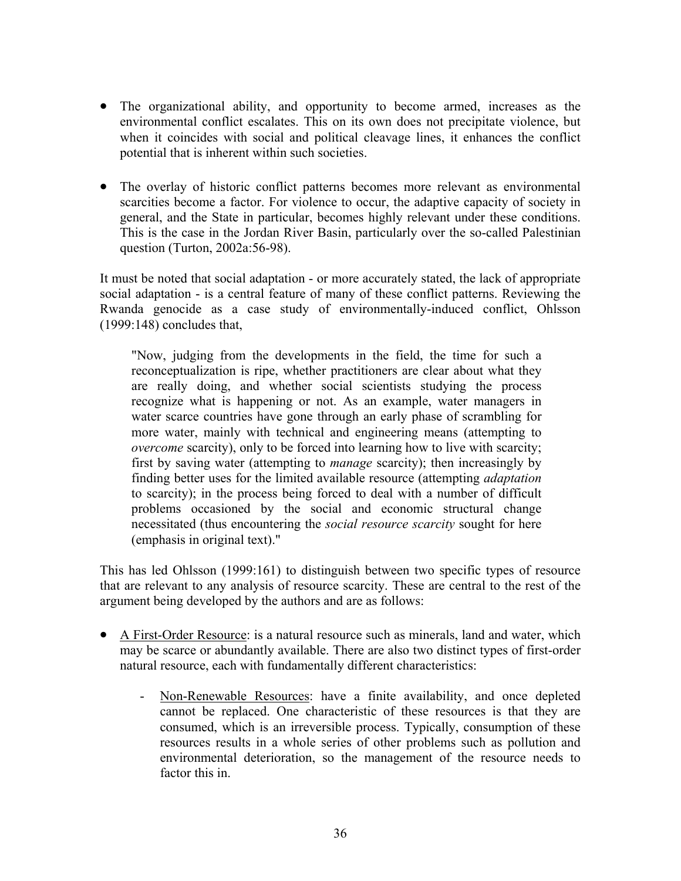- The organizational ability, and opportunity to become armed, increases as the environmental conflict escalates. This on its own does not precipitate violence, but when it coincides with social and political cleavage lines, it enhances the conflict potential that is inherent within such societies.

- The overlay of historic conflict patterns becomes more relevant as environmental scarcities become a factor. For violence to occur, the adaptive capacity of society in general, and the State in particular, becomes highly relevant under these conditions. This is the case in the Jordan River Basin, particularly over the so-called Palestinian question (Turton, 2002a:56-98).

It must be noted that social adaptation - or more accurately stated, the lack of appropriate social adaptation - is a central feature of many of these conflict patterns. Reviewing the Rwanda genocide as a case study of environmentally-induced conflict, Ohlsson (1999:148) concludes that,

> "Now, judging from the developments in the field, the time for such a reconceptualization is ripe, whether practitioners are clear about what they are really doing, and whether social scientists studying the process recognize what is happening or not. As an example, water managers in water scarce countries have gone through an early phase of scrambling for more water, mainly with technical and engineering means (attempting to *overcome* scarcity), only to be forced into learning how to live with scarcity; first by saving water (attempting to *manage* scarcity); then increasingly by finding better uses for the limited available resource (attempting *adaptation* to scarcity); in the process being forced to deal with a number of difficult problems occasioned by the social and economic structural change necessitated (thus encountering the *social resource scarcity* sought for here (emphasis in original text)."

This has led Ohlsson (1999:161) to distinguish between two specific types of resource that are relevant to any analysis of resource scarcity. These are central to the rest of the argument being developed by the authors and are as follows:

- A First-Order Resource: is a natural resource such as minerals, land and water, which may be scarce or abundantly available. There are also two distinct types of first-order natural resource, each with fundamentally different characteristics:

    - Non-Renewable Resources: have a finite availability, and once depleted cannot be replaced. One characteristic of these resources is that they are consumed, which is an irreversible process. Typically, consumption of these resources results in a whole series of other problems such as pollution and environmental deterioration, so the management of the resource needs to factor this in.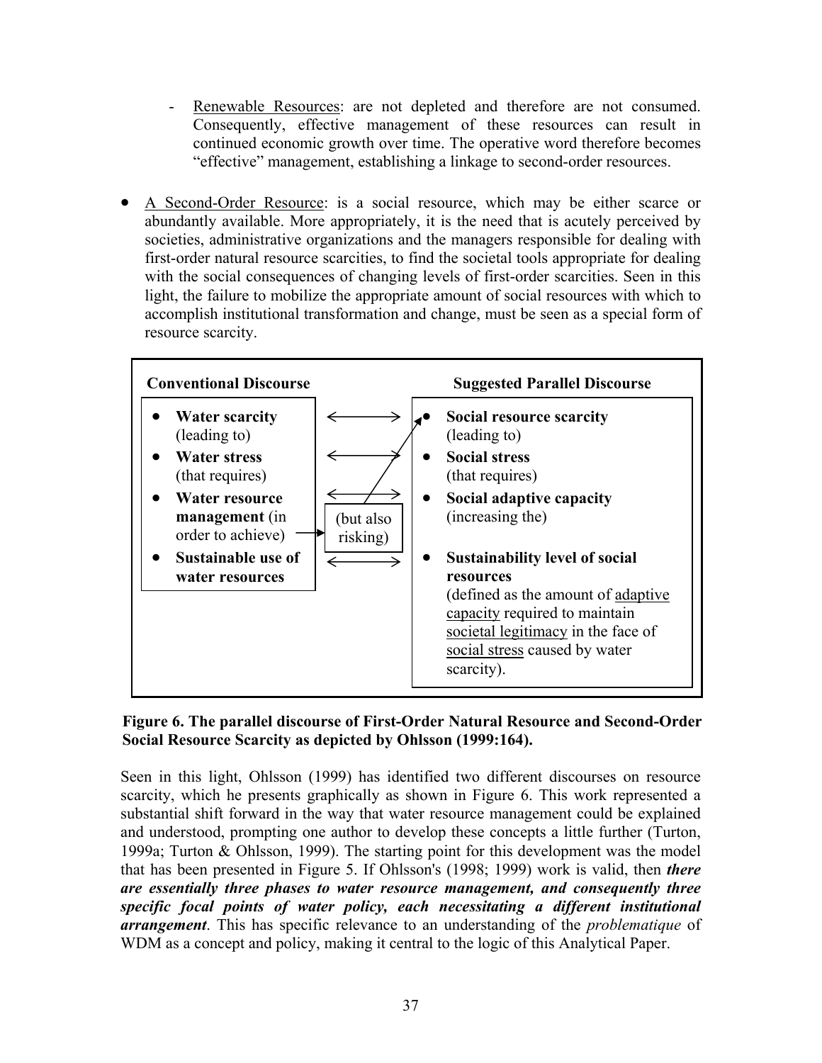- Renewable Resources: are not depleted and therefore are not consumed. Consequently, effective management of these resources can result in continued economic growth over time. The operative word therefore becomes "effective" management, establishing a linkage to second-order resources.

- A Second-Order Resource: is a social resource, which may be either scarce or abundantly available. More appropriately, it is the need that is acutely perceived by societies, administrative organizations and the managers responsible for dealing with first-order natural resource scarcities, to find the societal tools appropriate for dealing with the social consequences of changing levels of first-order scarcities. Seen in this light, the failure to mobilize the appropriate amount of social resources with which to accomplish institutional transformation and change, must be seen as a special form of resource scarcity.

| Conventional Discourse | | Suggested Parallel Discourse |
|---|---|---|
| **Water scarcity** (leading to) | ⟷ | **Social resource scarcity** (leading to) |
| **Water stress** (that requires) | ⟷ | **Social stress** (that requires) |
| **Water resource management** (in order to achieve) | ⟷ (but also risking) ↗ Social resource scarcity | **Social adaptive capacity** (increasing the) |
| **Sustainable use of water resources** | ⟷ | **Sustainability level of social resources** (defined as the amount of adaptive capacity required to maintain societal legitimacy in the face of social stress caused by water scarcity). |

**Figure 6. The parallel discourse of First-Order Natural Resource and Second-Order Social Resource Scarcity as depicted by Ohlsson (1999:164).**

Seen in this light, Ohlsson (1999) has identified two different discourses on resource scarcity, which he presents graphically as shown in Figure 6. This work represented a substantial shift forward in the way that water resource management could be explained and understood, prompting one author to develop these concepts a little further (Turton, 1999a; Turton & Ohlsson, 1999). The starting point for this development was the model that has been presented in Figure 5. If Ohlsson's (1998; 1999) work is valid, then ***there are essentially three phases to water resource management, and consequently three specific focal points of water policy, each necessitating a different institutional arrangement***. This has specific relevance to an understanding of the *problematique* of WDM as a concept and policy, making it central to the logic of this Analytical Paper.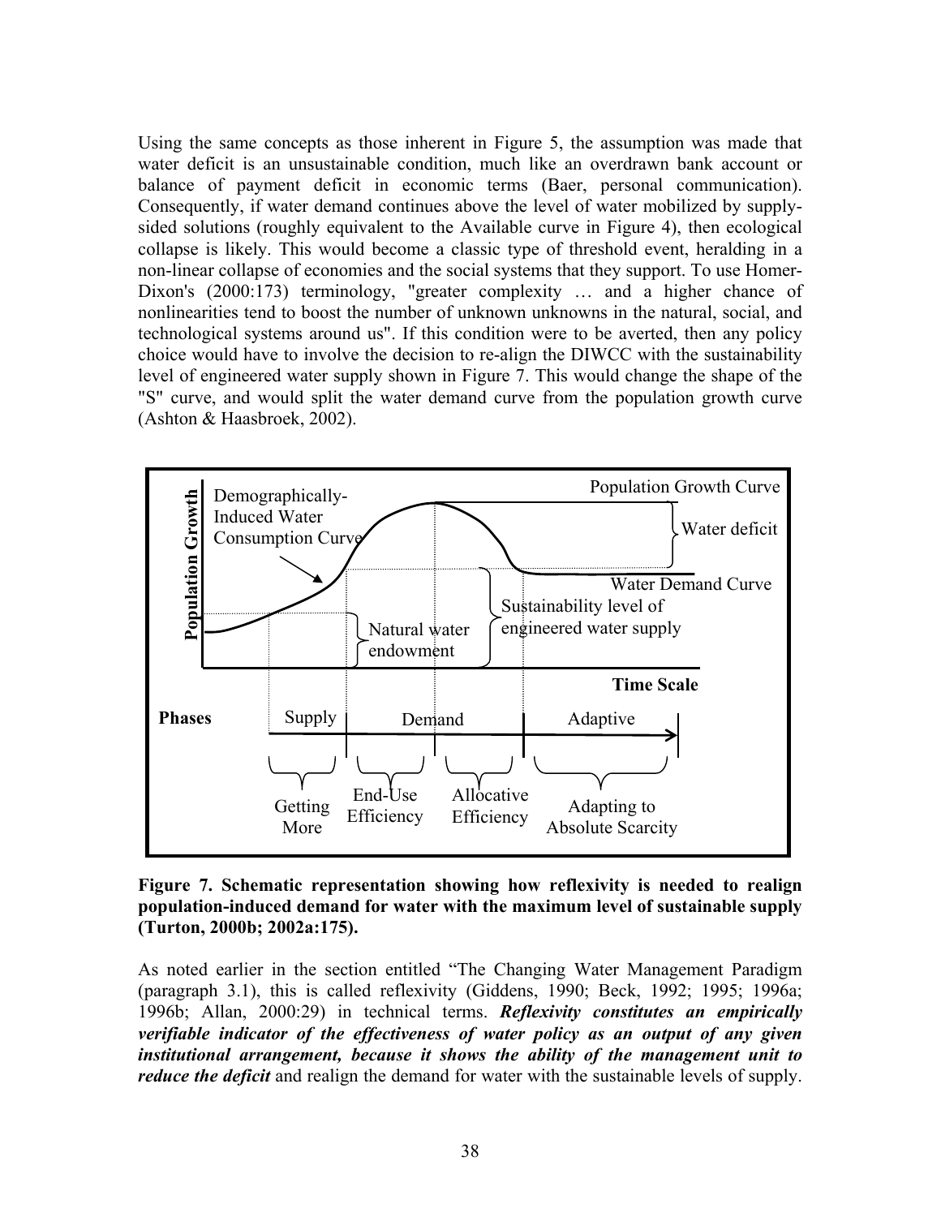Using the same concepts as those inherent in Figure 5, the assumption was made that water deficit is an unsustainable condition, much like an overdrawn bank account or balance of payment deficit in economic terms (Baer, personal communication). Consequently, if water demand continues above the level of water mobilized by supply-sided solutions (roughly equivalent to the Available curve in Figure 4), then ecological collapse is likely. This would become a classic type of threshold event, heralding in a non-linear collapse of economies and the social systems that they support. To use Homer-Dixon's (2000:173) terminology, "greater complexity … and a higher chance of nonlinearities tend to boost the number of unknown unknowns in the natural, social, and technological systems around us". If this condition were to be averted, then any policy choice would have to involve the decision to re-align the DIWCC with the sustainability level of engineered water supply shown in Figure 7. This would change the shape of the "S" curve, and would split the water demand curve from the population growth curve (Ashton & Haasbroek, 2002).

**Figure 7. Schematic representation showing how reflexivity is needed to realign population-induced demand for water with the maximum level of sustainable supply (Turton, 2000b; 2002a:175).**

As noted earlier in the section entitled "The Changing Water Management Paradigm (paragraph 3.1), this is called reflexivity (Giddens, 1990; Beck, 1992; 1995; 1996a; 1996b; Allan, 2000:29) in technical terms. ***Reflexivity constitutes an empirically verifiable indicator of the effectiveness of water policy as an output of any given institutional arrangement, because it shows the ability of the management unit to reduce the deficit*** and realign the demand for water with the sustainable levels of supply.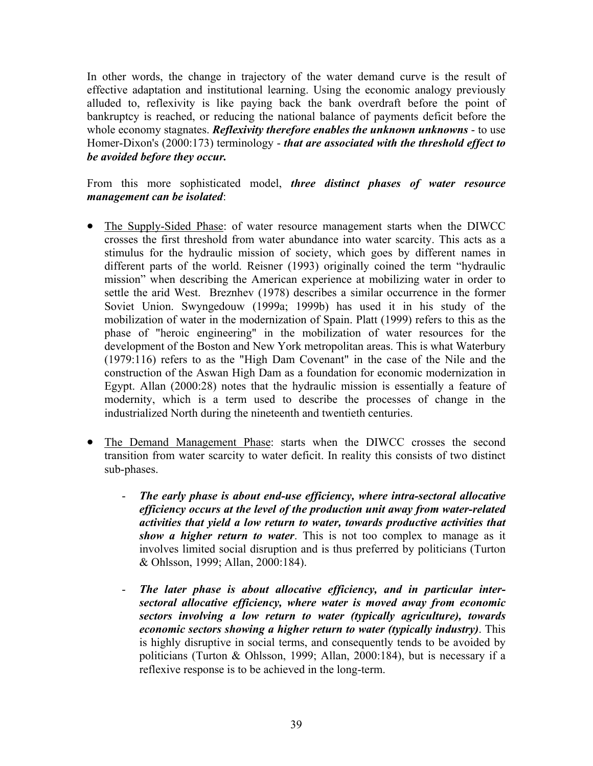In other words, the change in trajectory of the water demand curve is the result of effective adaptation and institutional learning. Using the economic analogy previously alluded to, reflexivity is like paying back the bank overdraft before the point of bankruptcy is reached, or reducing the national balance of payments deficit before the whole economy stagnates. ***Reflexivity therefore enables the unknown unknowns*** - to use Homer-Dixon's (2000:173) terminology - ***that are associated with the threshold effect to be avoided before they occur.***

From this more sophisticated model, ***three distinct phases of water resource management can be isolated***:

- The Supply-Sided Phase: of water resource management starts when the DIWCC crosses the first threshold from water abundance into water scarcity. This acts as a stimulus for the hydraulic mission of society, which goes by different names in different parts of the world. Reisner (1993) originally coined the term "hydraulic mission" when describing the American experience at mobilizing water in order to settle the arid West. Breznhev (1978) describes a similar occurrence in the former Soviet Union. Swyngedouw (1999a; 1999b) has used it in his study of the mobilization of water in the modernization of Spain. Platt (1999) refers to this as the phase of "heroic engineering" in the mobilization of water resources for the development of the Boston and New York metropolitan areas. This is what Waterbury (1979:116) refers to as the "High Dam Covenant" in the case of the Nile and the construction of the Aswan High Dam as a foundation for economic modernization in Egypt. Allan (2000:28) notes that the hydraulic mission is essentially a feature of modernity, which is a term used to describe the processes of change in the industrialized North during the nineteenth and twentieth centuries.

- The Demand Management Phase: starts when the DIWCC crosses the second transition from water scarcity to water deficit. In reality this consists of two distinct sub-phases.

  - ***The early phase is about end-use efficiency, where intra-sectoral allocative efficiency occurs at the level of the production unit away from water-related activities that yield a low return to water, towards productive activities that show a higher return to water***. This is not too complex to manage as it involves limited social disruption and is thus preferred by politicians (Turton & Ohlsson, 1999; Allan, 2000:184).

  - ***The later phase is about allocative efficiency, and in particular inter-sectoral allocative efficiency, where water is moved away from economic sectors involving a low return to water (typically agriculture), towards economic sectors showing a higher return to water (typically industry)***. This is highly disruptive in social terms, and consequently tends to be avoided by politicians (Turton & Ohlsson, 1999; Allan, 2000:184), but is necessary if a reflexive response is to be achieved in the long-term.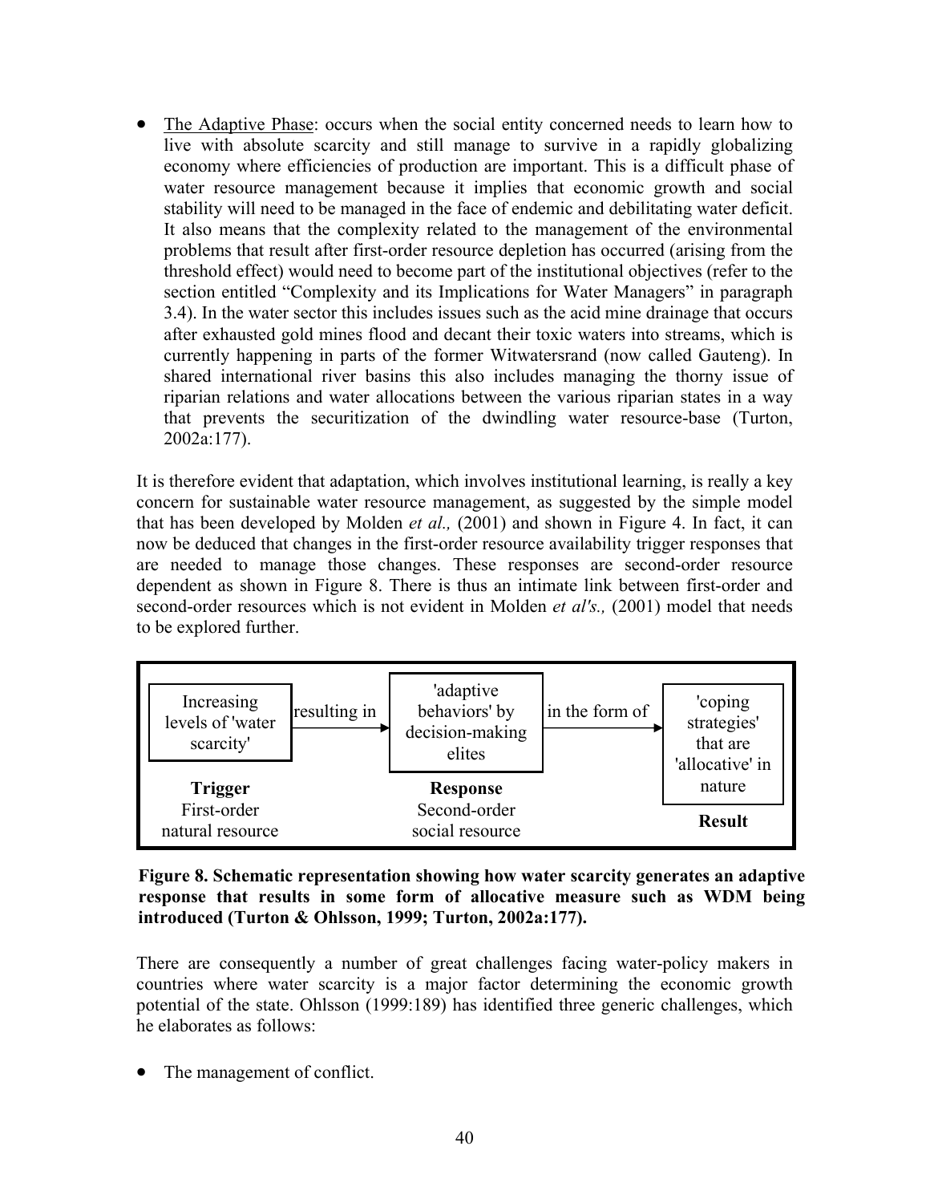- <u>The Adaptive Phase</u>: occurs when the social entity concerned needs to learn how to live with absolute scarcity and still manage to survive in a rapidly globalizing economy where efficiencies of production are important. This is a difficult phase of water resource management because it implies that economic growth and social stability will need to be managed in the face of endemic and debilitating water deficit. It also means that the complexity related to the management of the environmental problems that result after first-order resource depletion has occurred (arising from the threshold effect) would need to become part of the institutional objectives (refer to the section entitled "Complexity and its Implications for Water Managers" in paragraph 3.4). In the water sector this includes issues such as the acid mine drainage that occurs after exhausted gold mines flood and decant their toxic waters into streams, which is currently happening in parts of the former Witwatersrand (now called Gauteng). In shared international river basins this also includes managing the thorny issue of riparian relations and water allocations between the various riparian states in a way that prevents the securitization of the dwindling water resource-base (Turton, 2002a:177).

It is therefore evident that adaptation, which involves institutional learning, is really a key concern for sustainable water resource management, as suggested by the simple model that has been developed by Molden *et al.,* (2001) and shown in Figure 4. In fact, it can now be deduced that changes in the first-order resource availability trigger responses that are needed to manage those changes. These responses are second-order resource dependent as shown in Figure 8. There is thus an intimate link between first-order and second-order resources which is not evident in Molden *et al's.,* (2001) model that needs to be explored further.

| Increasing levels of 'water scarcity' | resulting in → | 'adaptive behaviors' by decision-making elites | in the form of → | 'coping strategies' that are 'allocative' in nature |
|---|---|---|---|---|
| **Trigger** First-order natural resource | | **Response** Second-order social resource | | **Result** |

**Figure 8. Schematic representation showing how water scarcity generates an adaptive response that results in some form of allocative measure such as WDM being introduced (Turton & Ohlsson, 1999; Turton, 2002a:177).**

There are consequently a number of great challenges facing water-policy makers in countries where water scarcity is a major factor determining the economic growth potential of the state. Ohlsson (1999:189) has identified three generic challenges, which he elaborates as follows:

- The management of conflict.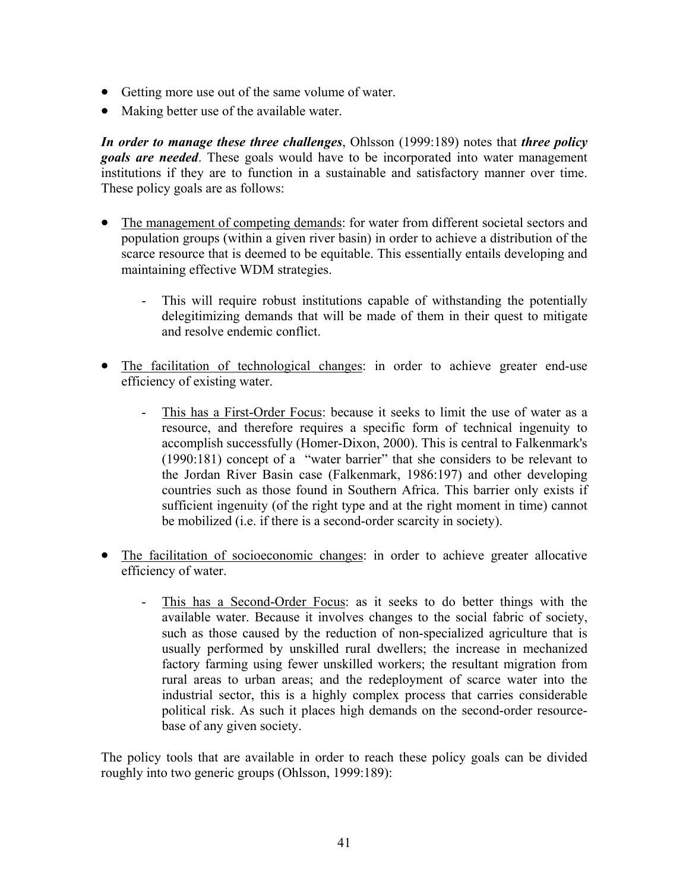- Getting more use out of the same volume of water.
- Making better use of the available water.

***In order to manage these three challenges***, Ohlsson (1999:189) notes that ***three policy goals are needed***. These goals would have to be incorporated into water management institutions if they are to function in a sustainable and satisfactory manner over time. These policy goals are as follows:

- <u>The management of competing demands</u>: for water from different societal sectors and population groups (within a given river basin) in order to achieve a distribution of the scarce resource that is deemed to be equitable. This essentially entails developing and maintaining effective WDM strategies.
    - This will require robust institutions capable of withstanding the potentially delegitimizing demands that will be made of them in their quest to mitigate and resolve endemic conflict.

- <u>The facilitation of technological changes</u>: in order to achieve greater end-use efficiency of existing water.
    - <u>This has a First-Order Focus</u>: because it seeks to limit the use of water as a resource, and therefore requires a specific form of technical ingenuity to accomplish successfully (Homer-Dixon, 2000). This is central to Falkenmark's (1990:181) concept of a "water barrier" that she considers to be relevant to the Jordan River Basin case (Falkenmark, 1986:197) and other developing countries such as those found in Southern Africa. This barrier only exists if sufficient ingenuity (of the right type and at the right moment in time) cannot be mobilized (i.e. if there is a second-order scarcity in society).

- <u>The facilitation of socioeconomic changes</u>: in order to achieve greater allocative efficiency of water.
    - <u>This has a Second-Order Focus</u>: as it seeks to do better things with the available water. Because it involves changes to the social fabric of society, such as those caused by the reduction of non-specialized agriculture that is usually performed by unskilled rural dwellers; the increase in mechanized factory farming using fewer unskilled workers; the resultant migration from rural areas to urban areas; and the redeployment of scarce water into the industrial sector, this is a highly complex process that carries considerable political risk. As such it places high demands on the second-order resource-base of any given society.

The policy tools that are available in order to reach these policy goals can be divided roughly into two generic groups (Ohlsson, 1999:189):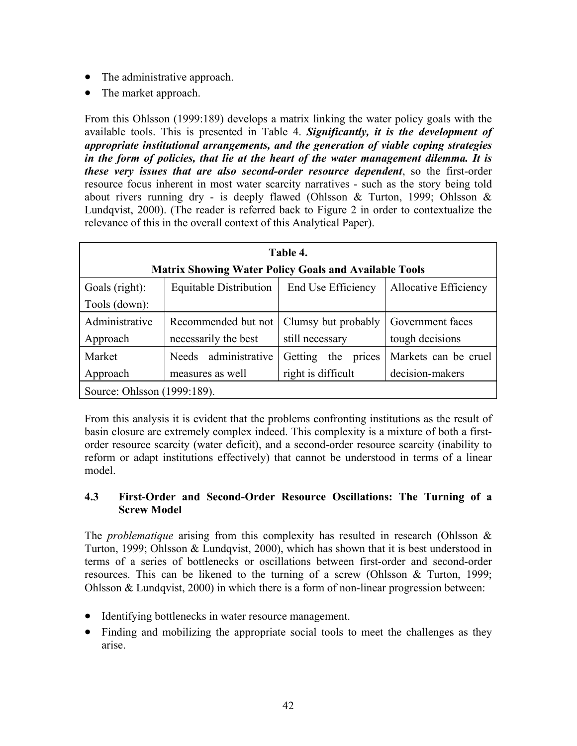- The administrative approach.
- The market approach.

From this Ohlsson (1999:189) develops a matrix linking the water policy goals with the available tools. This is presented in Table 4. ***Significantly, it is the development of appropriate institutional arrangements, and the generation of viable coping strategies in the form of policies, that lie at the heart of the water management dilemma. It is these very issues that are also second-order resource dependent***, so the first-order resource focus inherent in most water scarcity narratives - such as the story being told about rivers running dry - is deeply flawed (Ohlsson & Turton, 1999; Ohlsson & Lundqvist, 2000). (The reader is referred back to Figure 2 in order to contextualize the relevance of this in the overall context of this Analytical Paper).

**Table 4.**
**Matrix Showing Water Policy Goals and Available Tools**

| Goals (right): Tools (down): | Equitable Distribution | End Use Efficiency | Allocative Efficiency |
|---|---|---|---|
| Administrative Approach | Recommended but not necessarily the best | Clumsy but probably still necessary | Government faces tough decisions |
| Market Approach | Needs administrative measures as well | Getting the prices right is difficult | Markets can be cruel decision-makers |

Source: Ohlsson (1999:189).

From this analysis it is evident that the problems confronting institutions as the result of basin closure are extremely complex indeed. This complexity is a mixture of both a first-order resource scarcity (water deficit), and a second-order resource scarcity (inability to reform or adapt institutions effectively) that cannot be understood in terms of a linear model.

### 4.3 First-Order and Second-Order Resource Oscillations: The Turning of a Screw Model

The *problematique* arising from this complexity has resulted in research (Ohlsson & Turton, 1999; Ohlsson & Lundqvist, 2000), which has shown that it is best understood in terms of a series of bottlenecks or oscillations between first-order and second-order resources. This can be likened to the turning of a screw (Ohlsson & Turton, 1999; Ohlsson & Lundqvist, 2000) in which there is a form of non-linear progression between:

- Identifying bottlenecks in water resource management.
- Finding and mobilizing the appropriate social tools to meet the challenges as they arise.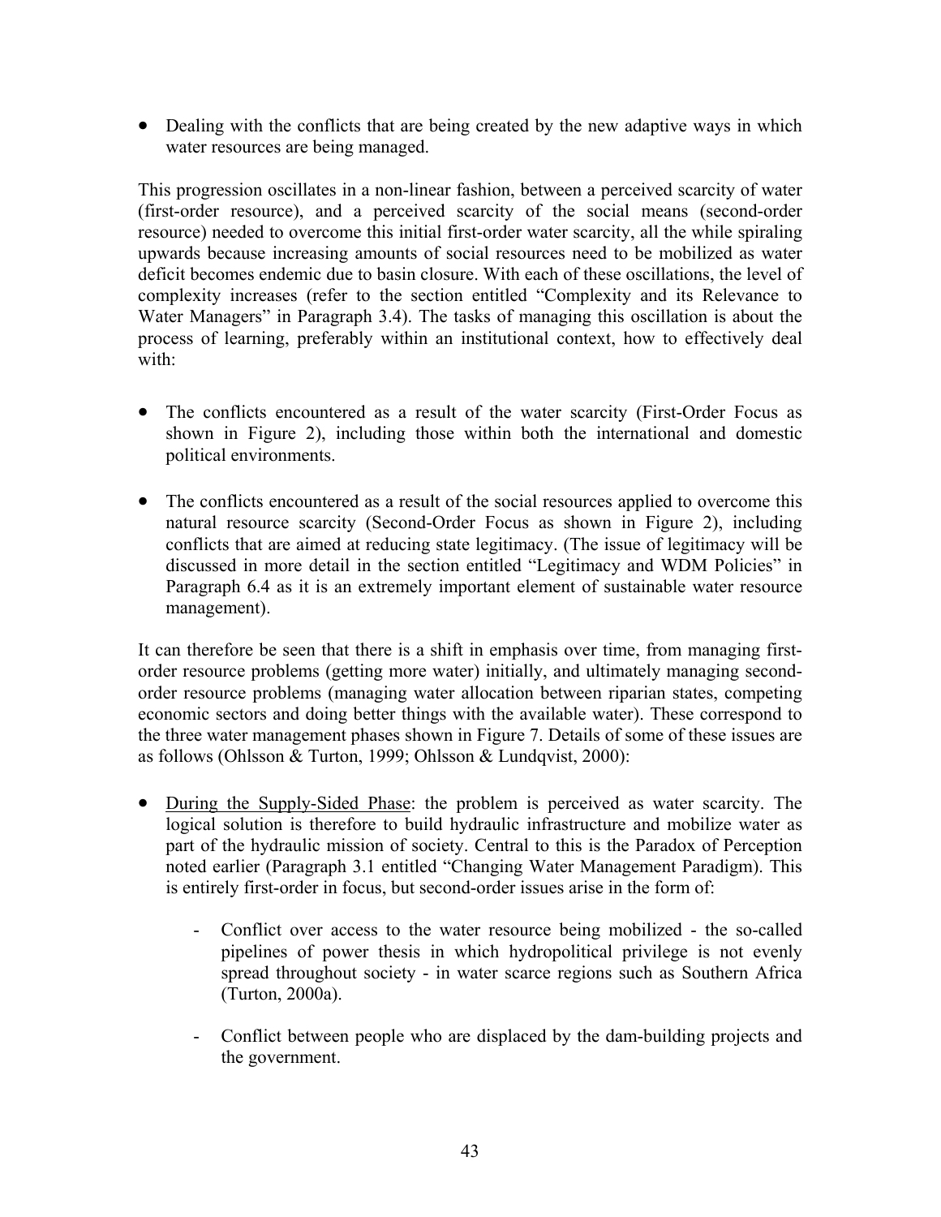- Dealing with the conflicts that are being created by the new adaptive ways in which water resources are being managed.

This progression oscillates in a non-linear fashion, between a perceived scarcity of water (first-order resource), and a perceived scarcity of the social means (second-order resource) needed to overcome this initial first-order water scarcity, all the while spiraling upwards because increasing amounts of social resources need to be mobilized as water deficit becomes endemic due to basin closure. With each of these oscillations, the level of complexity increases (refer to the section entitled "Complexity and its Relevance to Water Managers" in Paragraph 3.4). The tasks of managing this oscillation is about the process of learning, preferably within an institutional context, how to effectively deal with:

- The conflicts encountered as a result of the water scarcity (First-Order Focus as shown in Figure 2), including those within both the international and domestic political environments.

- The conflicts encountered as a result of the social resources applied to overcome this natural resource scarcity (Second-Order Focus as shown in Figure 2), including conflicts that are aimed at reducing state legitimacy. (The issue of legitimacy will be discussed in more detail in the section entitled "Legitimacy and WDM Policies" in Paragraph 6.4 as it is an extremely important element of sustainable water resource management).

It can therefore be seen that there is a shift in emphasis over time, from managing first-order resource problems (getting more water) initially, and ultimately managing second-order resource problems (managing water allocation between riparian states, competing economic sectors and doing better things with the available water). These correspond to the three water management phases shown in Figure 7. Details of some of these issues are as follows (Ohlsson & Turton, 1999; Ohlsson & Lundqvist, 2000):

- <u>During the Supply-Sided Phase</u>: the problem is perceived as water scarcity. The logical solution is therefore to build hydraulic infrastructure and mobilize water as part of the hydraulic mission of society. Central to this is the Paradox of Perception noted earlier (Paragraph 3.1 entitled "Changing Water Management Paradigm). This is entirely first-order in focus, but second-order issues arise in the form of:

    - Conflict over access to the water resource being mobilized - the so-called pipelines of power thesis in which hydropolitical privilege is not evenly spread throughout society - in water scarce regions such as Southern Africa (Turton, 2000a).

    - Conflict between people who are displaced by the dam-building projects and the government.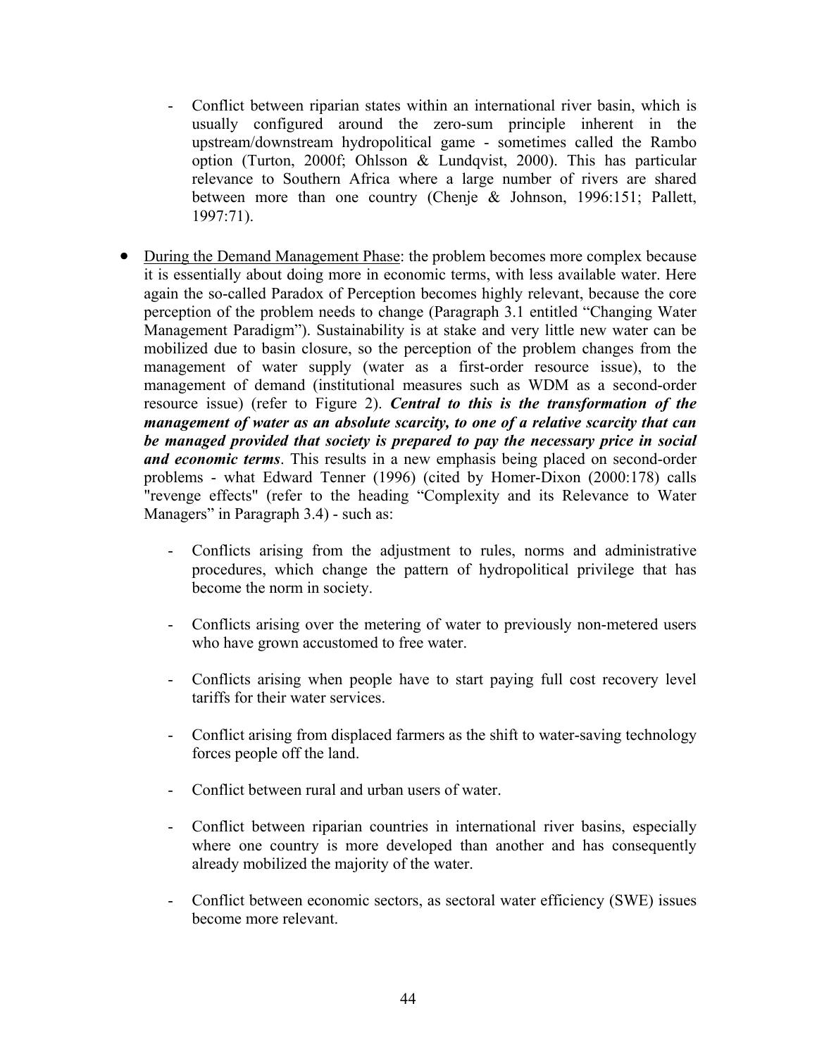- Conflict between riparian states within an international river basin, which is usually configured around the zero-sum principle inherent in the upstream/downstream hydropolitical game - sometimes called the Rambo option (Turton, 2000f; Ohlsson & Lundqvist, 2000). This has particular relevance to Southern Africa where a large number of rivers are shared between more than one country (Chenje & Johnson, 1996:151; Pallett, 1997:71).

- <u>During the Demand Management Phase</u>: the problem becomes more complex because it is essentially about doing more in economic terms, with less available water. Here again the so-called Paradox of Perception becomes highly relevant, because the core perception of the problem needs to change (Paragraph 3.1 entitled "Changing Water Management Paradigm"). Sustainability is at stake and very little new water can be mobilized due to basin closure, so the perception of the problem changes from the management of water supply (water as a first-order resource issue), to the management of demand (institutional measures such as WDM as a second-order resource issue) (refer to Figure 2). ***Central to this is the transformation of the management of water as an absolute scarcity, to one of a relative scarcity that can be managed provided that society is prepared to pay the necessary price in social and economic terms***. This results in a new emphasis being placed on second-order problems - what Edward Tenner (1996) (cited by Homer-Dixon (2000:178) calls "revenge effects" (refer to the heading "Complexity and its Relevance to Water Managers" in Paragraph 3.4) - such as:

   - Conflicts arising from the adjustment to rules, norms and administrative procedures, which change the pattern of hydropolitical privilege that has become the norm in society.

   - Conflicts arising over the metering of water to previously non-metered users who have grown accustomed to free water.

   - Conflicts arising when people have to start paying full cost recovery level tariffs for their water services.

   - Conflict arising from displaced farmers as the shift to water-saving technology forces people off the land.

   - Conflict between rural and urban users of water.

   - Conflict between riparian countries in international river basins, especially where one country is more developed than another and has consequently already mobilized the majority of the water.

   - Conflict between economic sectors, as sectoral water efficiency (SWE) issues become more relevant.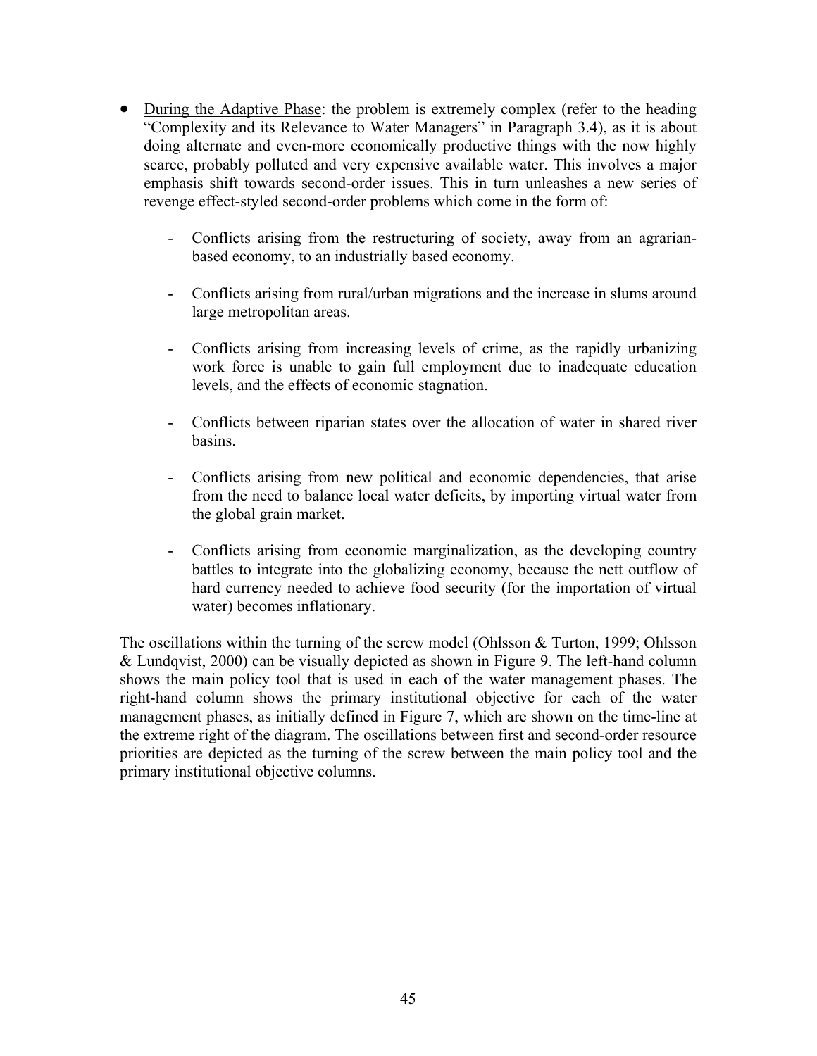- <u>During the Adaptive Phase</u>: the problem is extremely complex (refer to the heading "Complexity and its Relevance to Water Managers" in Paragraph 3.4), as it is about doing alternate and even-more economically productive things with the now highly scarce, probably polluted and very expensive available water. This involves a major emphasis shift towards second-order issues. This in turn unleashes a new series of revenge effect-styled second-order problems which come in the form of:

    - Conflicts arising from the restructuring of society, away from an agrarian-based economy, to an industrially based economy.

    - Conflicts arising from rural/urban migrations and the increase in slums around large metropolitan areas.

    - Conflicts arising from increasing levels of crime, as the rapidly urbanizing work force is unable to gain full employment due to inadequate education levels, and the effects of economic stagnation.

    - Conflicts between riparian states over the allocation of water in shared river basins.

    - Conflicts arising from new political and economic dependencies, that arise from the need to balance local water deficits, by importing virtual water from the global grain market.

    - Conflicts arising from economic marginalization, as the developing country battles to integrate into the globalizing economy, because the nett outflow of hard currency needed to achieve food security (for the importation of virtual water) becomes inflationary.

The oscillations within the turning of the screw model (Ohlsson & Turton, 1999; Ohlsson & Lundqvist, 2000) can be visually depicted as shown in Figure 9. The left-hand column shows the main policy tool that is used in each of the water management phases. The right-hand column shows the primary institutional objective for each of the water management phases, as initially defined in Figure 7, which are shown on the time-line at the extreme right of the diagram. The oscillations between first and second-order resource priorities are depicted as the turning of the screw between the main policy tool and the primary institutional objective columns.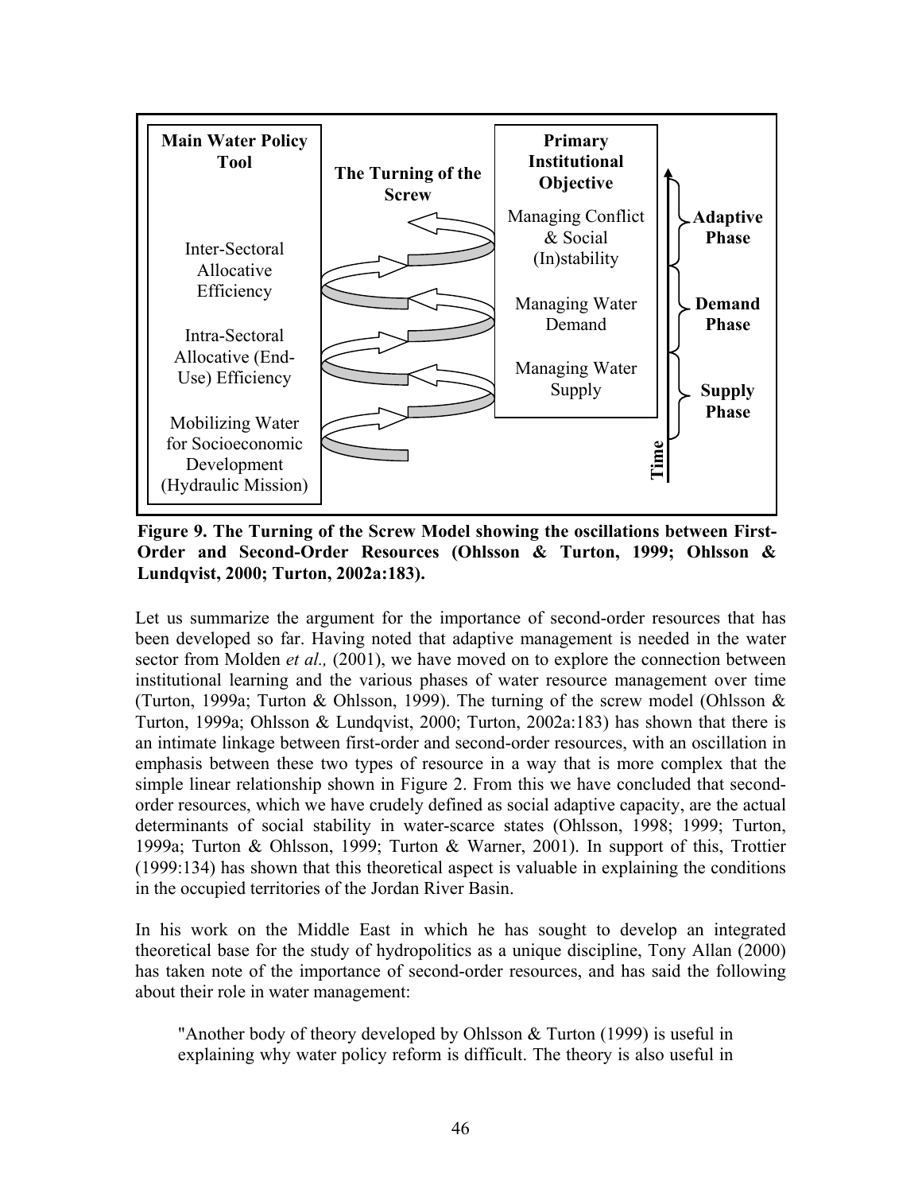| Main Water Policy Tool | The Turning of the Screw | Primary Institutional Objective | Time |
| --- | --- | --- | --- |
| Inter-Sectoral Allocative Efficiency | | Managing Conflict & Social (In)stability | Adaptive Phase |
| Intra-Sectoral Allocative (End-Use) Efficiency | | Managing Water Demand | Demand Phase |
| Mobilizing Water for Socioeconomic Development (Hydraulic Mission) | | Managing Water Supply | Supply Phase |

**Figure 9. The Turning of the Screw Model showing the oscillations between First-Order and Second-Order Resources (Ohlsson & Turton, 1999; Ohlsson & Lundqvist, 2000; Turton, 2002a:183).**

Let us summarize the argument for the importance of second-order resources that has been developed so far. Having noted that adaptive management is needed in the water sector from Molden *et al.,* (2001), we have moved on to explore the connection between institutional learning and the various phases of water resource management over time (Turton, 1999a; Turton & Ohlsson, 1999). The turning of the screw model (Ohlsson & Turton, 1999a; Ohlsson & Lundqvist, 2000; Turton, 2002a:183) has shown that there is an intimate linkage between first-order and second-order resources, with an oscillation in emphasis between these two types of resource in a way that is more complex that the simple linear relationship shown in Figure 2. From this we have concluded that second-order resources, which we have crudely defined as social adaptive capacity, are the actual determinants of social stability in water-scarce states (Ohlsson, 1998; 1999; Turton, 1999a; Turton & Ohlsson, 1999; Turton & Warner, 2001). In support of this, Trottier (1999:134) has shown that this theoretical aspect is valuable in explaining the conditions in the occupied territories of the Jordan River Basin.

In his work on the Middle East in which he has sought to develop an integrated theoretical base for the study of hydropolitics as a unique discipline, Tony Allan (2000) has taken note of the importance of second-order resources, and has said the following about their role in water management:

> "Another body of theory developed by Ohlsson & Turton (1999) is useful in explaining why water policy reform is difficult. The theory is also useful in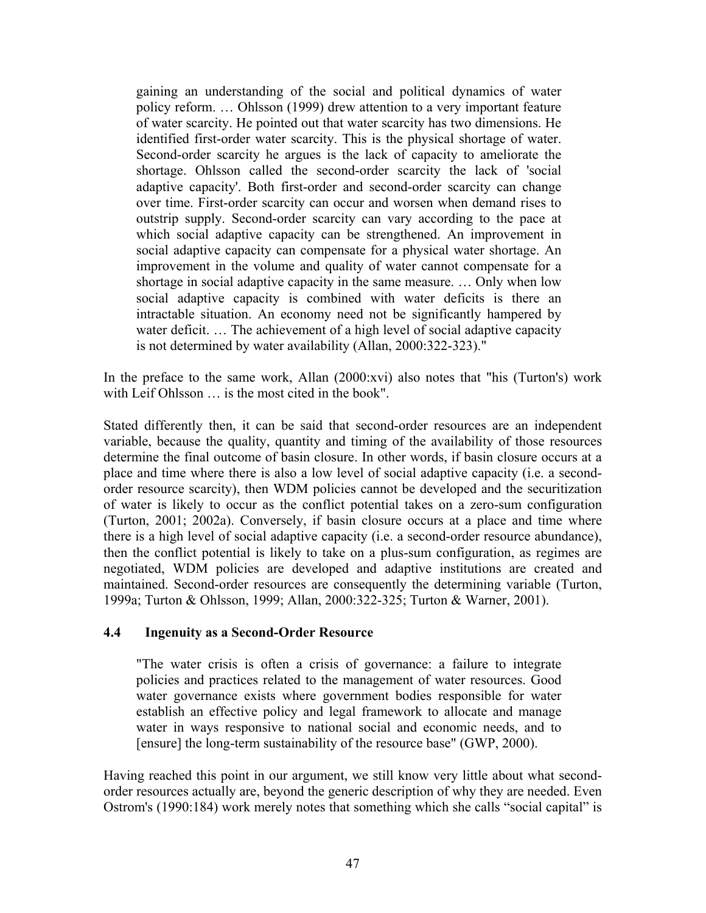> gaining an understanding of the social and political dynamics of water policy reform. … Ohlsson (1999) drew attention to a very important feature of water scarcity. He pointed out that water scarcity has two dimensions. He identified first-order water scarcity. This is the physical shortage of water. Second-order scarcity he argues is the lack of capacity to ameliorate the shortage. Ohlsson called the second-order scarcity the lack of 'social adaptive capacity'. Both first-order and second-order scarcity can change over time. First-order scarcity can occur and worsen when demand rises to outstrip supply. Second-order scarcity can vary according to the pace at which social adaptive capacity can be strengthened. An improvement in social adaptive capacity can compensate for a physical water shortage. An improvement in the volume and quality of water cannot compensate for a shortage in social adaptive capacity in the same measure. … Only when low social adaptive capacity is combined with water deficits is there an intractable situation. An economy need not be significantly hampered by water deficit. … The achievement of a high level of social adaptive capacity is not determined by water availability (Allan, 2000:322-323)."

In the preface to the same work, Allan (2000:xvi) also notes that "his (Turton's) work with Leif Ohlsson … is the most cited in the book".

Stated differently then, it can be said that second-order resources are an independent variable, because the quality, quantity and timing of the availability of those resources determine the final outcome of basin closure. In other words, if basin closure occurs at a place and time where there is also a low level of social adaptive capacity (i.e. a second-order resource scarcity), then WDM policies cannot be developed and the securitization of water is likely to occur as the conflict potential takes on a zero-sum configuration (Turton, 2001; 2002a). Conversely, if basin closure occurs at a place and time where there is a high level of social adaptive capacity (i.e. a second-order resource abundance), then the conflict potential is likely to take on a plus-sum configuration, as regimes are negotiated, WDM policies are developed and adaptive institutions are created and maintained. Second-order resources are consequently the determining variable (Turton, 1999a; Turton & Ohlsson, 1999; Allan, 2000:322-325; Turton & Warner, 2001).

### 4.4 Ingenuity as a Second-Order Resource

> "The water crisis is often a crisis of governance: a failure to integrate policies and practices related to the management of water resources. Good water governance exists where government bodies responsible for water establish an effective policy and legal framework to allocate and manage water in ways responsive to national social and economic needs, and to [ensure] the long-term sustainability of the resource base" (GWP, 2000).

Having reached this point in our argument, we still know very little about what second-order resources actually are, beyond the generic description of why they are needed. Even Ostrom's (1990:184) work merely notes that something which she calls "social capital" is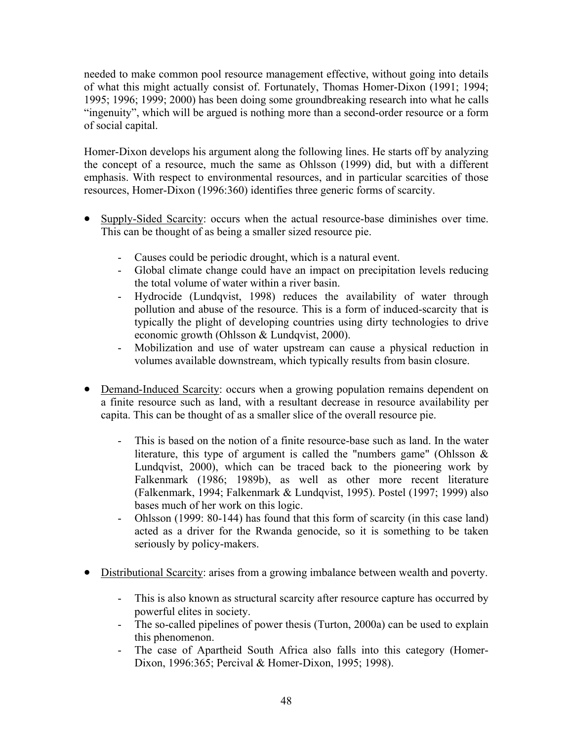needed to make common pool resource management effective, without going into details of what this might actually consist of. Fortunately, Thomas Homer-Dixon (1991; 1994; 1995; 1996; 1999; 2000) has been doing some groundbreaking research into what he calls "ingenuity", which will be argued is nothing more than a second-order resource or a form of social capital.

Homer-Dixon develops his argument along the following lines. He starts off by analyzing the concept of a resource, much the same as Ohlsson (1999) did, but with a different emphasis. With respect to environmental resources, and in particular scarcities of those resources, Homer-Dixon (1996:360) identifies three generic forms of scarcity.

- <u>Supply-Sided Scarcity</u>: occurs when the actual resource-base diminishes over time. This can be thought of as being a smaller sized resource pie.
  - Causes could be periodic drought, which is a natural event.
  - Global climate change could have an impact on precipitation levels reducing the total volume of water within a river basin.
  - Hydrocide (Lundqvist, 1998) reduces the availability of water through pollution and abuse of the resource. This is a form of induced-scarcity that is typically the plight of developing countries using dirty technologies to drive economic growth (Ohlsson & Lundqvist, 2000).
  - Mobilization and use of water upstream can cause a physical reduction in volumes available downstream, which typically results from basin closure.

- <u>Demand-Induced Scarcity</u>: occurs when a growing population remains dependent on a finite resource such as land, with a resultant decrease in resource availability per capita. This can be thought of as a smaller slice of the overall resource pie.
  - This is based on the notion of a finite resource-base such as land. In the water literature, this type of argument is called the "numbers game" (Ohlsson & Lundqvist, 2000), which can be traced back to the pioneering work by Falkenmark (1986; 1989b), as well as other more recent literature (Falkenmark, 1994; Falkenmark & Lundqvist, 1995). Postel (1997; 1999) also bases much of her work on this logic.
  - Ohlsson (1999: 80-144) has found that this form of scarcity (in this case land) acted as a driver for the Rwanda genocide, so it is something to be taken seriously by policy-makers.

- <u>Distributional Scarcity</u>: arises from a growing imbalance between wealth and poverty.
  - This is also known as structural scarcity after resource capture has occurred by powerful elites in society.
  - The so-called pipelines of power thesis (Turton, 2000a) can be used to explain this phenomenon.
  - The case of Apartheid South Africa also falls into this category (Homer-Dixon, 1996:365; Percival & Homer-Dixon, 1995; 1998).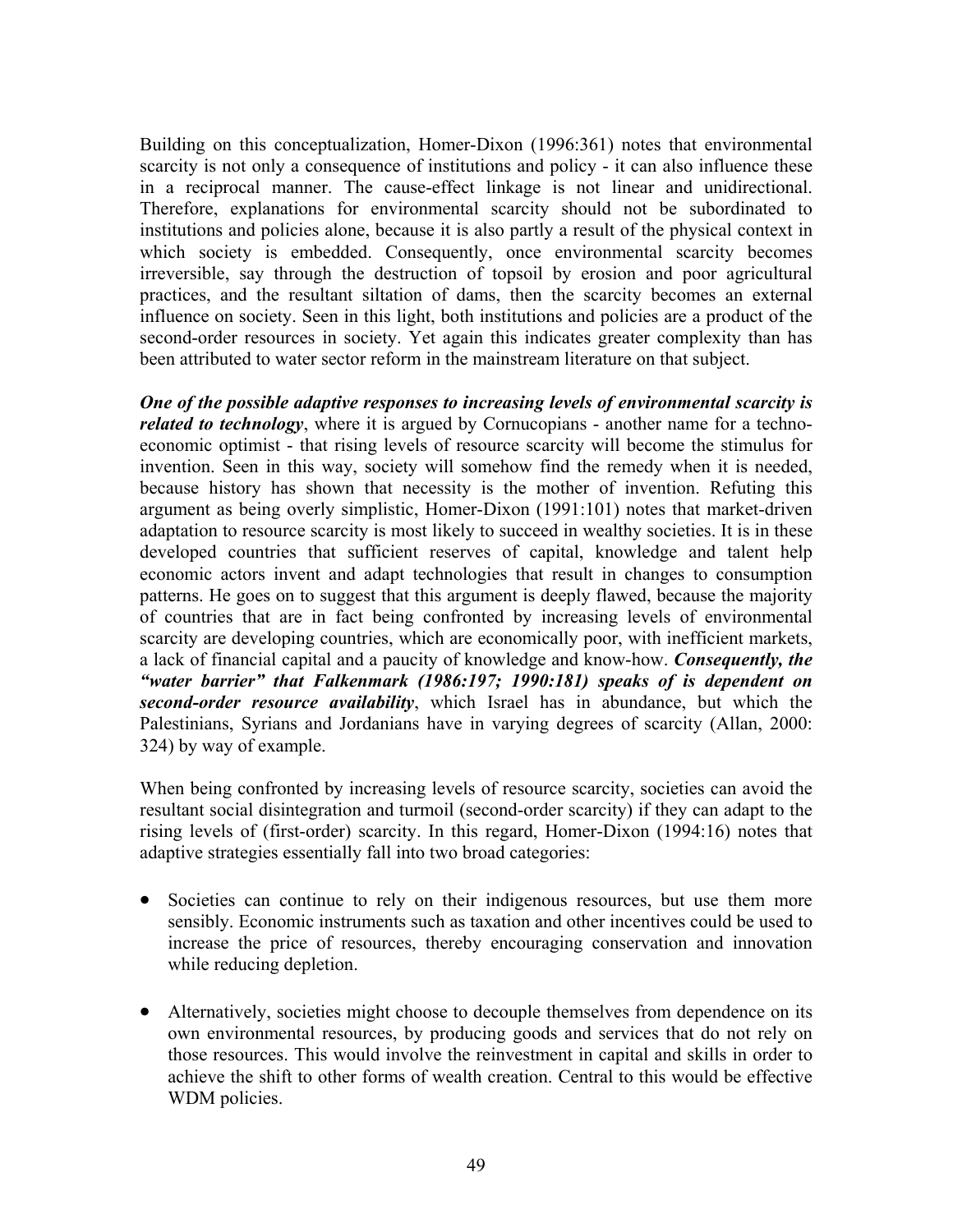Building on this conceptualization, Homer-Dixon (1996:361) notes that environmental scarcity is not only a consequence of institutions and policy - it can also influence these in a reciprocal manner. The cause-effect linkage is not linear and unidirectional. Therefore, explanations for environmental scarcity should not be subordinated to institutions and policies alone, because it is also partly a result of the physical context in which society is embedded. Consequently, once environmental scarcity becomes irreversible, say through the destruction of topsoil by erosion and poor agricultural practices, and the resultant siltation of dams, then the scarcity becomes an external influence on society. Seen in this light, both institutions and policies are a product of the second-order resources in society. Yet again this indicates greater complexity than has been attributed to water sector reform in the mainstream literature on that subject.

***One of the possible adaptive responses to increasing levels of environmental scarcity is related to technology***, where it is argued by Cornucopians - another name for a techno-economic optimist - that rising levels of resource scarcity will become the stimulus for invention. Seen in this way, society will somehow find the remedy when it is needed, because history has shown that necessity is the mother of invention. Refuting this argument as being overly simplistic, Homer-Dixon (1991:101) notes that market-driven adaptation to resource scarcity is most likely to succeed in wealthy societies. It is in these developed countries that sufficient reserves of capital, knowledge and talent help economic actors invent and adapt technologies that result in changes to consumption patterns. He goes on to suggest that this argument is deeply flawed, because the majority of countries that are in fact being confronted by increasing levels of environmental scarcity are developing countries, which are economically poor, with inefficient markets, a lack of financial capital and a paucity of knowledge and know-how. ***Consequently, the "water barrier" that Falkenmark (1986:197; 1990:181) speaks of is dependent on second-order resource availability***, which Israel has in abundance, but which the Palestinians, Syrians and Jordanians have in varying degrees of scarcity (Allan, 2000: 324) by way of example.

When being confronted by increasing levels of resource scarcity, societies can avoid the resultant social disintegration and turmoil (second-order scarcity) if they can adapt to the rising levels of (first-order) scarcity. In this regard, Homer-Dixon (1994:16) notes that adaptive strategies essentially fall into two broad categories:

- Societies can continue to rely on their indigenous resources, but use them more sensibly. Economic instruments such as taxation and other incentives could be used to increase the price of resources, thereby encouraging conservation and innovation while reducing depletion.

- Alternatively, societies might choose to decouple themselves from dependence on its own environmental resources, by producing goods and services that do not rely on those resources. This would involve the reinvestment in capital and skills in order to achieve the shift to other forms of wealth creation. Central to this would be effective WDM policies.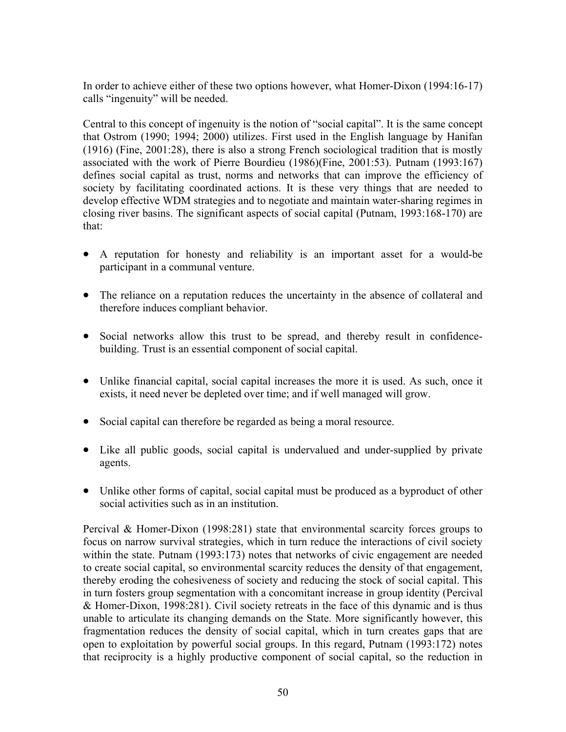In order to achieve either of these two options however, what Homer-Dixon (1994:16-17) calls "ingenuity" will be needed.

Central to this concept of ingenuity is the notion of "social capital". It is the same concept that Ostrom (1990; 1994; 2000) utilizes. First used in the English language by Hanifan (1916) (Fine, 2001:28), there is also a strong French sociological tradition that is mostly associated with the work of Pierre Bourdieu (1986)(Fine, 2001:53). Putnam (1993:167) defines social capital as trust, norms and networks that can improve the efficiency of society by facilitating coordinated actions. It is these very things that are needed to develop effective WDM strategies and to negotiate and maintain water-sharing regimes in closing river basins. The significant aspects of social capital (Putnam, 1993:168-170) are that:

- A reputation for honesty and reliability is an important asset for a would-be participant in a communal venture.
- The reliance on a reputation reduces the uncertainty in the absence of collateral and therefore induces compliant behavior.
- Social networks allow this trust to be spread, and thereby result in confidence-building. Trust is an essential component of social capital.
- Unlike financial capital, social capital increases the more it is used. As such, once it exists, it need never be depleted over time; and if well managed will grow.
- Social capital can therefore be regarded as being a moral resource.
- Like all public goods, social capital is undervalued and under-supplied by private agents.
- Unlike other forms of capital, social capital must be produced as a byproduct of other social activities such as in an institution.

Percival & Homer-Dixon (1998:281) state that environmental scarcity forces groups to focus on narrow survival strategies, which in turn reduce the interactions of civil society within the state. Putnam (1993:173) notes that networks of civic engagement are needed to create social capital, so environmental scarcity reduces the density of that engagement, thereby eroding the cohesiveness of society and reducing the stock of social capital. This in turn fosters group segmentation with a concomitant increase in group identity (Percival & Homer-Dixon, 1998:281). Civil society retreats in the face of this dynamic and is thus unable to articulate its changing demands on the State. More significantly however, this fragmentation reduces the density of social capital, which in turn creates gaps that are open to exploitation by powerful social groups. In this regard, Putnam (1993:172) notes that reciprocity is a highly productive component of social capital, so the reduction in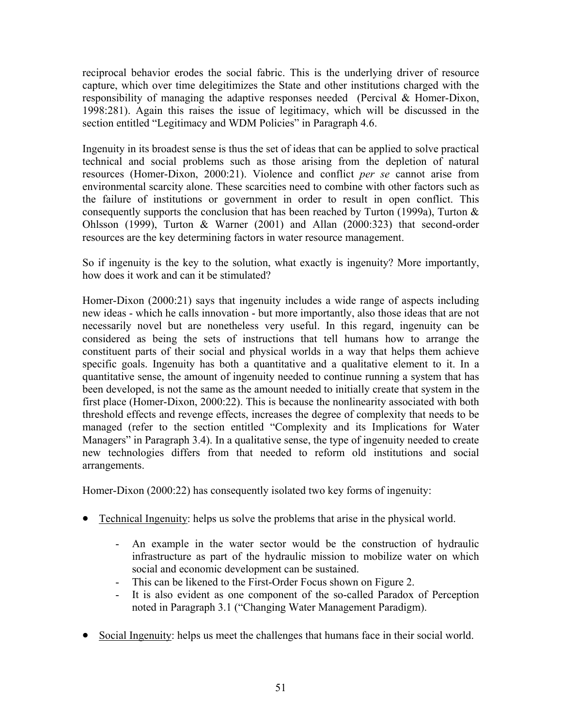reciprocal behavior erodes the social fabric. This is the underlying driver of resource capture, which over time delegitimizes the State and other institutions charged with the responsibility of managing the adaptive responses needed (Percival & Homer-Dixon, 1998:281). Again this raises the issue of legitimacy, which will be discussed in the section entitled "Legitimacy and WDM Policies" in Paragraph 4.6.

Ingenuity in its broadest sense is thus the set of ideas that can be applied to solve practical technical and social problems such as those arising from the depletion of natural resources (Homer-Dixon, 2000:21). Violence and conflict *per se* cannot arise from environmental scarcity alone. These scarcities need to combine with other factors such as the failure of institutions or government in order to result in open conflict. This consequently supports the conclusion that has been reached by Turton (1999a), Turton & Ohlsson (1999), Turton & Warner (2001) and Allan (2000:323) that second-order resources are the key determining factors in water resource management.

So if ingenuity is the key to the solution, what exactly is ingenuity? More importantly, how does it work and can it be stimulated?

Homer-Dixon (2000:21) says that ingenuity includes a wide range of aspects including new ideas - which he calls innovation - but more importantly, also those ideas that are not necessarily novel but are nonetheless very useful. In this regard, ingenuity can be considered as being the sets of instructions that tell humans how to arrange the constituent parts of their social and physical worlds in a way that helps them achieve specific goals. Ingenuity has both a quantitative and a qualitative element to it. In a quantitative sense, the amount of ingenuity needed to continue running a system that has been developed, is not the same as the amount needed to initially create that system in the first place (Homer-Dixon, 2000:22). This is because the nonlinearity associated with both threshold effects and revenge effects, increases the degree of complexity that needs to be managed (refer to the section entitled "Complexity and its Implications for Water Managers" in Paragraph 3.4). In a qualitative sense, the type of ingenuity needed to create new technologies differs from that needed to reform old institutions and social arrangements.

Homer-Dixon (2000:22) has consequently isolated two key forms of ingenuity:

- <u>Technical Ingenuity</u>: helps us solve the problems that arise in the physical world.
    - An example in the water sector would be the construction of hydraulic infrastructure as part of the hydraulic mission to mobilize water on which social and economic development can be sustained.
    - This can be likened to the First-Order Focus shown on Figure 2.
    - It is also evident as one component of the so-called Paradox of Perception noted in Paragraph 3.1 ("Changing Water Management Paradigm).
- <u>Social Ingenuity</u>: helps us meet the challenges that humans face in their social world.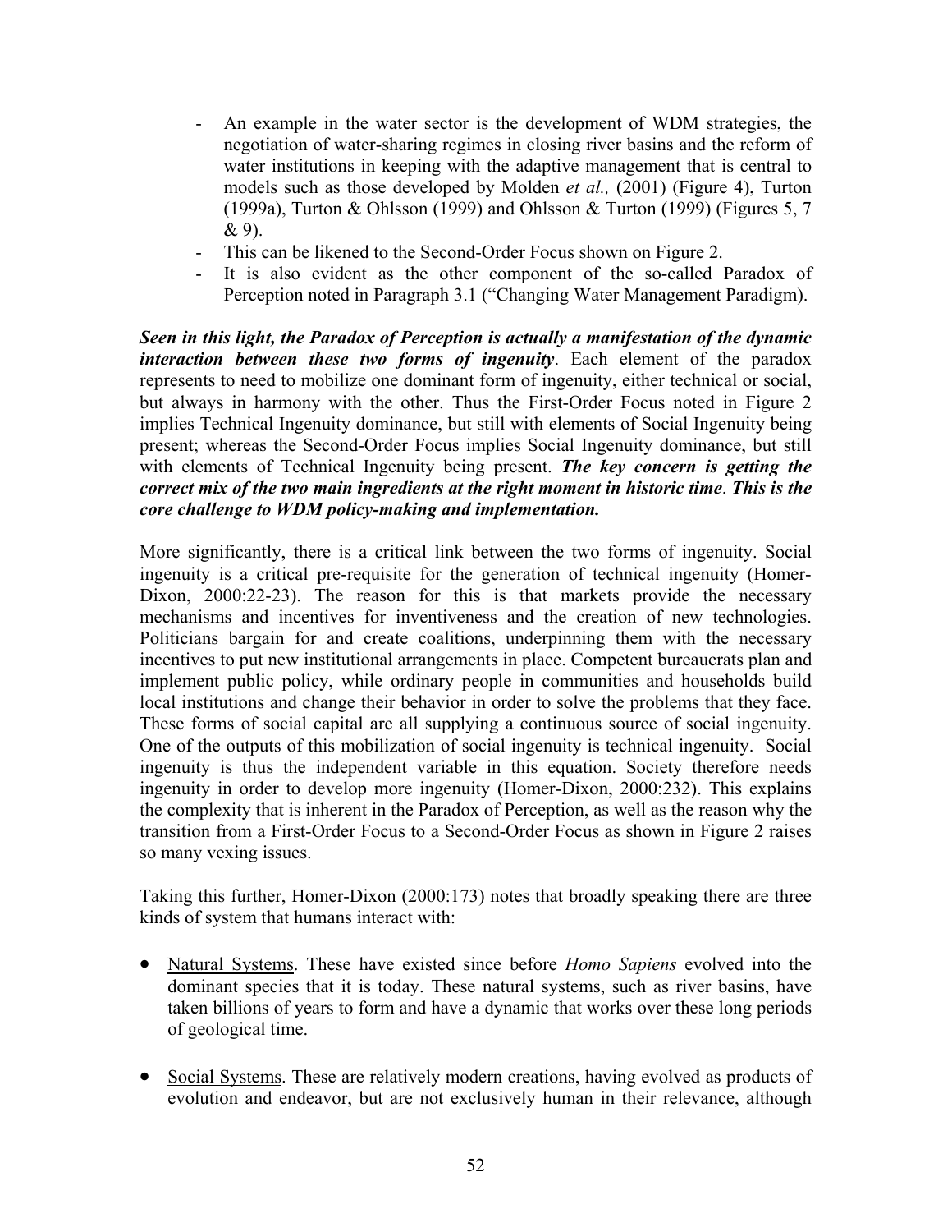- An example in the water sector is the development of WDM strategies, the negotiation of water-sharing regimes in closing river basins and the reform of water institutions in keeping with the adaptive management that is central to models such as those developed by Molden *et al.,* (2001) (Figure 4), Turton (1999a), Turton & Ohlsson (1999) and Ohlsson & Turton (1999) (Figures 5, 7 & 9).
- This can be likened to the Second-Order Focus shown on Figure 2.
- It is also evident as the other component of the so-called Paradox of Perception noted in Paragraph 3.1 ("Changing Water Management Paradigm).

***Seen in this light, the Paradox of Perception is actually a manifestation of the dynamic interaction between these two forms of ingenuity***. Each element of the paradox represents to need to mobilize one dominant form of ingenuity, either technical or social, but always in harmony with the other. Thus the First-Order Focus noted in Figure 2 implies Technical Ingenuity dominance, but still with elements of Social Ingenuity being present; whereas the Second-Order Focus implies Social Ingenuity dominance, but still with elements of Technical Ingenuity being present. ***The key concern is getting the correct mix of the two main ingredients at the right moment in historic time***. ***This is the core challenge to WDM policy-making and implementation.***

More significantly, there is a critical link between the two forms of ingenuity. Social ingenuity is a critical pre-requisite for the generation of technical ingenuity (Homer-Dixon, 2000:22-23). The reason for this is that markets provide the necessary mechanisms and incentives for inventiveness and the creation of new technologies. Politicians bargain for and create coalitions, underpinning them with the necessary incentives to put new institutional arrangements in place. Competent bureaucrats plan and implement public policy, while ordinary people in communities and households build local institutions and change their behavior in order to solve the problems that they face. These forms of social capital are all supplying a continuous source of social ingenuity. One of the outputs of this mobilization of social ingenuity is technical ingenuity. Social ingenuity is thus the independent variable in this equation. Society therefore needs ingenuity in order to develop more ingenuity (Homer-Dixon, 2000:232). This explains the complexity that is inherent in the Paradox of Perception, as well as the reason why the transition from a First-Order Focus to a Second-Order Focus as shown in Figure 2 raises so many vexing issues.

Taking this further, Homer-Dixon (2000:173) notes that broadly speaking there are three kinds of system that humans interact with:

- <u>Natural Systems</u>. These have existed since before *Homo Sapiens* evolved into the dominant species that it is today. These natural systems, such as river basins, have taken billions of years to form and have a dynamic that works over these long periods of geological time.

- <u>Social Systems</u>. These are relatively modern creations, having evolved as products of evolution and endeavor, but are not exclusively human in their relevance, although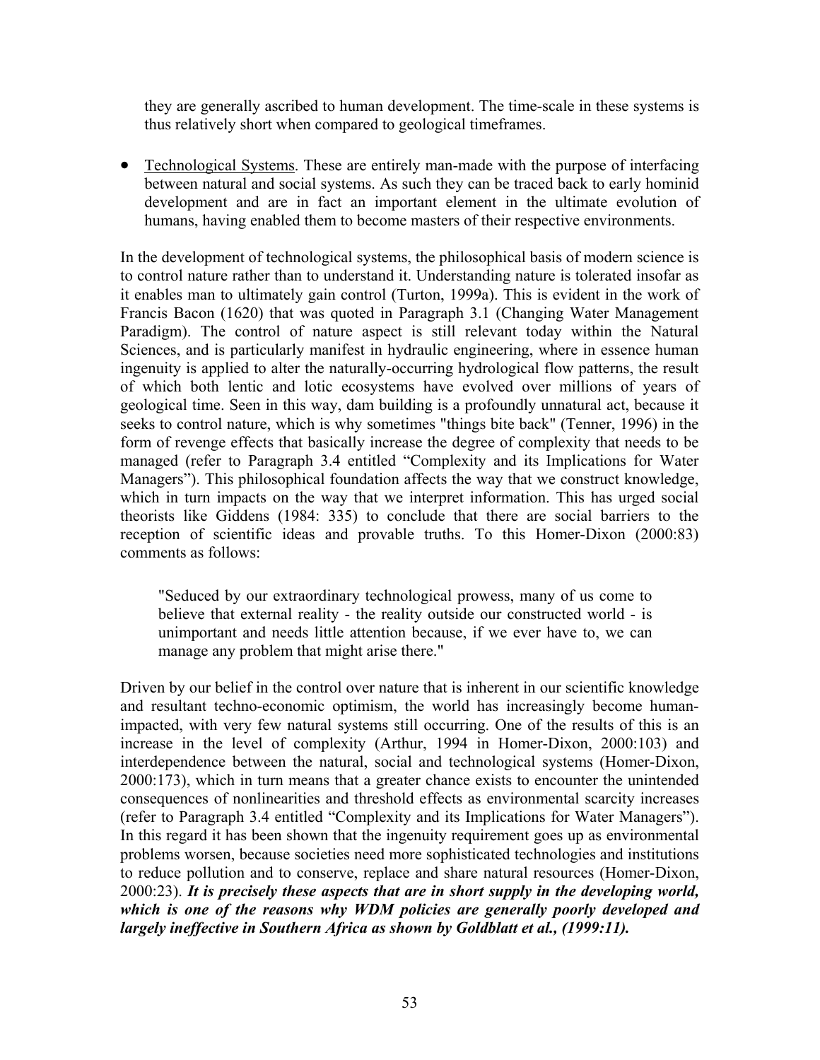they are generally ascribed to human development. The time-scale in these systems is thus relatively short when compared to geological timeframes.

- Technological Systems. These are entirely man-made with the purpose of interfacing between natural and social systems. As such they can be traced back to early hominid development and are in fact an important element in the ultimate evolution of humans, having enabled them to become masters of their respective environments.

In the development of technological systems, the philosophical basis of modern science is to control nature rather than to understand it. Understanding nature is tolerated insofar as it enables man to ultimately gain control (Turton, 1999a). This is evident in the work of Francis Bacon (1620) that was quoted in Paragraph 3.1 (Changing Water Management Paradigm). The control of nature aspect is still relevant today within the Natural Sciences, and is particularly manifest in hydraulic engineering, where in essence human ingenuity is applied to alter the naturally-occurring hydrological flow patterns, the result of which both lentic and lotic ecosystems have evolved over millions of years of geological time. Seen in this way, dam building is a profoundly unnatural act, because it seeks to control nature, which is why sometimes "things bite back" (Tenner, 1996) in the form of revenge effects that basically increase the degree of complexity that needs to be managed (refer to Paragraph 3.4 entitled "Complexity and its Implications for Water Managers"). This philosophical foundation affects the way that we construct knowledge, which in turn impacts on the way that we interpret information. This has urged social theorists like Giddens (1984: 335) to conclude that there are social barriers to the reception of scientific ideas and provable truths. To this Homer-Dixon (2000:83) comments as follows:

> "Seduced by our extraordinary technological prowess, many of us come to believe that external reality - the reality outside our constructed world - is unimportant and needs little attention because, if we ever have to, we can manage any problem that might arise there."

Driven by our belief in the control over nature that is inherent in our scientific knowledge and resultant techno-economic optimism, the world has increasingly become human-impacted, with very few natural systems still occurring. One of the results of this is an increase in the level of complexity (Arthur, 1994 in Homer-Dixon, 2000:103) and interdependence between the natural, social and technological systems (Homer-Dixon, 2000:173), which in turn means that a greater chance exists to encounter the unintended consequences of nonlinearities and threshold effects as environmental scarcity increases (refer to Paragraph 3.4 entitled "Complexity and its Implications for Water Managers"). In this regard it has been shown that the ingenuity requirement goes up as environmental problems worsen, because societies need more sophisticated technologies and institutions to reduce pollution and to conserve, replace and share natural resources (Homer-Dixon, 2000:23). ***It is precisely these aspects that are in short supply in the developing world, which is one of the reasons why WDM policies are generally poorly developed and largely ineffective in Southern Africa as shown by Goldblatt et al., (1999:11).***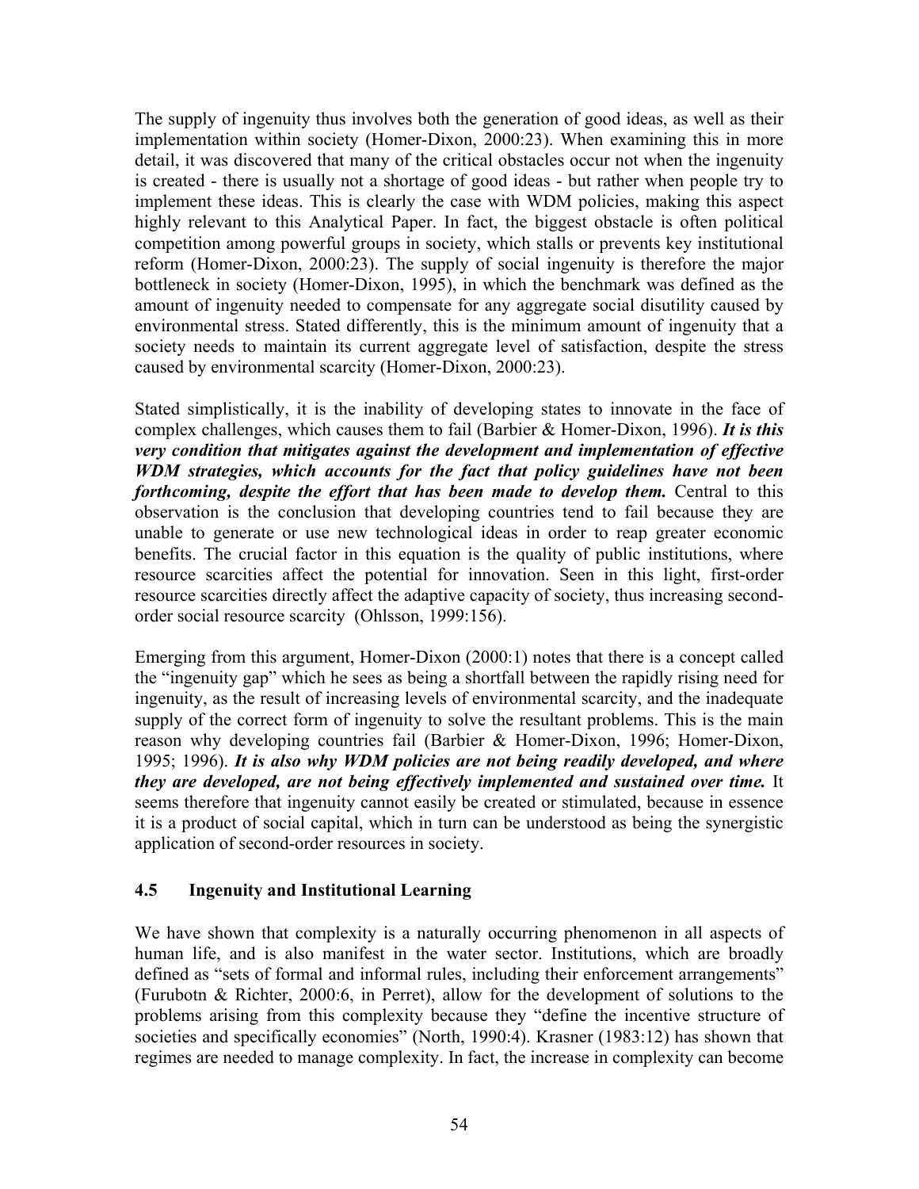The supply of ingenuity thus involves both the generation of good ideas, as well as their implementation within society (Homer-Dixon, 2000:23). When examining this in more detail, it was discovered that many of the critical obstacles occur not when the ingenuity is created - there is usually not a shortage of good ideas - but rather when people try to implement these ideas. This is clearly the case with WDM policies, making this aspect highly relevant to this Analytical Paper. In fact, the biggest obstacle is often political competition among powerful groups in society, which stalls or prevents key institutional reform (Homer-Dixon, 2000:23). The supply of social ingenuity is therefore the major bottleneck in society (Homer-Dixon, 1995), in which the benchmark was defined as the amount of ingenuity needed to compensate for any aggregate social disutility caused by environmental stress. Stated differently, this is the minimum amount of ingenuity that a society needs to maintain its current aggregate level of satisfaction, despite the stress caused by environmental scarcity (Homer-Dixon, 2000:23).

Stated simplistically, it is the inability of developing states to innovate in the face of complex challenges, which causes them to fail (Barbier & Homer-Dixon, 1996). ***It is this very condition that mitigates against the development and implementation of effective WDM strategies, which accounts for the fact that policy guidelines have not been forthcoming, despite the effort that has been made to develop them.*** Central to this observation is the conclusion that developing countries tend to fail because they are unable to generate or use new technological ideas in order to reap greater economic benefits. The crucial factor in this equation is the quality of public institutions, where resource scarcities affect the potential for innovation. Seen in this light, first-order resource scarcities directly affect the adaptive capacity of society, thus increasing second-order social resource scarcity (Ohlsson, 1999:156).

Emerging from this argument, Homer-Dixon (2000:1) notes that there is a concept called the "ingenuity gap" which he sees as being a shortfall between the rapidly rising need for ingenuity, as the result of increasing levels of environmental scarcity, and the inadequate supply of the correct form of ingenuity to solve the resultant problems. This is the main reason why developing countries fail (Barbier & Homer-Dixon, 1996; Homer-Dixon, 1995; 1996). ***It is also why WDM policies are not being readily developed, and where they are developed, are not being effectively implemented and sustained over time.*** It seems therefore that ingenuity cannot easily be created or stimulated, because in essence it is a product of social capital, which in turn can be understood as being the synergistic application of second-order resources in society.

### 4.5 Ingenuity and Institutional Learning

We have shown that complexity is a naturally occurring phenomenon in all aspects of human life, and is also manifest in the water sector. Institutions, which are broadly defined as "sets of formal and informal rules, including their enforcement arrangements" (Furubotn & Richter, 2000:6, in Perret), allow for the development of solutions to the problems arising from this complexity because they "define the incentive structure of societies and specifically economies" (North, 1990:4). Krasner (1983:12) has shown that regimes are needed to manage complexity. In fact, the increase in complexity can become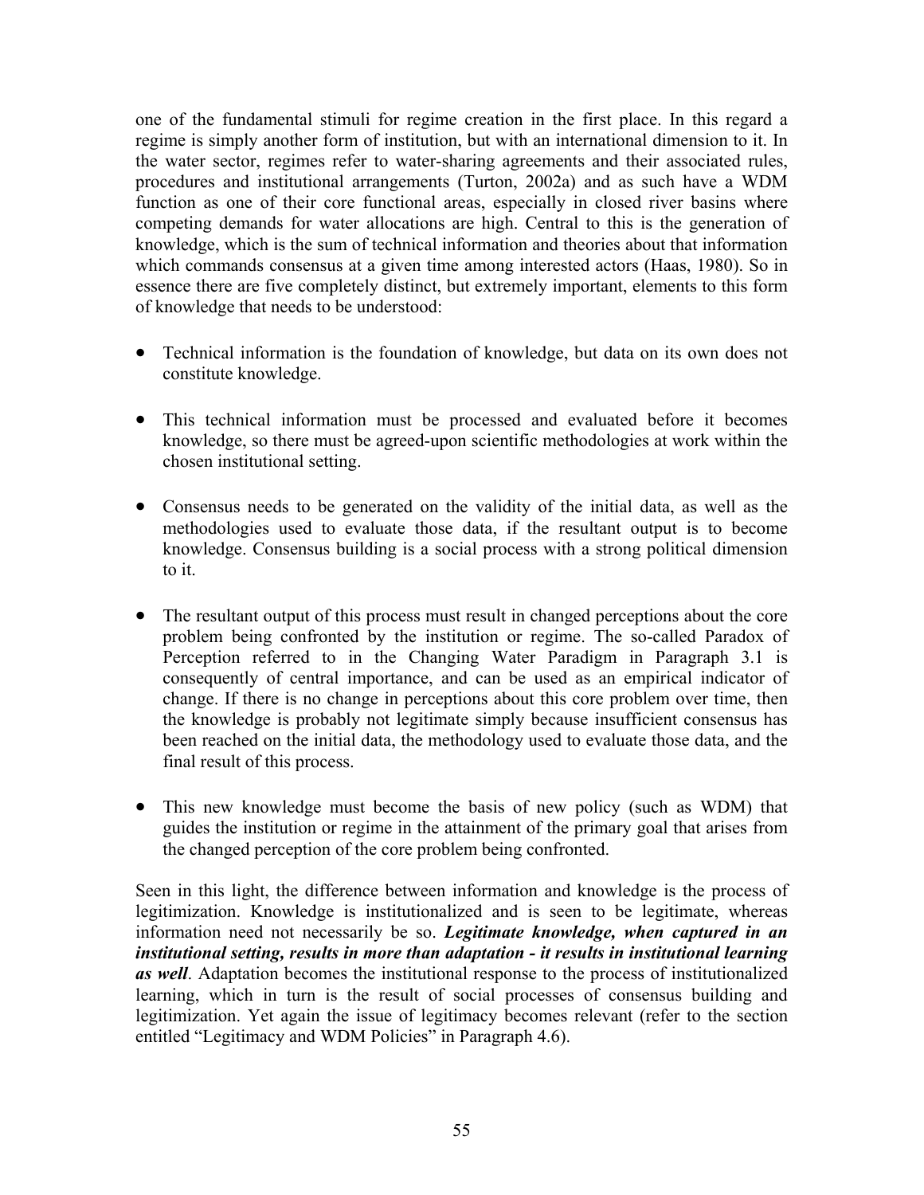one of the fundamental stimuli for regime creation in the first place. In this regard a regime is simply another form of institution, but with an international dimension to it. In the water sector, regimes refer to water-sharing agreements and their associated rules, procedures and institutional arrangements (Turton, 2002a) and as such have a WDM function as one of their core functional areas, especially in closed river basins where competing demands for water allocations are high. Central to this is the generation of knowledge, which is the sum of technical information and theories about that information which commands consensus at a given time among interested actors (Haas, 1980). So in essence there are five completely distinct, but extremely important, elements to this form of knowledge that needs to be understood:

- Technical information is the foundation of knowledge, but data on its own does not constitute knowledge.

- This technical information must be processed and evaluated before it becomes knowledge, so there must be agreed-upon scientific methodologies at work within the chosen institutional setting.

- Consensus needs to be generated on the validity of the initial data, as well as the methodologies used to evaluate those data, if the resultant output is to become knowledge. Consensus building is a social process with a strong political dimension to it.

- The resultant output of this process must result in changed perceptions about the core problem being confronted by the institution or regime. The so-called Paradox of Perception referred to in the Changing Water Paradigm in Paragraph 3.1 is consequently of central importance, and can be used as an empirical indicator of change. If there is no change in perceptions about this core problem over time, then the knowledge is probably not legitimate simply because insufficient consensus has been reached on the initial data, the methodology used to evaluate those data, and the final result of this process.

- This new knowledge must become the basis of new policy (such as WDM) that guides the institution or regime in the attainment of the primary goal that arises from the changed perception of the core problem being confronted.

Seen in this light, the difference between information and knowledge is the process of legitimization. Knowledge is institutionalized and is seen to be legitimate, whereas information need not necessarily be so. ***Legitimate knowledge, when captured in an institutional setting, results in more than adaptation - it results in institutional learning as well***. Adaptation becomes the institutional response to the process of institutionalized learning, which in turn is the result of social processes of consensus building and legitimization. Yet again the issue of legitimacy becomes relevant (refer to the section entitled "Legitimacy and WDM Policies" in Paragraph 4.6).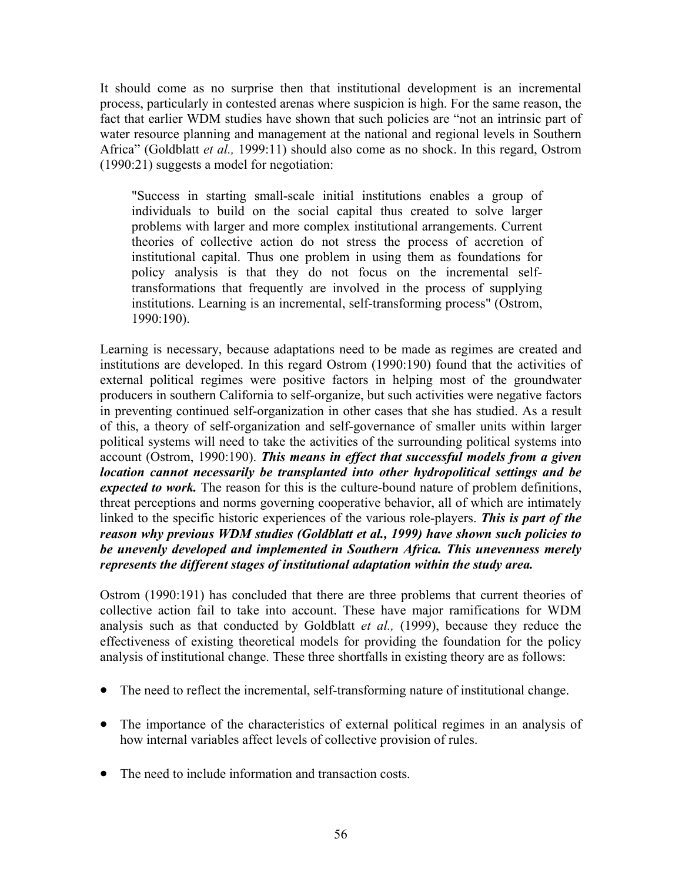It should come as no surprise then that institutional development is an incremental process, particularly in contested arenas where suspicion is high. For the same reason, the fact that earlier WDM studies have shown that such policies are "not an intrinsic part of water resource planning and management at the national and regional levels in Southern Africa" (Goldblatt *et al.,* 1999:11) should also come as no shock. In this regard, Ostrom (1990:21) suggests a model for negotiation:

> "Success in starting small-scale initial institutions enables a group of individuals to build on the social capital thus created to solve larger problems with larger and more complex institutional arrangements. Current theories of collective action do not stress the process of accretion of institutional capital. Thus one problem in using them as foundations for policy analysis is that they do not focus on the incremental self-transformations that frequently are involved in the process of supplying institutions. Learning is an incremental, self-transforming process" (Ostrom, 1990:190).

Learning is necessary, because adaptations need to be made as regimes are created and institutions are developed. In this regard Ostrom (1990:190) found that the activities of external political regimes were positive factors in helping most of the groundwater producers in southern California to self-organize, but such activities were negative factors in preventing continued self-organization in other cases that she has studied. As a result of this, a theory of self-organization and self-governance of smaller units within larger political systems will need to take the activities of the surrounding political systems into account (Ostrom, 1990:190). ***This means in effect that successful models from a given location cannot necessarily be transplanted into other hydropolitical settings and be expected to work.*** The reason for this is the culture-bound nature of problem definitions, threat perceptions and norms governing cooperative behavior, all of which are intimately linked to the specific historic experiences of the various role-players. ***This is part of the reason why previous WDM studies (Goldblatt et al., 1999) have shown such policies to be unevenly developed and implemented in Southern Africa. This unevenness merely represents the different stages of institutional adaptation within the study area.***

Ostrom (1990:191) has concluded that there are three problems that current theories of collective action fail to take into account. These have major ramifications for WDM analysis such as that conducted by Goldblatt *et al.,* (1999), because they reduce the effectiveness of existing theoretical models for providing the foundation for the policy analysis of institutional change. These three shortfalls in existing theory are as follows:

- The need to reflect the incremental, self-transforming nature of institutional change.
- The importance of the characteristics of external political regimes in an analysis of how internal variables affect levels of collective provision of rules.
- The need to include information and transaction costs.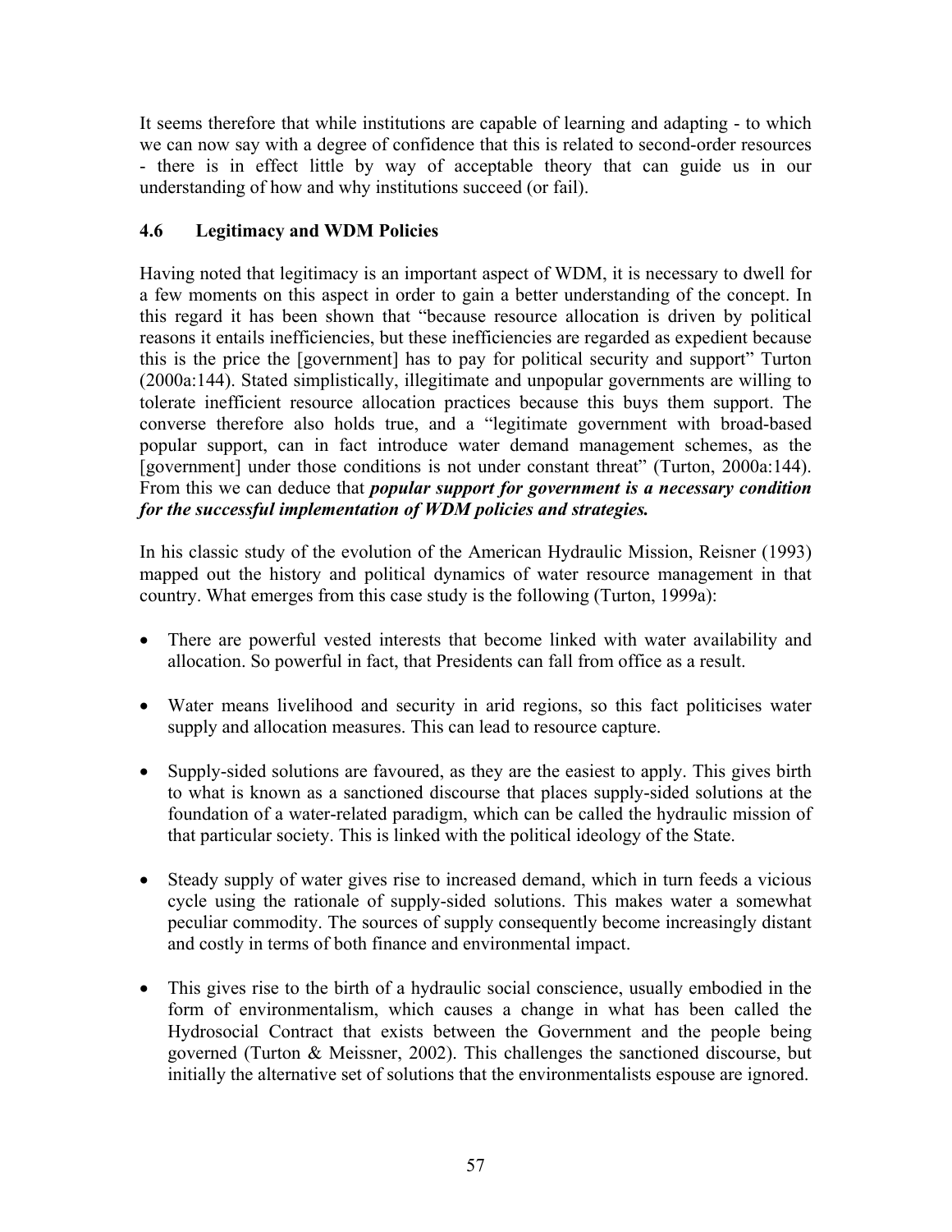It seems therefore that while institutions are capable of learning and adapting - to which we can now say with a degree of confidence that this is related to second-order resources - there is in effect little by way of acceptable theory that can guide us in our understanding of how and why institutions succeed (or fail).

## 4.6 Legitimacy and WDM Policies

Having noted that legitimacy is an important aspect of WDM, it is necessary to dwell for a few moments on this aspect in order to gain a better understanding of the concept. In this regard it has been shown that "because resource allocation is driven by political reasons it entails inefficiencies, but these inefficiencies are regarded as expedient because this is the price the [government] has to pay for political security and support" Turton (2000a:144). Stated simplistically, illegitimate and unpopular governments are willing to tolerate inefficient resource allocation practices because this buys them support. The converse therefore also holds true, and a "legitimate government with broad-based popular support, can in fact introduce water demand management schemes, as the [government] under those conditions is not under constant threat" (Turton, 2000a:144). From this we can deduce that ***popular support for government is a necessary condition for the successful implementation of WDM policies and strategies.***

In his classic study of the evolution of the American Hydraulic Mission, Reisner (1993) mapped out the history and political dynamics of water resource management in that country. What emerges from this case study is the following (Turton, 1999a):

- There are powerful vested interests that become linked with water availability and allocation. So powerful in fact, that Presidents can fall from office as a result.
- Water means livelihood and security in arid regions, so this fact politicises water supply and allocation measures. This can lead to resource capture.
- Supply-sided solutions are favoured, as they are the easiest to apply. This gives birth to what is known as a sanctioned discourse that places supply-sided solutions at the foundation of a water-related paradigm, which can be called the hydraulic mission of that particular society. This is linked with the political ideology of the State.
- Steady supply of water gives rise to increased demand, which in turn feeds a vicious cycle using the rationale of supply-sided solutions. This makes water a somewhat peculiar commodity. The sources of supply consequently become increasingly distant and costly in terms of both finance and environmental impact.
- This gives rise to the birth of a hydraulic social conscience, usually embodied in the form of environmentalism, which causes a change in what has been called the Hydrosocial Contract that exists between the Government and the people being governed (Turton & Meissner, 2002). This challenges the sanctioned discourse, but initially the alternative set of solutions that the environmentalists espouse are ignored.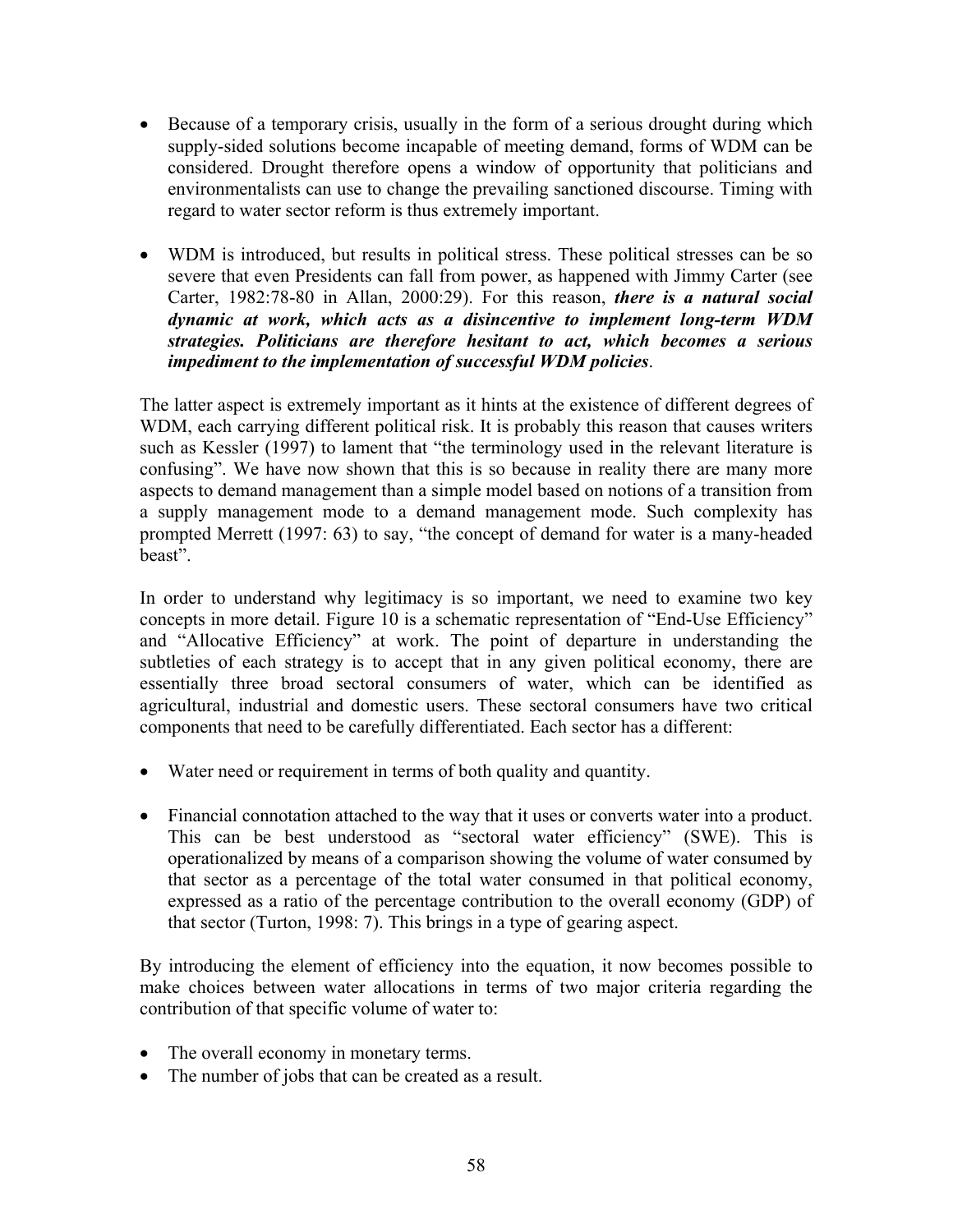- Because of a temporary crisis, usually in the form of a serious drought during which supply-sided solutions become incapable of meeting demand, forms of WDM can be considered. Drought therefore opens a window of opportunity that politicians and environmentalists can use to change the prevailing sanctioned discourse. Timing with regard to water sector reform is thus extremely important.

- WDM is introduced, but results in political stress. These political stresses can be so severe that even Presidents can fall from power, as happened with Jimmy Carter (see Carter, 1982:78-80 in Allan, 2000:29). For this reason, ***there is a natural social dynamic at work, which acts as a disincentive to implement long-term WDM strategies. Politicians are therefore hesitant to act, which becomes a serious impediment to the implementation of successful WDM policies***.

The latter aspect is extremely important as it hints at the existence of different degrees of WDM, each carrying different political risk. It is probably this reason that causes writers such as Kessler (1997) to lament that "the terminology used in the relevant literature is confusing". We have now shown that this is so because in reality there are many more aspects to demand management than a simple model based on notions of a transition from a supply management mode to a demand management mode. Such complexity has prompted Merrett (1997: 63) to say, "the concept of demand for water is a many-headed beast".

In order to understand why legitimacy is so important, we need to examine two key concepts in more detail. Figure 10 is a schematic representation of "End-Use Efficiency" and "Allocative Efficiency" at work. The point of departure in understanding the subtleties of each strategy is to accept that in any given political economy, there are essentially three broad sectoral consumers of water, which can be identified as agricultural, industrial and domestic users. These sectoral consumers have two critical components that need to be carefully differentiated. Each sector has a different:

- Water need or requirement in terms of both quality and quantity.

- Financial connotation attached to the way that it uses or converts water into a product. This can be best understood as "sectoral water efficiency" (SWE). This is operationalized by means of a comparison showing the volume of water consumed by that sector as a percentage of the total water consumed in that political economy, expressed as a ratio of the percentage contribution to the overall economy (GDP) of that sector (Turton, 1998: 7). This brings in a type of gearing aspect.

By introducing the element of efficiency into the equation, it now becomes possible to make choices between water allocations in terms of two major criteria regarding the contribution of that specific volume of water to:

- The overall economy in monetary terms.
- The number of jobs that can be created as a result.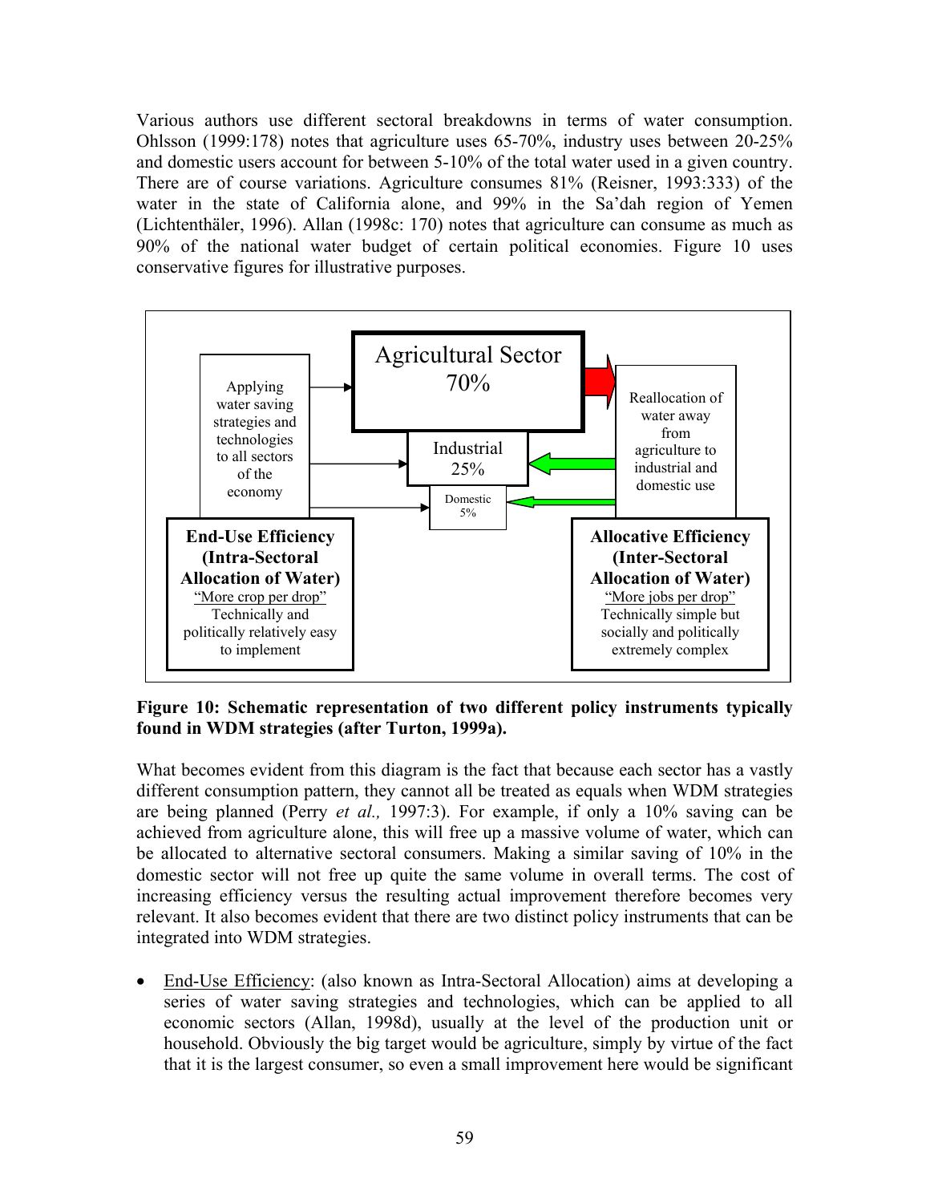Various authors use different sectoral breakdowns in terms of water consumption. Ohlsson (1999:178) notes that agriculture uses 65-70%, industry uses between 20-25% and domestic users account for between 5-10% of the total water used in a given country. There are of course variations. Agriculture consumes 81% (Reisner, 1993:333) of the water in the state of California alone, and 99% in the Sa'dah region of Yemen (Lichtenthäler, 1996). Allan (1998c: 170) notes that agriculture can consume as much as 90% of the national water budget of certain political economies. Figure 10 uses conservative figures for illustrative purposes.

Agricultural Sector 70%

Industrial 25%

Domestic 5%

Applying water saving strategies and technologies to all sectors of the economy

Reallocation of water away from agriculture to industrial and domestic use

**End-Use Efficiency (Intra-Sectoral Allocation of Water)**
"More crop per drop"
Technically and politically relatively easy to implement

**Allocative Efficiency (Inter-Sectoral Allocation of Water)**
"More jobs per drop"
Technically simple but socially and politically extremely complex

**Figure 10: Schematic representation of two different policy instruments typically found in WDM strategies (after Turton, 1999a).**

What becomes evident from this diagram is the fact that because each sector has a vastly different consumption pattern, they cannot all be treated as equals when WDM strategies are being planned (Perry *et al.,* 1997:3). For example, if only a 10% saving can be achieved from agriculture alone, this will free up a massive volume of water, which can be allocated to alternative sectoral consumers. Making a similar saving of 10% in the domestic sector will not free up quite the same volume in overall terms. The cost of increasing efficiency versus the resulting actual improvement therefore becomes very relevant. It also becomes evident that there are two distinct policy instruments that can be integrated into WDM strategies.

- End-Use Efficiency: (also known as Intra-Sectoral Allocation) aims at developing a series of water saving strategies and technologies, which can be applied to all economic sectors (Allan, 1998d), usually at the level of the production unit or household. Obviously the big target would be agriculture, simply by virtue of the fact that it is the largest consumer, so even a small improvement here would be significant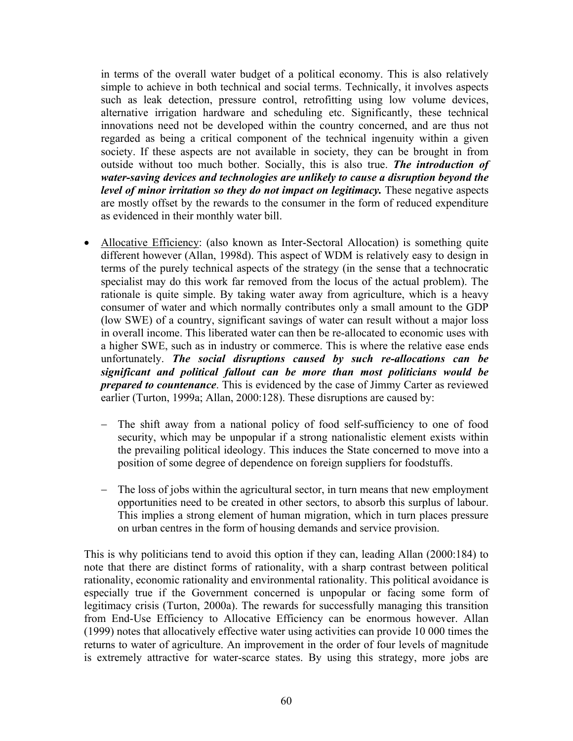in terms of the overall water budget of a political economy. This is also relatively simple to achieve in both technical and social terms. Technically, it involves aspects such as leak detection, pressure control, retrofitting using low volume devices, alternative irrigation hardware and scheduling etc. Significantly, these technical innovations need not be developed within the country concerned, and are thus not regarded as being a critical component of the technical ingenuity within a given society. If these aspects are not available in society, they can be brought in from outside without too much bother. Socially, this is also true. ***The introduction of water-saving devices and technologies are unlikely to cause a disruption beyond the level of minor irritation so they do not impact on legitimacy.*** These negative aspects are mostly offset by the rewards to the consumer in the form of reduced expenditure as evidenced in their monthly water bill.

- <u>Allocative Efficiency</u>: (also known as Inter-Sectoral Allocation) is something quite different however (Allan, 1998d). This aspect of WDM is relatively easy to design in terms of the purely technical aspects of the strategy (in the sense that a technocratic specialist may do this work far removed from the locus of the actual problem). The rationale is quite simple. By taking water away from agriculture, which is a heavy consumer of water and which normally contributes only a small amount to the GDP (low SWE) of a country, significant savings of water can result without a major loss in overall income. This liberated water can then be re-allocated to economic uses with a higher SWE, such as in industry or commerce. This is where the relative ease ends unfortunately. ***The social disruptions caused by such re-allocations can be significant and political fallout can be more than most politicians would be prepared to countenance***. This is evidenced by the case of Jimmy Carter as reviewed earlier (Turton, 1999a; Allan, 2000:128). These disruptions are caused by:

  - The shift away from a national policy of food self-sufficiency to one of food security, which may be unpopular if a strong nationalistic element exists within the prevailing political ideology. This induces the State concerned to move into a position of some degree of dependence on foreign suppliers for foodstuffs.

  - The loss of jobs within the agricultural sector, in turn means that new employment opportunities need to be created in other sectors, to absorb this surplus of labour. This implies a strong element of human migration, which in turn places pressure on urban centres in the form of housing demands and service provision.

This is why politicians tend to avoid this option if they can, leading Allan (2000:184) to note that there are distinct forms of rationality, with a sharp contrast between political rationality, economic rationality and environmental rationality. This political avoidance is especially true if the Government concerned is unpopular or facing some form of legitimacy crisis (Turton, 2000a). The rewards for successfully managing this transition from End-Use Efficiency to Allocative Efficiency can be enormous however. Allan (1999) notes that allocatively effective water using activities can provide 10 000 times the returns to water of agriculture. An improvement in the order of four levels of magnitude is extremely attractive for water-scarce states. By using this strategy, more jobs are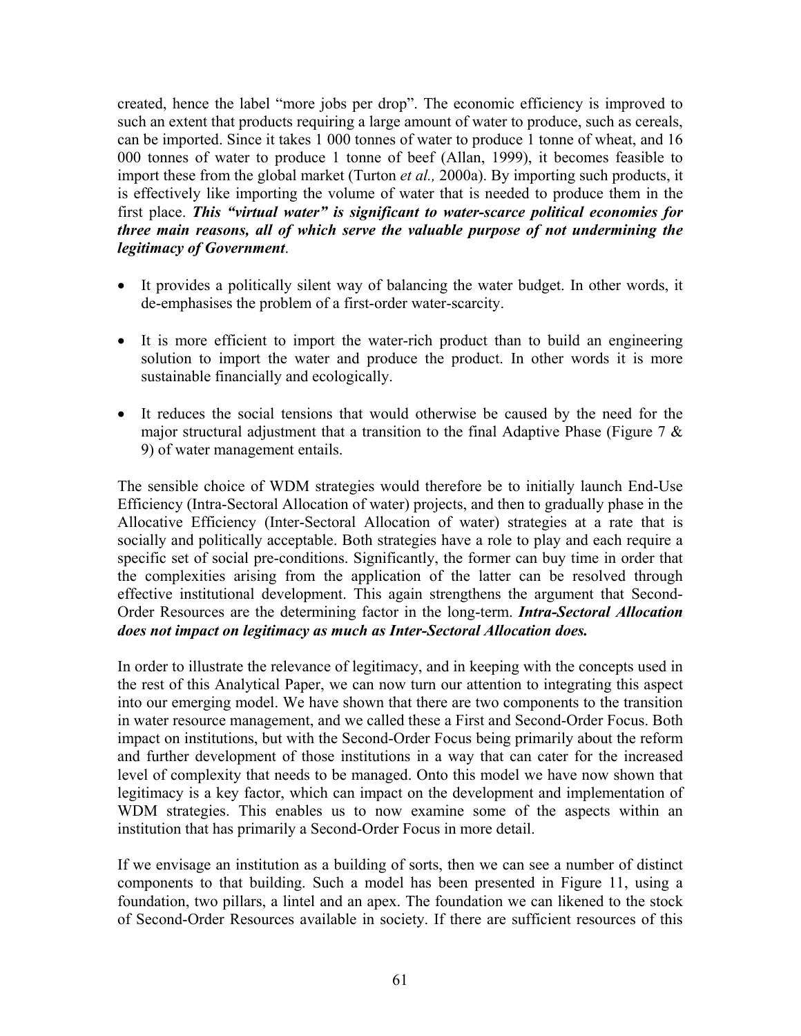created, hence the label "more jobs per drop". The economic efficiency is improved to such an extent that products requiring a large amount of water to produce, such as cereals, can be imported. Since it takes 1 000 tonnes of water to produce 1 tonne of wheat, and 16 000 tonnes of water to produce 1 tonne of beef (Allan, 1999), it becomes feasible to import these from the global market (Turton *et al.,* 2000a). By importing such products, it is effectively like importing the volume of water that is needed to produce them in the first place. ***This "virtual water" is significant to water-scarce political economies for three main reasons, all of which serve the valuable purpose of not undermining the legitimacy of Government***.

- It provides a politically silent way of balancing the water budget. In other words, it de-emphasises the problem of a first-order water-scarcity.
- It is more efficient to import the water-rich product than to build an engineering solution to import the water and produce the product. In other words it is more sustainable financially and ecologically.
- It reduces the social tensions that would otherwise be caused by the need for the major structural adjustment that a transition to the final Adaptive Phase (Figure 7 & 9) of water management entails.

The sensible choice of WDM strategies would therefore be to initially launch End-Use Efficiency (Intra-Sectoral Allocation of water) projects, and then to gradually phase in the Allocative Efficiency (Inter-Sectoral Allocation of water) strategies at a rate that is socially and politically acceptable. Both strategies have a role to play and each require a specific set of social pre-conditions. Significantly, the former can buy time in order that the complexities arising from the application of the latter can be resolved through effective institutional development. This again strengthens the argument that Second-Order Resources are the determining factor in the long-term. ***Intra-Sectoral Allocation does not impact on legitimacy as much as Inter-Sectoral Allocation does.***

In order to illustrate the relevance of legitimacy, and in keeping with the concepts used in the rest of this Analytical Paper, we can now turn our attention to integrating this aspect into our emerging model. We have shown that there are two components to the transition in water resource management, and we called these a First and Second-Order Focus. Both impact on institutions, but with the Second-Order Focus being primarily about the reform and further development of those institutions in a way that can cater for the increased level of complexity that needs to be managed. Onto this model we have now shown that legitimacy is a key factor, which can impact on the development and implementation of WDM strategies. This enables us to now examine some of the aspects within an institution that has primarily a Second-Order Focus in more detail.

If we envisage an institution as a building of sorts, then we can see a number of distinct components to that building. Such a model has been presented in Figure 11, using a foundation, two pillars, a lintel and an apex. The foundation we can likened to the stock of Second-Order Resources available in society. If there are sufficient resources of this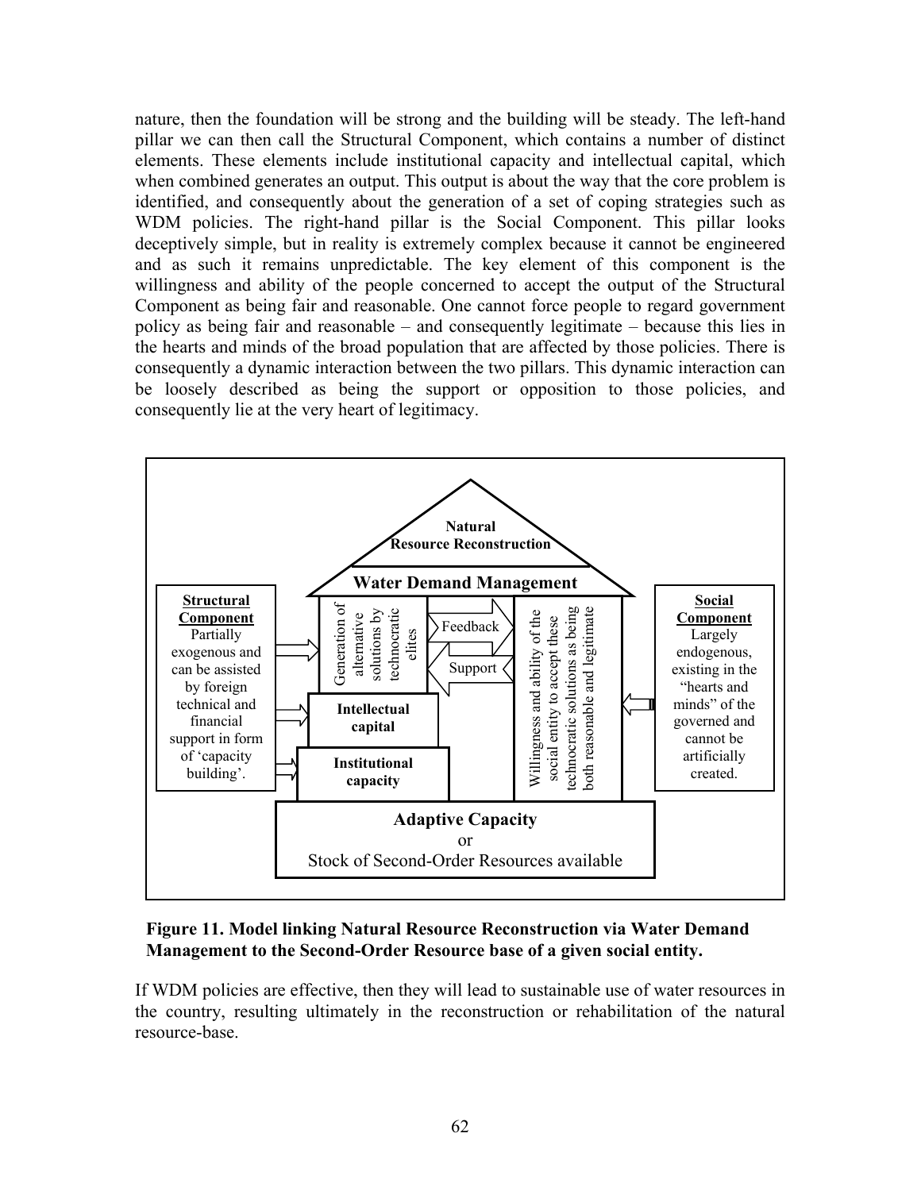nature, then the foundation will be strong and the building will be steady. The left-hand pillar we can then call the Structural Component, which contains a number of distinct elements. These elements include institutional capacity and intellectual capital, which when combined generates an output. This output is about the way that the core problem is identified, and consequently about the generation of a set of coping strategies such as WDM policies. The right-hand pillar is the Social Component. This pillar looks deceptively simple, but in reality is extremely complex because it cannot be engineered and as such it remains unpredictable. The key element of this component is the willingness and ability of the people concerned to accept the output of the Structural Component as being fair and reasonable. One cannot force people to regard government policy as being fair and reasonable – and consequently legitimate – because this lies in the hearts and minds of the broad population that are affected by those policies. There is consequently a dynamic interaction between the two pillars. This dynamic interaction can be loosely described as being the support or opposition to those policies, and consequently lie at the very heart of legitimacy.

**Natural Resource Reconstruction**

**Water Demand Management**

**Structural Component**
Partially exogenous and can be assisted by foreign technical and financial support in form of 'capacity building'.

Generation of alternative solutions by technocratic elites

Feedback

Support

**Intellectual capital**

**Institutional capacity**

Willingness and ability of the social entity to accept these technocratic solutions as being both reasonable and legitimate

**Social Component**
Largely endogenous, existing in the "hearts and minds" of the governed and cannot be artificially created.

**Adaptive Capacity**
or
Stock of Second-Order Resources available

**Figure 11. Model linking Natural Resource Reconstruction via Water Demand Management to the Second-Order Resource base of a given social entity.**

If WDM policies are effective, then they will lead to sustainable use of water resources in the country, resulting ultimately in the reconstruction or rehabilitation of the natural resource-base.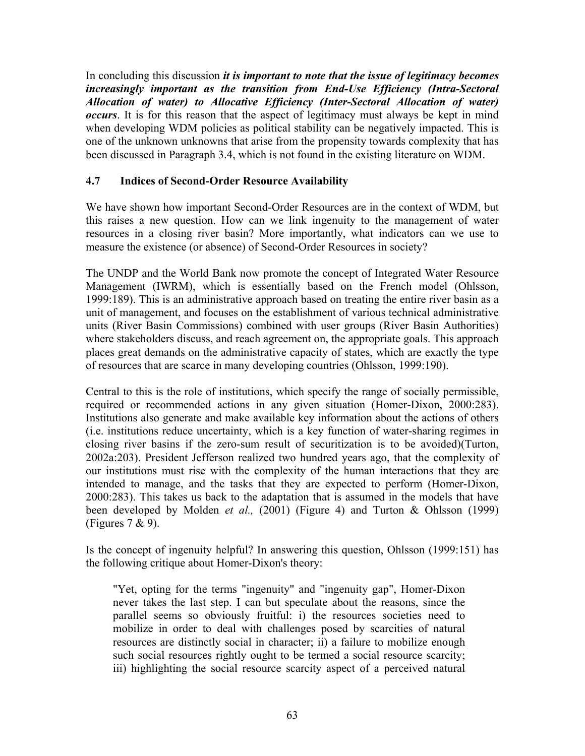In concluding this discussion ***it is important to note that the issue of legitimacy becomes increasingly important as the transition from End-Use Efficiency (Intra-Sectoral Allocation of water) to Allocative Efficiency (Inter-Sectoral Allocation of water) occurs***. It is for this reason that the aspect of legitimacy must always be kept in mind when developing WDM policies as political stability can be negatively impacted. This is one of the unknown unknowns that arise from the propensity towards complexity that has been discussed in Paragraph 3.4, which is not found in the existing literature on WDM.

### 4.7 Indices of Second-Order Resource Availability

We have shown how important Second-Order Resources are in the context of WDM, but this raises a new question. How can we link ingenuity to the management of water resources in a closing river basin? More importantly, what indicators can we use to measure the existence (or absence) of Second-Order Resources in society?

The UNDP and the World Bank now promote the concept of Integrated Water Resource Management (IWRM), which is essentially based on the French model (Ohlsson, 1999:189). This is an administrative approach based on treating the entire river basin as a unit of management, and focuses on the establishment of various technical administrative units (River Basin Commissions) combined with user groups (River Basin Authorities) where stakeholders discuss, and reach agreement on, the appropriate goals. This approach places great demands on the administrative capacity of states, which are exactly the type of resources that are scarce in many developing countries (Ohlsson, 1999:190).

Central to this is the role of institutions, which specify the range of socially permissible, required or recommended actions in any given situation (Homer-Dixon, 2000:283). Institutions also generate and make available key information about the actions of others (i.e. institutions reduce uncertainty, which is a key function of water-sharing regimes in closing river basins if the zero-sum result of securitization is to be avoided)(Turton, 2002a:203). President Jefferson realized two hundred years ago, that the complexity of our institutions must rise with the complexity of the human interactions that they are intended to manage, and the tasks that they are expected to perform (Homer-Dixon, 2000:283). This takes us back to the adaptation that is assumed in the models that have been developed by Molden *et al.,* (2001) (Figure 4) and Turton & Ohlsson (1999) (Figures 7 & 9).

Is the concept of ingenuity helpful? In answering this question, Ohlsson (1999:151) has the following critique about Homer-Dixon's theory:

> "Yet, opting for the terms "ingenuity" and "ingenuity gap", Homer-Dixon never takes the last step. I can but speculate about the reasons, since the parallel seems so obviously fruitful: i) the resources societies need to mobilize in order to deal with challenges posed by scarcities of natural resources are distinctly social in character; ii) a failure to mobilize enough such social resources rightly ought to be termed a social resource scarcity; iii) highlighting the social resource scarcity aspect of a perceived natural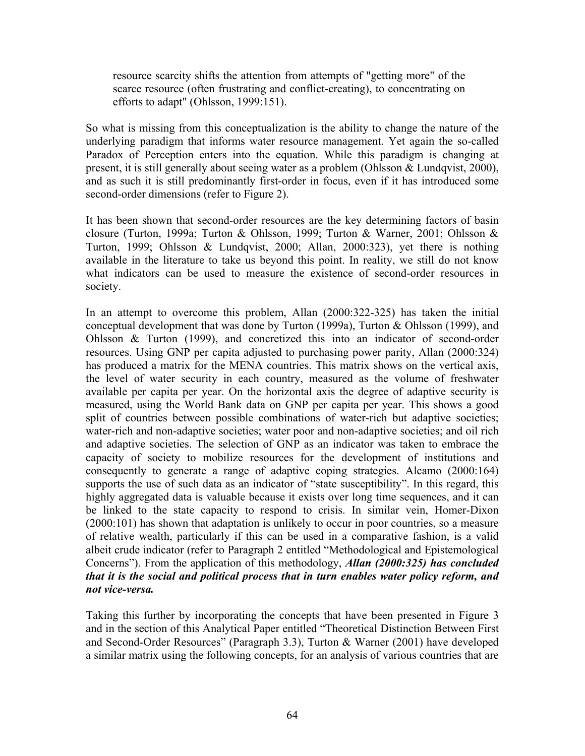resource scarcity shifts the attention from attempts of "getting more" of the scarce resource (often frustrating and conflict-creating), to concentrating on efforts to adapt" (Ohlsson, 1999:151).

So what is missing from this conceptualization is the ability to change the nature of the underlying paradigm that informs water resource management. Yet again the so-called Paradox of Perception enters into the equation. While this paradigm is changing at present, it is still generally about seeing water as a problem (Ohlsson & Lundqvist, 2000), and as such it is still predominantly first-order in focus, even if it has introduced some second-order dimensions (refer to Figure 2).

It has been shown that second-order resources are the key determining factors of basin closure (Turton, 1999a; Turton & Ohlsson, 1999; Turton & Warner, 2001; Ohlsson & Turton, 1999; Ohlsson & Lundqvist, 2000; Allan, 2000:323), yet there is nothing available in the literature to take us beyond this point. In reality, we still do not know what indicators can be used to measure the existence of second-order resources in society.

In an attempt to overcome this problem, Allan (2000:322-325) has taken the initial conceptual development that was done by Turton (1999a), Turton & Ohlsson (1999), and Ohlsson & Turton (1999), and concretized this into an indicator of second-order resources. Using GNP per capita adjusted to purchasing power parity, Allan (2000:324) has produced a matrix for the MENA countries. This matrix shows on the vertical axis, the level of water security in each country, measured as the volume of freshwater available per capita per year. On the horizontal axis the degree of adaptive security is measured, using the World Bank data on GNP per capita per year. This shows a good split of countries between possible combinations of water-rich but adaptive societies; water-rich and non-adaptive societies; water poor and non-adaptive societies; and oil rich and adaptive societies. The selection of GNP as an indicator was taken to embrace the capacity of society to mobilize resources for the development of institutions and consequently to generate a range of adaptive coping strategies. Alcamo (2000:164) supports the use of such data as an indicator of "state susceptibility". In this regard, this highly aggregated data is valuable because it exists over long time sequences, and it can be linked to the state capacity to respond to crisis. In similar vein, Homer-Dixon (2000:101) has shown that adaptation is unlikely to occur in poor countries, so a measure of relative wealth, particularly if this can be used in a comparative fashion, is a valid albeit crude indicator (refer to Paragraph 2 entitled "Methodological and Epistemological Concerns"). From the application of this methodology, ***Allan (2000:325) has concluded that it is the social and political process that in turn enables water policy reform, and not vice-versa.***

Taking this further by incorporating the concepts that have been presented in Figure 3 and in the section of this Analytical Paper entitled "Theoretical Distinction Between First and Second-Order Resources" (Paragraph 3.3), Turton & Warner (2001) have developed a similar matrix using the following concepts, for an analysis of various countries that are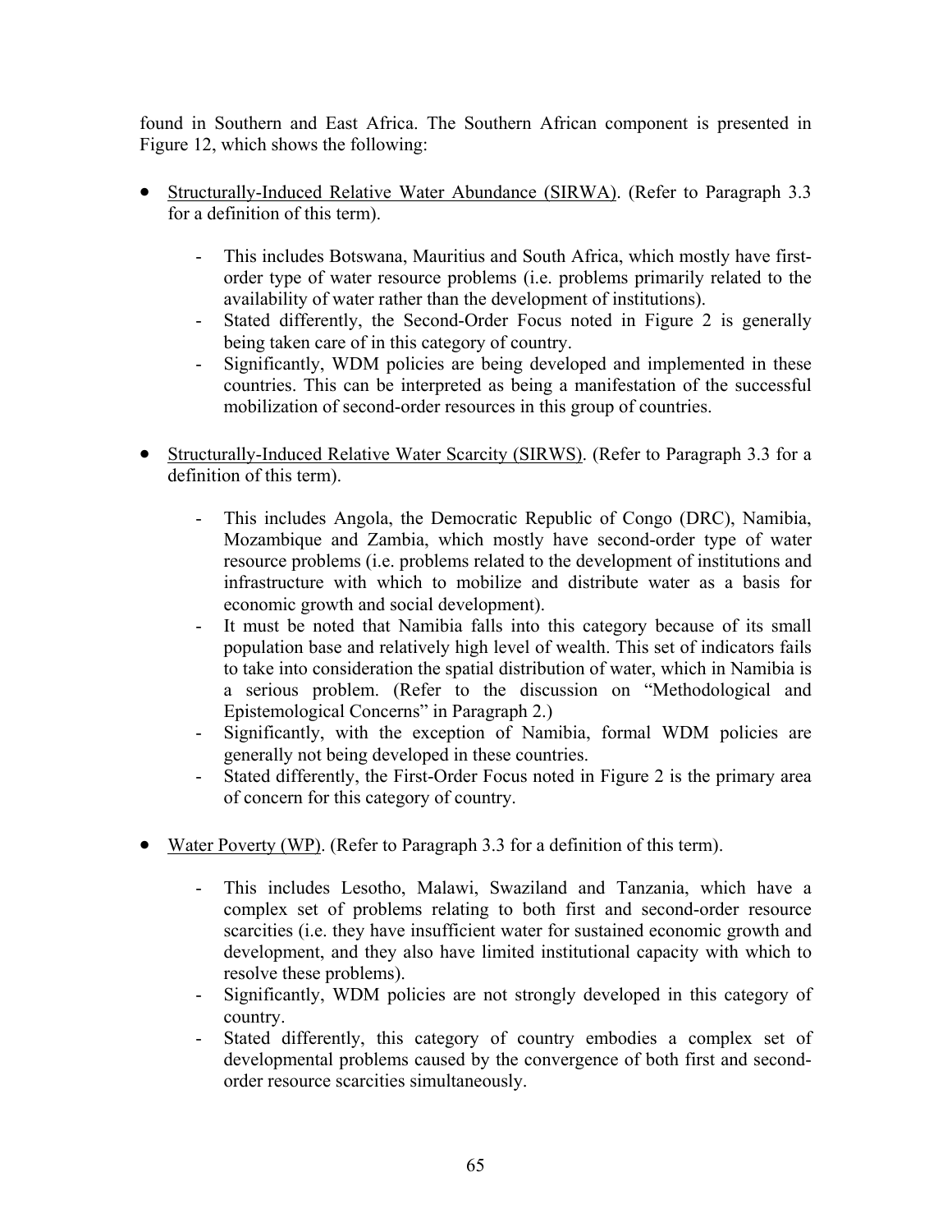found in Southern and East Africa. The Southern African component is presented in Figure 12, which shows the following:

- Structurally-Induced Relative Water Abundance (SIRWA). (Refer to Paragraph 3.3 for a definition of this term).

    - This includes Botswana, Mauritius and South Africa, which mostly have first-order type of water resource problems (i.e. problems primarily related to the availability of water rather than the development of institutions).
    - Stated differently, the Second-Order Focus noted in Figure 2 is generally being taken care of in this category of country.
    - Significantly, WDM policies are being developed and implemented in these countries. This can be interpreted as being a manifestation of the successful mobilization of second-order resources in this group of countries.

- Structurally-Induced Relative Water Scarcity (SIRWS). (Refer to Paragraph 3.3 for a definition of this term).

    - This includes Angola, the Democratic Republic of Congo (DRC), Namibia, Mozambique and Zambia, which mostly have second-order type of water resource problems (i.e. problems related to the development of institutions and infrastructure with which to mobilize and distribute water as a basis for economic growth and social development).
    - It must be noted that Namibia falls into this category because of its small population base and relatively high level of wealth. This set of indicators fails to take into consideration the spatial distribution of water, which in Namibia is a serious problem. (Refer to the discussion on "Methodological and Epistemological Concerns" in Paragraph 2.)
    - Significantly, with the exception of Namibia, formal WDM policies are generally not being developed in these countries.
    - Stated differently, the First-Order Focus noted in Figure 2 is the primary area of concern for this category of country.

- Water Poverty (WP). (Refer to Paragraph 3.3 for a definition of this term).

    - This includes Lesotho, Malawi, Swaziland and Tanzania, which have a complex set of problems relating to both first and second-order resource scarcities (i.e. they have insufficient water for sustained economic growth and development, and they also have limited institutional capacity with which to resolve these problems).
    - Significantly, WDM policies are not strongly developed in this category of country.
    - Stated differently, this category of country embodies a complex set of developmental problems caused by the convergence of both first and second-order resource scarcities simultaneously.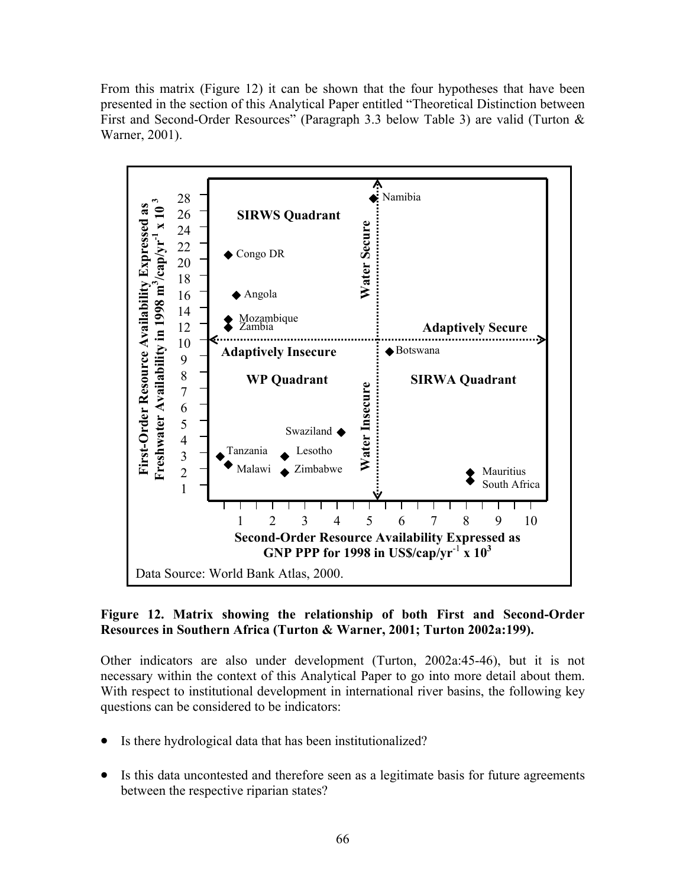From this matrix (Figure 12) it can be shown that the four hypotheses that have been presented in the section of this Analytical Paper entitled "Theoretical Distinction between First and Second-Order Resources" (Paragraph 3.3 below Table 3) are valid (Turton & Warner, 2001).

**Figure 12. Matrix showing the relationship of both First and Second-Order Resources in Southern Africa (Turton & Warner, 2001; Turton 2002a:199).**

Other indicators are also under development (Turton, 2002a:45-46), but it is not necessary within the context of this Analytical Paper to go into more detail about them. With respect to institutional development in international river basins, the following key questions can be considered to be indicators:

- Is there hydrological data that has been institutionalized?
- Is this data uncontested and therefore seen as a legitimate basis for future agreements between the respective riparian states?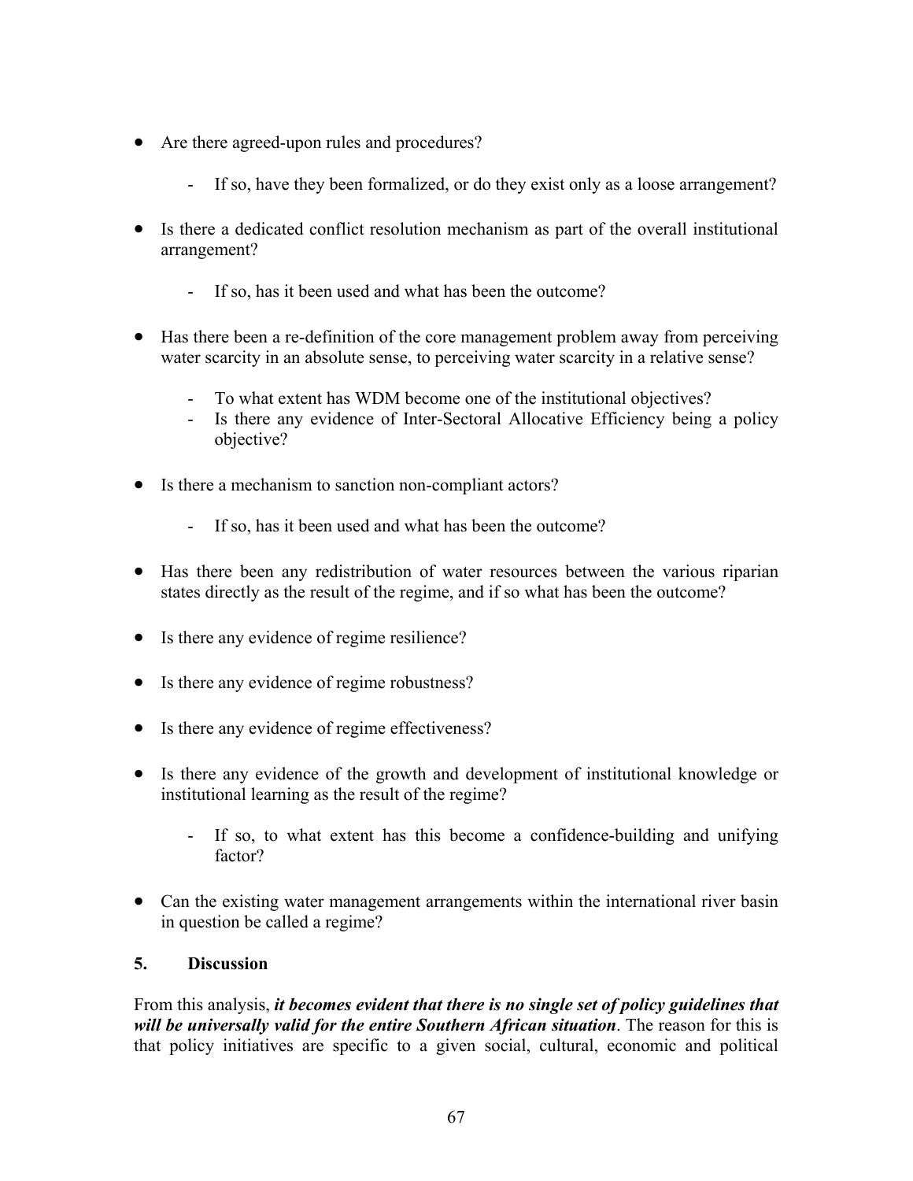- Are there agreed-upon rules and procedures?
    - If so, have they been formalized, or do they exist only as a loose arrangement?

- Is there a dedicated conflict resolution mechanism as part of the overall institutional arrangement?
    - If so, has it been used and what has been the outcome?

- Has there been a re-definition of the core management problem away from perceiving water scarcity in an absolute sense, to perceiving water scarcity in a relative sense?
    - To what extent has WDM become one of the institutional objectives?
    - Is there any evidence of Inter-Sectoral Allocative Efficiency being a policy objective?

- Is there a mechanism to sanction non-compliant actors?
    - If so, has it been used and what has been the outcome?

- Has there been any redistribution of water resources between the various riparian states directly as the result of the regime, and if so what has been the outcome?

- Is there any evidence of regime resilience?

- Is there any evidence of regime robustness?

- Is there any evidence of regime effectiveness?

- Is there any evidence of the growth and development of institutional knowledge or institutional learning as the result of the regime?
    - If so, to what extent has this become a confidence-building and unifying factor?

- Can the existing water management arrangements within the international river basin in question be called a regime?

## 5. Discussion

From this analysis, ***it becomes evident that there is no single set of policy guidelines that will be universally valid for the entire Southern African situation***. The reason for this is that policy initiatives are specific to a given social, cultural, economic and political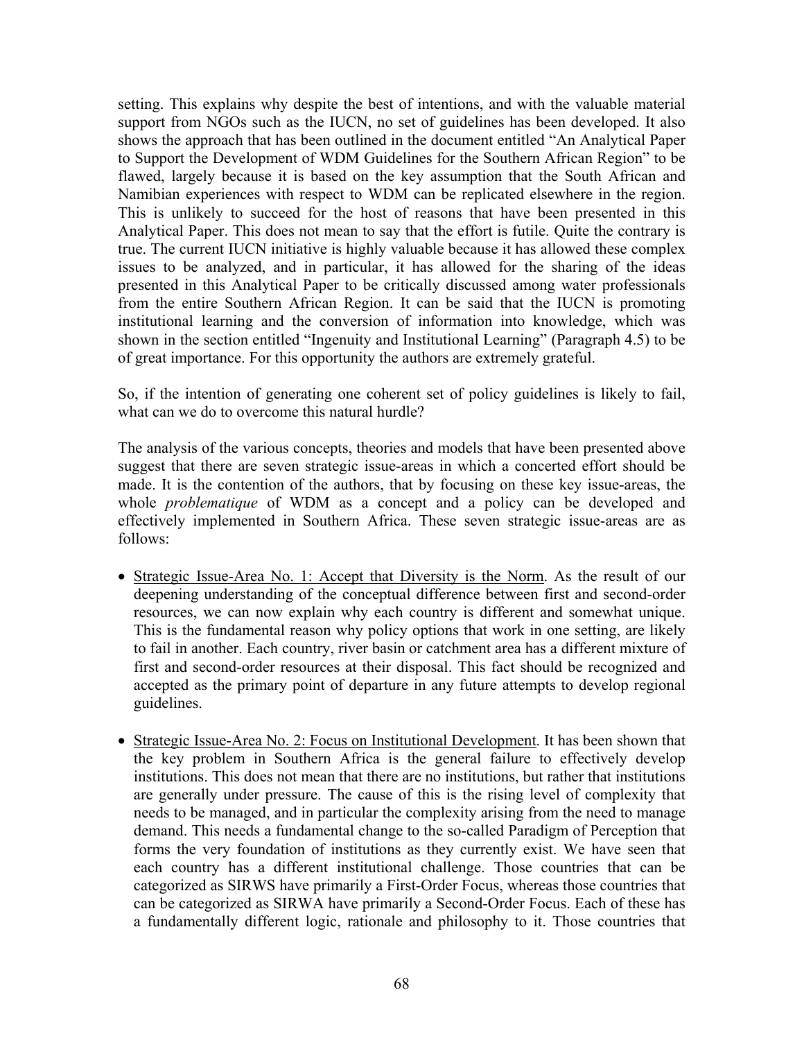setting. This explains why despite the best of intentions, and with the valuable material support from NGOs such as the IUCN, no set of guidelines has been developed. It also shows the approach that has been outlined in the document entitled "An Analytical Paper to Support the Development of WDM Guidelines for the Southern African Region" to be flawed, largely because it is based on the key assumption that the South African and Namibian experiences with respect to WDM can be replicated elsewhere in the region. This is unlikely to succeed for the host of reasons that have been presented in this Analytical Paper. This does not mean to say that the effort is futile. Quite the contrary is true. The current IUCN initiative is highly valuable because it has allowed these complex issues to be analyzed, and in particular, it has allowed for the sharing of the ideas presented in this Analytical Paper to be critically discussed among water professionals from the entire Southern African Region. It can be said that the IUCN is promoting institutional learning and the conversion of information into knowledge, which was shown in the section entitled "Ingenuity and Institutional Learning" (Paragraph 4.5) to be of great importance. For this opportunity the authors are extremely grateful.

So, if the intention of generating one coherent set of policy guidelines is likely to fail, what can we do to overcome this natural hurdle?

The analysis of the various concepts, theories and models that have been presented above suggest that there are seven strategic issue-areas in which a concerted effort should be made. It is the contention of the authors, that by focusing on these key issue-areas, the whole *problematique* of WDM as a concept and a policy can be developed and effectively implemented in Southern Africa. These seven strategic issue-areas are as follows:

- Strategic Issue-Area No. 1: Accept that Diversity is the Norm. As the result of our deepening understanding of the conceptual difference between first and second-order resources, we can now explain why each country is different and somewhat unique. This is the fundamental reason why policy options that work in one setting, are likely to fail in another. Each country, river basin or catchment area has a different mixture of first and second-order resources at their disposal. This fact should be recognized and accepted as the primary point of departure in any future attempts to develop regional guidelines.

- Strategic Issue-Area No. 2: Focus on Institutional Development. It has been shown that the key problem in Southern Africa is the general failure to effectively develop institutions. This does not mean that there are no institutions, but rather that institutions are generally under pressure. The cause of this is the rising level of complexity that needs to be managed, and in particular the complexity arising from the need to manage demand. This needs a fundamental change to the so-called Paradigm of Perception that forms the very foundation of institutions as they currently exist. We have seen that each country has a different institutional challenge. Those countries that can be categorized as SIRWS have primarily a First-Order Focus, whereas those countries that can be categorized as SIRWA have primarily a Second-Order Focus. Each of these has a fundamentally different logic, rationale and philosophy to it. Those countries that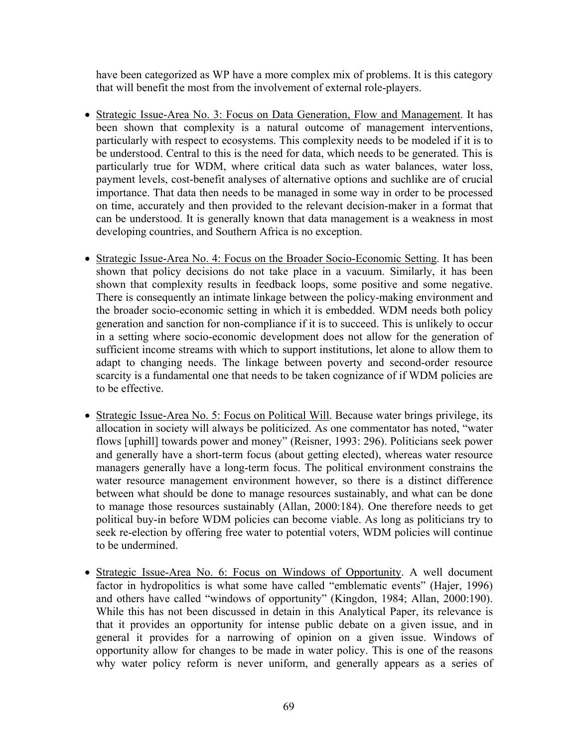have been categorized as WP have a more complex mix of problems. It is this category that will benefit the most from the involvement of external role-players.

- Strategic Issue-Area No. 3: Focus on Data Generation, Flow and Management. It has been shown that complexity is a natural outcome of management interventions, particularly with respect to ecosystems. This complexity needs to be modeled if it is to be understood. Central to this is the need for data, which needs to be generated. This is particularly true for WDM, where critical data such as water balances, water loss, payment levels, cost-benefit analyses of alternative options and suchlike are of crucial importance. That data then needs to be managed in some way in order to be processed on time, accurately and then provided to the relevant decision-maker in a format that can be understood. It is generally known that data management is a weakness in most developing countries, and Southern Africa is no exception.

- Strategic Issue-Area No. 4: Focus on the Broader Socio-Economic Setting. It has been shown that policy decisions do not take place in a vacuum. Similarly, it has been shown that complexity results in feedback loops, some positive and some negative. There is consequently an intimate linkage between the policy-making environment and the broader socio-economic setting in which it is embedded. WDM needs both policy generation and sanction for non-compliance if it is to succeed. This is unlikely to occur in a setting where socio-economic development does not allow for the generation of sufficient income streams with which to support institutions, let alone to allow them to adapt to changing needs. The linkage between poverty and second-order resource scarcity is a fundamental one that needs to be taken cognizance of if WDM policies are to be effective.

- Strategic Issue-Area No. 5: Focus on Political Will. Because water brings privilege, its allocation in society will always be politicized. As one commentator has noted, "water flows [uphill] towards power and money" (Reisner, 1993: 296). Politicians seek power and generally have a short-term focus (about getting elected), whereas water resource managers generally have a long-term focus. The political environment constrains the water resource management environment however, so there is a distinct difference between what should be done to manage resources sustainably, and what can be done to manage those resources sustainably (Allan, 2000:184). One therefore needs to get political buy-in before WDM policies can become viable. As long as politicians try to seek re-election by offering free water to potential voters, WDM policies will continue to be undermined.

- Strategic Issue-Area No. 6: Focus on Windows of Opportunity. A well document factor in hydropolitics is what some have called "emblematic events" (Hajer, 1996) and others have called "windows of opportunity" (Kingdon, 1984; Allan, 2000:190). While this has not been discussed in detain in this Analytical Paper, its relevance is that it provides an opportunity for intense public debate on a given issue, and in general it provides for a narrowing of opinion on a given issue. Windows of opportunity allow for changes to be made in water policy. This is one of the reasons why water policy reform is never uniform, and generally appears as a series of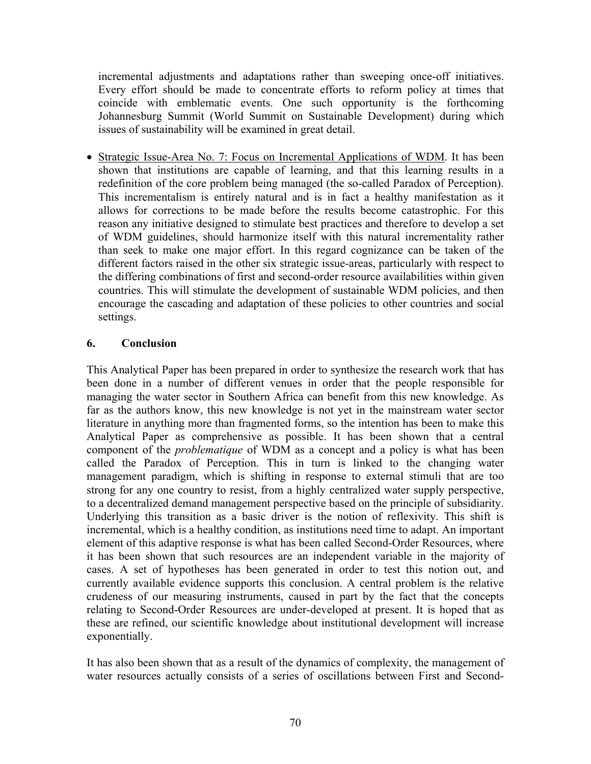incremental adjustments and adaptations rather than sweeping once-off initiatives. Every effort should be made to concentrate efforts to reform policy at times that coincide with emblematic events. One such opportunity is the forthcoming Johannesburg Summit (World Summit on Sustainable Development) during which issues of sustainability will be examined in great detail.

- Strategic Issue-Area No. 7: Focus on Incremental Applications of WDM. It has been shown that institutions are capable of learning, and that this learning results in a redefinition of the core problem being managed (the so-called Paradox of Perception). This incrementalism is entirely natural and is in fact a healthy manifestation as it allows for corrections to be made before the results become catastrophic. For this reason any initiative designed to stimulate best practices and therefore to develop a set of WDM guidelines, should harmonize itself with this natural incrementality rather than seek to make one major effort. In this regard cognizance can be taken of the different factors raised in the other six strategic issue-areas, particularly with respect to the differing combinations of first and second-order resource availabilities within given countries. This will stimulate the development of sustainable WDM policies, and then encourage the cascading and adaptation of these policies to other countries and social settings.

## 6. Conclusion

This Analytical Paper has been prepared in order to synthesize the research work that has been done in a number of different venues in order that the people responsible for managing the water sector in Southern Africa can benefit from this new knowledge. As far as the authors know, this new knowledge is not yet in the mainstream water sector literature in anything more than fragmented forms, so the intention has been to make this Analytical Paper as comprehensive as possible. It has been shown that a central component of the *problematique* of WDM as a concept and a policy is what has been called the Paradox of Perception. This in turn is linked to the changing water management paradigm, which is shifting in response to external stimuli that are too strong for any one country to resist, from a highly centralized water supply perspective, to a decentralized demand management perspective based on the principle of subsidiarity. Underlying this transition as a basic driver is the notion of reflexivity. This shift is incremental, which is a healthy condition, as institutions need time to adapt. An important element of this adaptive response is what has been called Second-Order Resources, where it has been shown that such resources are an independent variable in the majority of cases. A set of hypotheses has been generated in order to test this notion out, and currently available evidence supports this conclusion. A central problem is the relative crudeness of our measuring instruments, caused in part by the fact that the concepts relating to Second-Order Resources are under-developed at present. It is hoped that as these are refined, our scientific knowledge about institutional development will increase exponentially.

It has also been shown that as a result of the dynamics of complexity, the management of water resources actually consists of a series of oscillations between First and Second-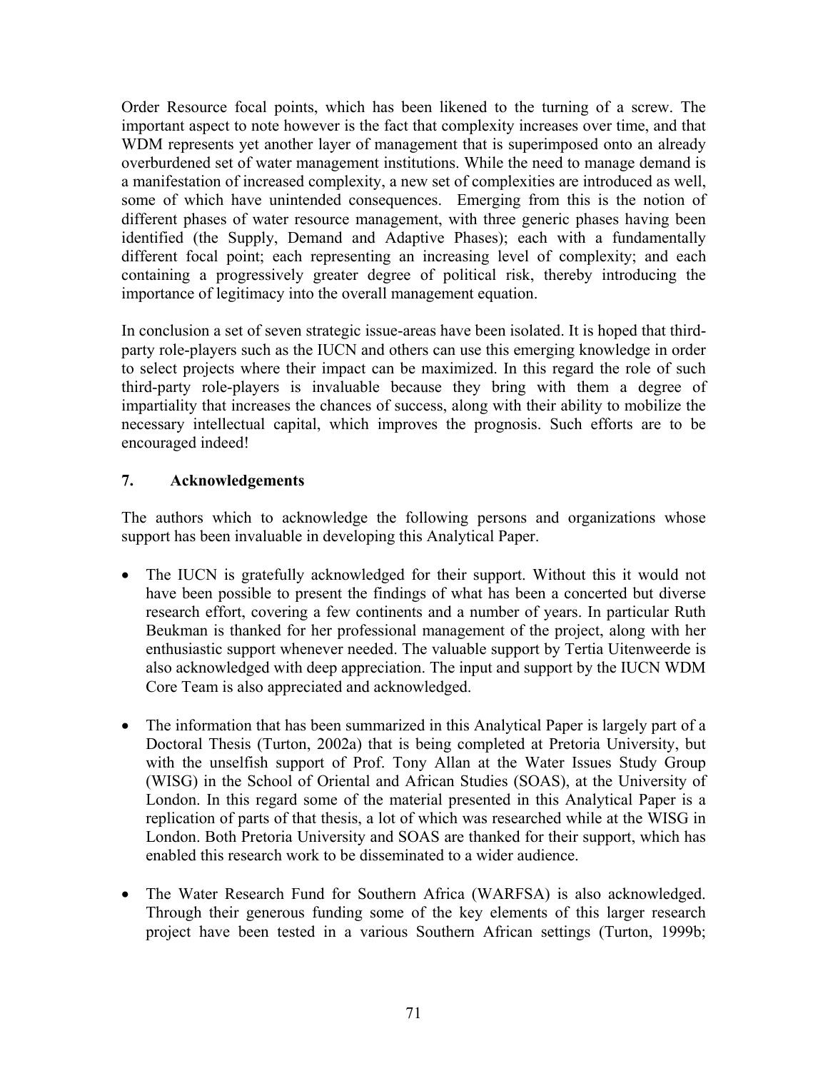Order Resource focal points, which has been likened to the turning of a screw. The important aspect to note however is the fact that complexity increases over time, and that WDM represents yet another layer of management that is superimposed onto an already overburdened set of water management institutions. While the need to manage demand is a manifestation of increased complexity, a new set of complexities are introduced as well, some of which have unintended consequences. Emerging from this is the notion of different phases of water resource management, with three generic phases having been identified (the Supply, Demand and Adaptive Phases); each with a fundamentally different focal point; each representing an increasing level of complexity; and each containing a progressively greater degree of political risk, thereby introducing the importance of legitimacy into the overall management equation.

In conclusion a set of seven strategic issue-areas have been isolated. It is hoped that third-party role-players such as the IUCN and others can use this emerging knowledge in order to select projects where their impact can be maximized. In this regard the role of such third-party role-players is invaluable because they bring with them a degree of impartiality that increases the chances of success, along with their ability to mobilize the necessary intellectual capital, which improves the prognosis. Such efforts are to be encouraged indeed!

## 7. Acknowledgements

The authors which to acknowledge the following persons and organizations whose support has been invaluable in developing this Analytical Paper.

- The IUCN is gratefully acknowledged for their support. Without this it would not have been possible to present the findings of what has been a concerted but diverse research effort, covering a few continents and a number of years. In particular Ruth Beukman is thanked for her professional management of the project, along with her enthusiastic support whenever needed. The valuable support by Tertia Uitenweerde is also acknowledged with deep appreciation. The input and support by the IUCN WDM Core Team is also appreciated and acknowledged.

- The information that has been summarized in this Analytical Paper is largely part of a Doctoral Thesis (Turton, 2002a) that is being completed at Pretoria University, but with the unselfish support of Prof. Tony Allan at the Water Issues Study Group (WISG) in the School of Oriental and African Studies (SOAS), at the University of London. In this regard some of the material presented in this Analytical Paper is a replication of parts of that thesis, a lot of which was researched while at the WISG in London. Both Pretoria University and SOAS are thanked for their support, which has enabled this research work to be disseminated to a wider audience.

- The Water Research Fund for Southern Africa (WARFSA) is also acknowledged. Through their generous funding some of the key elements of this larger research project have been tested in a various Southern African settings (Turton, 1999b;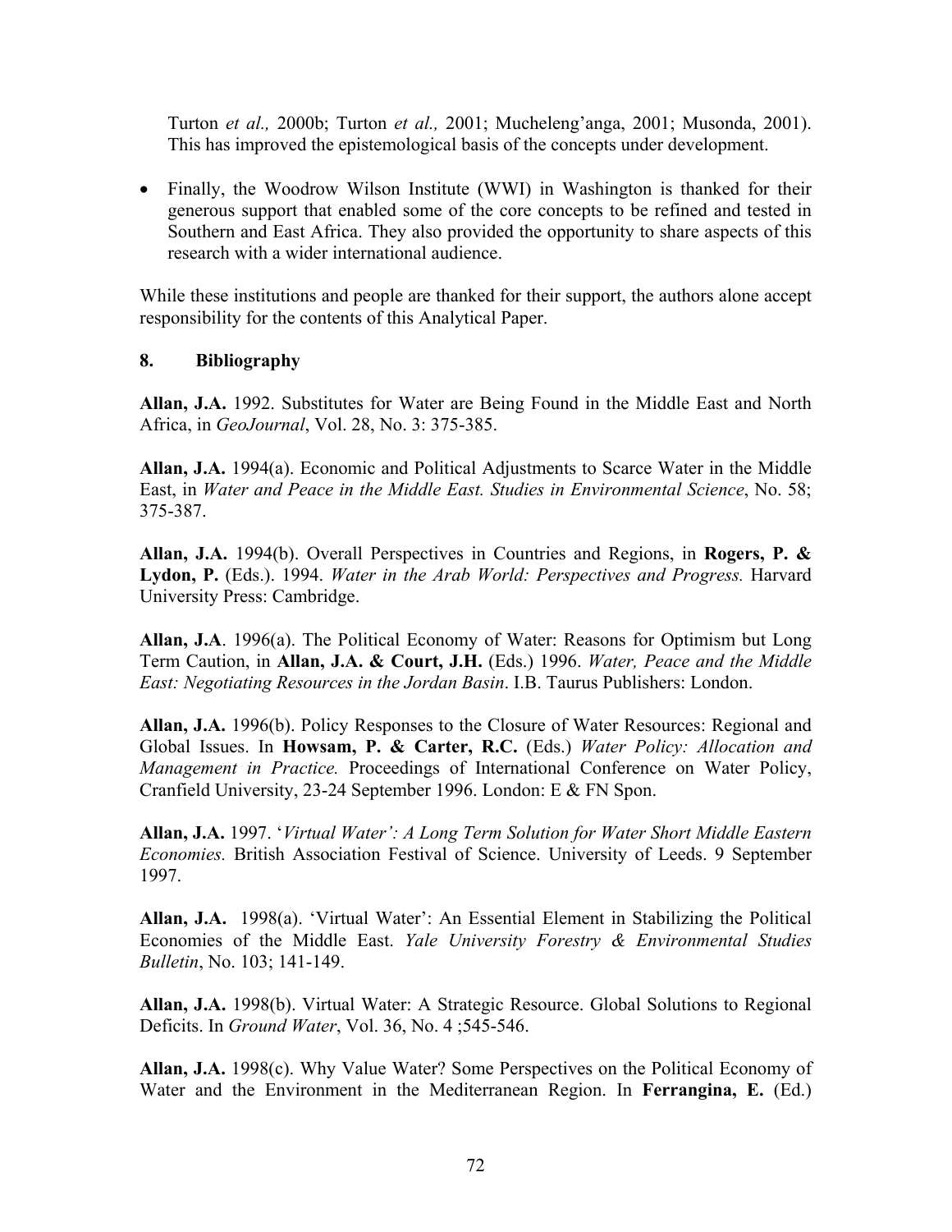Turton *et al.,* 2000b; Turton *et al.,* 2001; Mucheleng'anga, 2001; Musonda, 2001). This has improved the epistemological basis of the concepts under development.

- Finally, the Woodrow Wilson Institute (WWI) in Washington is thanked for their generous support that enabled some of the core concepts to be refined and tested in Southern and East Africa. They also provided the opportunity to share aspects of this research with a wider international audience.

While these institutions and people are thanked for their support, the authors alone accept responsibility for the contents of this Analytical Paper.

## 8. Bibliography

**Allan, J.A.** 1992. Substitutes for Water are Being Found in the Middle East and North Africa, in *GeoJournal*, Vol. 28, No. 3: 375-385.

**Allan, J.A.** 1994(a). Economic and Political Adjustments to Scarce Water in the Middle East, in *Water and Peace in the Middle East. Studies in Environmental Science*, No. 58; 375-387.

**Allan, J.A.** 1994(b). Overall Perspectives in Countries and Regions, in **Rogers, P. & Lydon, P.** (Eds.). 1994. *Water in the Arab World: Perspectives and Progress.* Harvard University Press: Cambridge.

**Allan, J.A**. 1996(a). The Political Economy of Water: Reasons for Optimism but Long Term Caution, in **Allan, J.A. & Court, J.H.** (Eds.) 1996. *Water, Peace and the Middle East: Negotiating Resources in the Jordan Basin*. I.B. Taurus Publishers: London.

**Allan, J.A.** 1996(b). Policy Responses to the Closure of Water Resources: Regional and Global Issues. In **Howsam, P. & Carter, R.C.** (Eds.) *Water Policy: Allocation and Management in Practice.* Proceedings of International Conference on Water Policy, Cranfield University, 23-24 September 1996. London: E & FN Spon.

**Allan, J.A.** 1997. '*Virtual Water': A Long Term Solution for Water Short Middle Eastern Economies.* British Association Festival of Science. University of Leeds. 9 September 1997.

**Allan, J.A.** 1998(a). 'Virtual Water': An Essential Element in Stabilizing the Political Economies of the Middle East. *Yale University Forestry & Environmental Studies Bulletin*, No. 103; 141-149.

**Allan, J.A.** 1998(b). Virtual Water: A Strategic Resource. Global Solutions to Regional Deficits. In *Ground Water*, Vol. 36, No. 4 ;545-546.

**Allan, J.A.** 1998(c). Why Value Water? Some Perspectives on the Political Economy of Water and the Environment in the Mediterranean Region. In **Ferrangina, E.** (Ed.)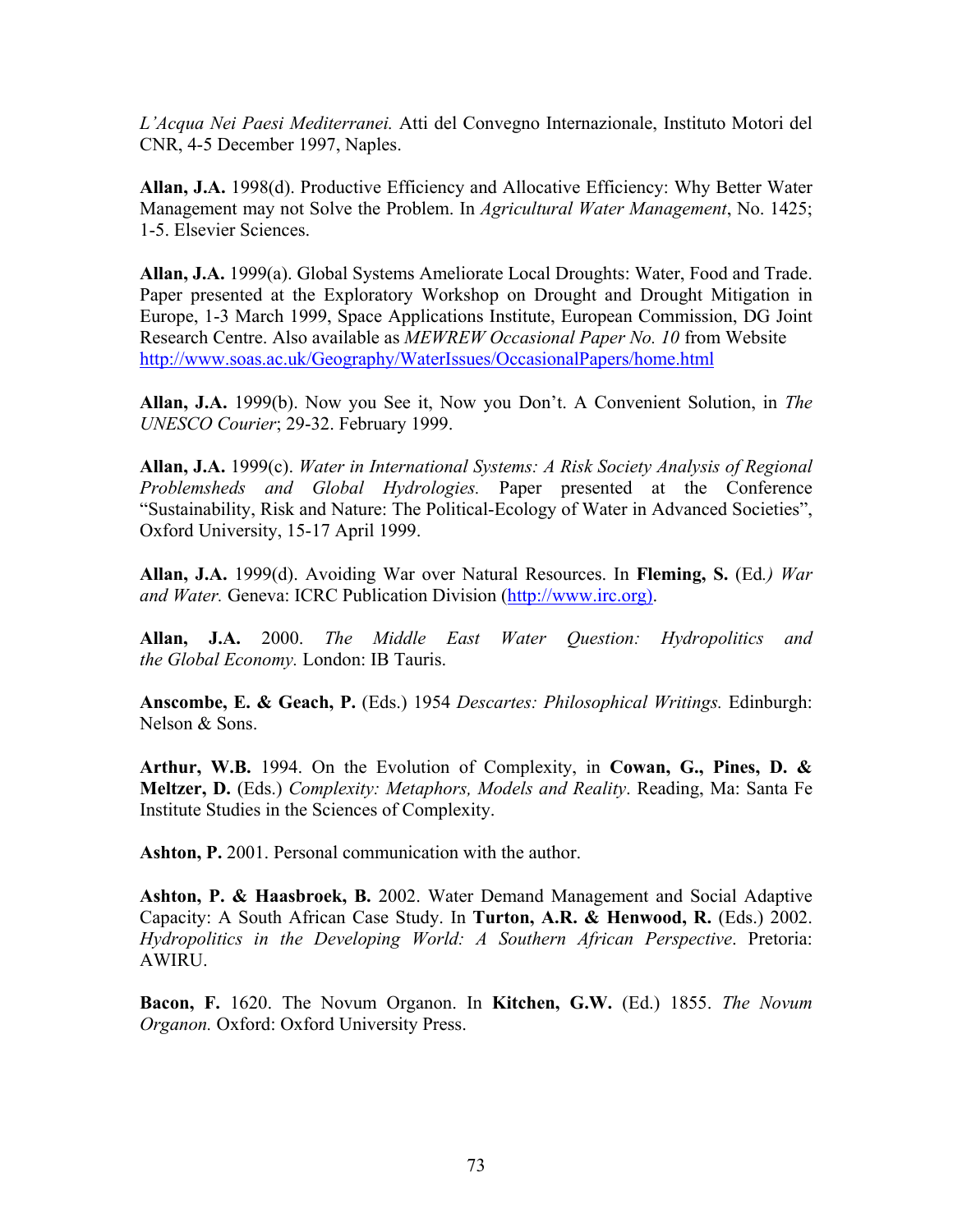*L'Acqua Nei Paesi Mediterranei.* Atti del Convegno Internazionale, Instituto Motori del CNR, 4-5 December 1997, Naples.

**Allan, J.A.** 1998(d). Productive Efficiency and Allocative Efficiency: Why Better Water Management may not Solve the Problem. In *Agricultural Water Management*, No. 1425; 1-5. Elsevier Sciences.

**Allan, J.A.** 1999(a). Global Systems Ameliorate Local Droughts: Water, Food and Trade. Paper presented at the Exploratory Workshop on Drought and Drought Mitigation in Europe, 1-3 March 1999, Space Applications Institute, European Commission, DG Joint Research Centre. Also available as *MEWREW Occasional Paper No. 10* from Website http://www.soas.ac.uk/Geography/WaterIssues/OccasionalPapers/home.html

**Allan, J.A.** 1999(b). Now you See it, Now you Don't. A Convenient Solution, in *The UNESCO Courier*; 29-32. February 1999.

**Allan, J.A.** 1999(c). *Water in International Systems: A Risk Society Analysis of Regional Problemsheds and Global Hydrologies.* Paper presented at the Conference "Sustainability, Risk and Nature: The Political-Ecology of Water in Advanced Societies", Oxford University, 15-17 April 1999.

**Allan, J.A.** 1999(d). Avoiding War over Natural Resources. In **Fleming, S.** (Ed.*) War and Water.* Geneva: ICRC Publication Division (http://www.irc.org).

**Allan, J.A.** 2000. *The Middle East Water Question: Hydropolitics and the Global Economy.* London: IB Tauris.

**Anscombe, E. & Geach, P.** (Eds.) 1954 *Descartes: Philosophical Writings.* Edinburgh: Nelson & Sons.

**Arthur, W.B.** 1994. On the Evolution of Complexity, in **Cowan, G., Pines, D. & Meltzer, D.** (Eds.) *Complexity: Metaphors, Models and Reality*. Reading, Ma: Santa Fe Institute Studies in the Sciences of Complexity.

**Ashton, P.** 2001. Personal communication with the author.

**Ashton, P. & Haasbroek, B.** 2002. Water Demand Management and Social Adaptive Capacity: A South African Case Study. In **Turton, A.R. & Henwood, R.** (Eds.) 2002. *Hydropolitics in the Developing World: A Southern African Perspective*. Pretoria: AWIRU.

**Bacon, F.** 1620. The Novum Organon. In **Kitchen, G.W.** (Ed.) 1855. *The Novum Organon.* Oxford: Oxford University Press.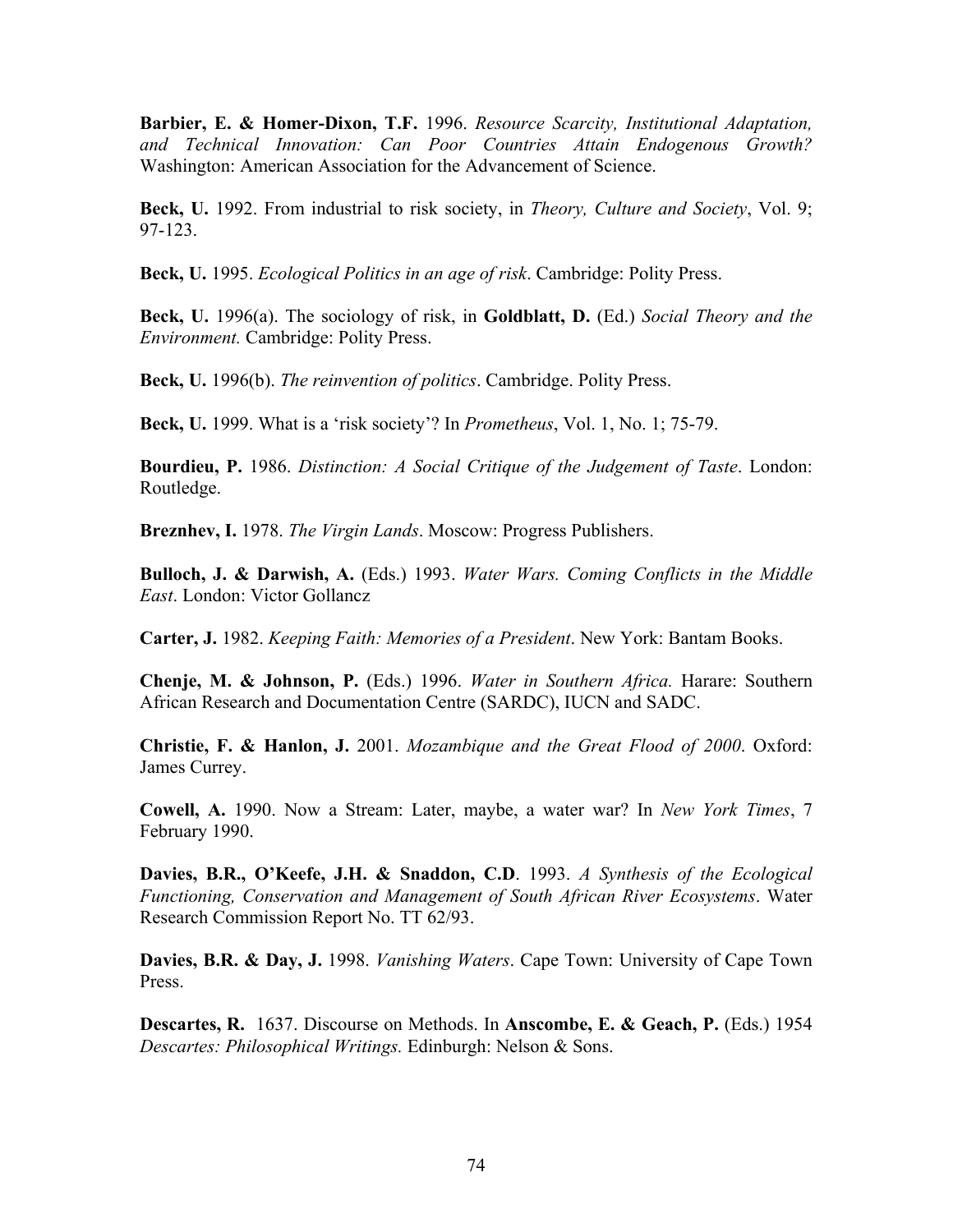**Barbier, E. & Homer-Dixon, T.F.** 1996. *Resource Scarcity, Institutional Adaptation, and Technical Innovation: Can Poor Countries Attain Endogenous Growth?* Washington: American Association for the Advancement of Science.

**Beck, U.** 1992. From industrial to risk society, in *Theory, Culture and Society*, Vol. 9; 97-123.

**Beck, U.** 1995. *Ecological Politics in an age of risk*. Cambridge: Polity Press.

**Beck, U.** 1996(a). The sociology of risk, in **Goldblatt, D.** (Ed.) *Social Theory and the Environment.* Cambridge: Polity Press.

**Beck, U.** 1996(b). *The reinvention of politics*. Cambridge. Polity Press.

**Beck, U.** 1999. What is a 'risk society'? In *Prometheus*, Vol. 1, No. 1; 75-79.

**Bourdieu, P.** 1986. *Distinction: A Social Critique of the Judgement of Taste*. London: Routledge.

**Breznhev, I.** 1978. *The Virgin Lands*. Moscow: Progress Publishers.

**Bulloch, J. & Darwish, A.** (Eds.) 1993. *Water Wars. Coming Conflicts in the Middle East*. London: Victor Gollancz

**Carter, J.** 1982. *Keeping Faith: Memories of a President*. New York: Bantam Books.

**Chenje, M. & Johnson, P.** (Eds.) 1996. *Water in Southern Africa.* Harare: Southern African Research and Documentation Centre (SARDC), IUCN and SADC.

**Christie, F. & Hanlon, J.** 2001. *Mozambique and the Great Flood of 2000*. Oxford: James Currey.

**Cowell, A.** 1990. Now a Stream: Later, maybe, a water war? In *New York Times*, 7 February 1990.

**Davies, B.R., O'Keefe, J.H. & Snaddon, C.D**. 1993. *A Synthesis of the Ecological Functioning, Conservation and Management of South African River Ecosystems*. Water Research Commission Report No. TT 62/93.

**Davies, B.R. & Day, J.** 1998. *Vanishing Waters*. Cape Town: University of Cape Town Press.

**Descartes, R.** 1637. Discourse on Methods. In **Anscombe, E. & Geach, P.** (Eds.) 1954 *Descartes: Philosophical Writings.* Edinburgh: Nelson & Sons.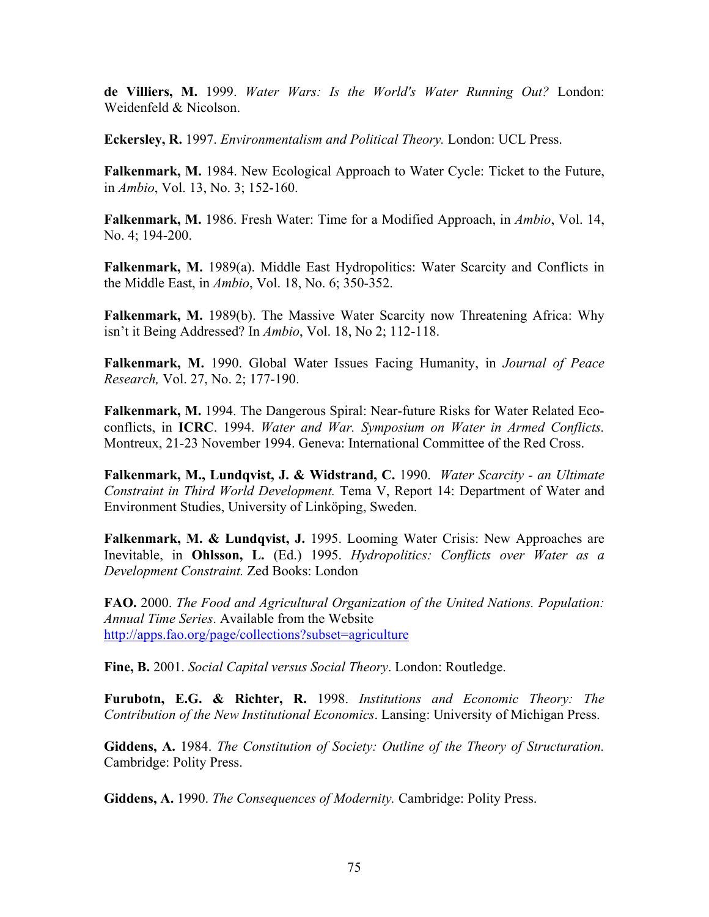**de Villiers, M.** 1999. *Water Wars: Is the World's Water Running Out?* London: Weidenfeld & Nicolson.

**Eckersley, R.** 1997. *Environmentalism and Political Theory.* London: UCL Press.

**Falkenmark, M.** 1984. New Ecological Approach to Water Cycle: Ticket to the Future, in *Ambio*, Vol. 13, No. 3; 152-160.

**Falkenmark, M.** 1986. Fresh Water: Time for a Modified Approach, in *Ambio*, Vol. 14, No. 4; 194-200.

**Falkenmark, M.** 1989(a). Middle East Hydropolitics: Water Scarcity and Conflicts in the Middle East, in *Ambio*, Vol. 18, No. 6; 350-352.

**Falkenmark, M.** 1989(b). The Massive Water Scarcity now Threatening Africa: Why isn't it Being Addressed? In *Ambio*, Vol. 18, No 2; 112-118.

**Falkenmark, M.** 1990. Global Water Issues Facing Humanity, in *Journal of Peace Research,* Vol. 27, No. 2; 177-190.

**Falkenmark, M.** 1994. The Dangerous Spiral: Near-future Risks for Water Related Eco-conflicts, in **ICRC**. 1994. *Water and War. Symposium on Water in Armed Conflicts.* Montreux, 21-23 November 1994. Geneva: International Committee of the Red Cross.

**Falkenmark, M., Lundqvist, J. & Widstrand, C.** 1990. *Water Scarcity - an Ultimate Constraint in Third World Development.* Tema V, Report 14: Department of Water and Environment Studies, University of Linköping, Sweden.

**Falkenmark, M. & Lundqvist, J.** 1995. Looming Water Crisis: New Approaches are Inevitable, in **Ohlsson, L.** (Ed.) 1995. *Hydropolitics: Conflicts over Water as a Development Constraint.* Zed Books: London

**FAO.** 2000. *The Food and Agricultural Organization of the United Nations. Population: Annual Time Series*. Available from the Website http://apps.fao.org/page/collections?subset=agriculture

**Fine, B.** 2001. *Social Capital versus Social Theory*. London: Routledge.

**Furubotn, E.G. & Richter, R.** 1998. *Institutions and Economic Theory: The Contribution of the New Institutional Economics*. Lansing: University of Michigan Press.

**Giddens, A.** 1984. *The Constitution of Society: Outline of the Theory of Structuration.* Cambridge: Polity Press.

**Giddens, A.** 1990. *The Consequences of Modernity.* Cambridge: Polity Press.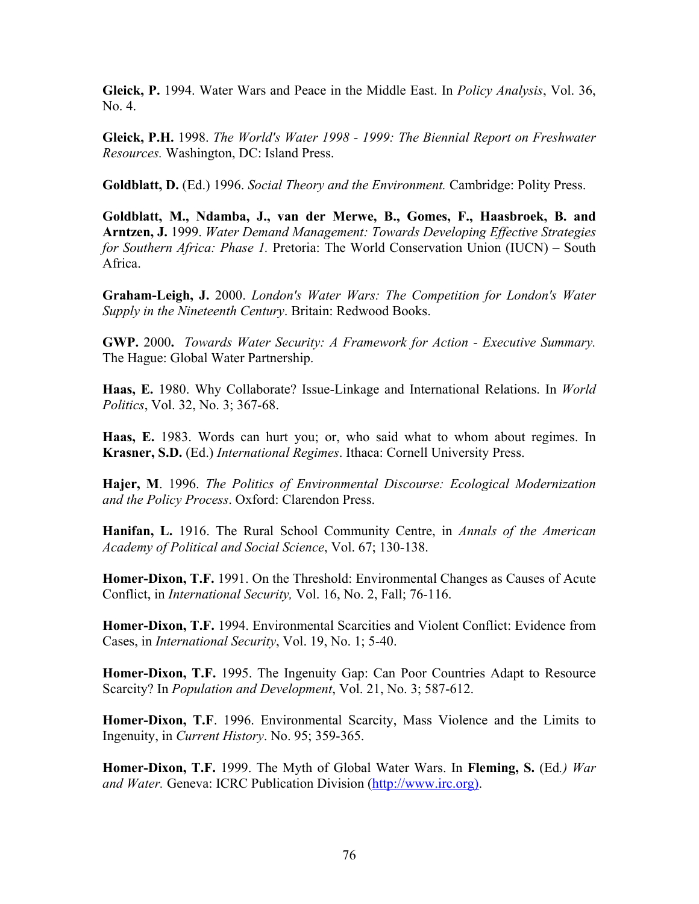**Gleick, P.** 1994. Water Wars and Peace in the Middle East. In *Policy Analysis*, Vol. 36, No. 4.

**Gleick, P.H.** 1998. *The World's Water 1998 - 1999: The Biennial Report on Freshwater Resources.* Washington, DC: Island Press.

**Goldblatt, D.** (Ed.) 1996. *Social Theory and the Environment.* Cambridge: Polity Press.

**Goldblatt, M., Ndamba, J., van der Merwe, B., Gomes, F., Haasbroek, B. and Arntzen, J.** 1999. *Water Demand Management: Towards Developing Effective Strategies for Southern Africa: Phase 1.* Pretoria: The World Conservation Union (IUCN) – South Africa.

**Graham-Leigh, J.** 2000. *London's Water Wars: The Competition for London's Water Supply in the Nineteenth Century*. Britain: Redwood Books.

**GWP.** 2000**.** *Towards Water Security: A Framework for Action - Executive Summary.* The Hague: Global Water Partnership.

**Haas, E.** 1980. Why Collaborate? Issue-Linkage and International Relations. In *World Politics*, Vol. 32, No. 3; 367-68.

**Haas, E.** 1983. Words can hurt you; or, who said what to whom about regimes. In **Krasner, S.D.** (Ed.) *International Regimes*. Ithaca: Cornell University Press.

**Hajer, M**. 1996. *The Politics of Environmental Discourse: Ecological Modernization and the Policy Process*. Oxford: Clarendon Press.

**Hanifan, L.** 1916. The Rural School Community Centre, in *Annals of the American Academy of Political and Social Science*, Vol. 67; 130-138.

**Homer-Dixon, T.F.** 1991. On the Threshold: Environmental Changes as Causes of Acute Conflict, in *International Security,* Vol. 16, No. 2, Fall; 76-116.

**Homer-Dixon, T.F.** 1994. Environmental Scarcities and Violent Conflict: Evidence from Cases, in *International Security*, Vol. 19, No. 1; 5-40.

**Homer-Dixon, T.F.** 1995. The Ingenuity Gap: Can Poor Countries Adapt to Resource Scarcity? In *Population and Development*, Vol. 21, No. 3; 587-612.

**Homer-Dixon, T.F**. 1996. Environmental Scarcity, Mass Violence and the Limits to Ingenuity, in *Current History*. No. 95; 359-365.

**Homer-Dixon, T.F.** 1999. The Myth of Global Water Wars. In **Fleming, S.** (Ed*.) War and Water.* Geneva: ICRC Publication Division (http://www.irc.org).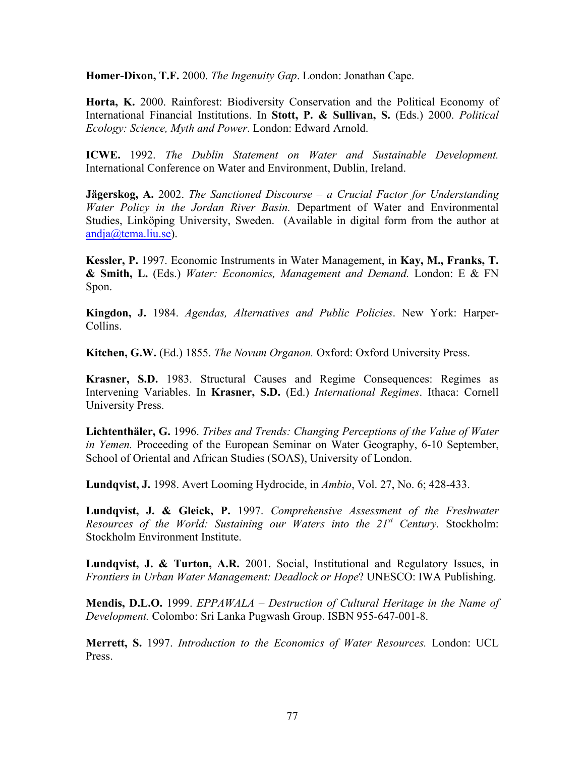**Homer-Dixon, T.F.** 2000. *The Ingenuity Gap*. London: Jonathan Cape.

**Horta, K.** 2000. Rainforest: Biodiversity Conservation and the Political Economy of International Financial Institutions. In **Stott, P. & Sullivan, S.** (Eds.) 2000. *Political Ecology: Science, Myth and Power*. London: Edward Arnold.

**ICWE.** 1992. *The Dublin Statement on Water and Sustainable Development.* International Conference on Water and Environment, Dublin, Ireland.

**Jägerskog, A.** 2002. *The Sanctioned Discourse – a Crucial Factor for Understanding Water Policy in the Jordan River Basin.* Department of Water and Environmental Studies, Linköping University, Sweden. (Available in digital form from the author at andja@tema.liu.se).

**Kessler, P.** 1997. Economic Instruments in Water Management, in **Kay, M., Franks, T. & Smith, L.** (Eds.) *Water: Economics, Management and Demand.* London: E & FN Spon.

**Kingdon, J.** 1984. *Agendas, Alternatives and Public Policies*. New York: Harper-Collins.

**Kitchen, G.W.** (Ed.) 1855. *The Novum Organon.* Oxford: Oxford University Press.

**Krasner, S.D.** 1983. Structural Causes and Regime Consequences: Regimes as Intervening Variables. In **Krasner, S.D.** (Ed.) *International Regimes*. Ithaca: Cornell University Press.

**Lichtenthäler, G.** 1996. *Tribes and Trends: Changing Perceptions of the Value of Water in Yemen.* Proceeding of the European Seminar on Water Geography, 6-10 September, School of Oriental and African Studies (SOAS), University of London.

**Lundqvist, J.** 1998. Avert Looming Hydrocide, in *Ambio*, Vol. 27, No. 6; 428-433.

**Lundqvist, J. & Gleick, P.** 1997. *Comprehensive Assessment of the Freshwater Resources of the World: Sustaining our Waters into the 21st Century.* Stockholm: Stockholm Environment Institute.

**Lundqvist, J. & Turton, A.R.** 2001. Social, Institutional and Regulatory Issues, in *Frontiers in Urban Water Management: Deadlock or Hope*? UNESCO: IWA Publishing.

**Mendis, D.L.O.** 1999. *EPPAWALA – Destruction of Cultural Heritage in the Name of Development.* Colombo: Sri Lanka Pugwash Group. ISBN 955-647-001-8.

**Merrett, S.** 1997. *Introduction to the Economics of Water Resources.* London: UCL Press.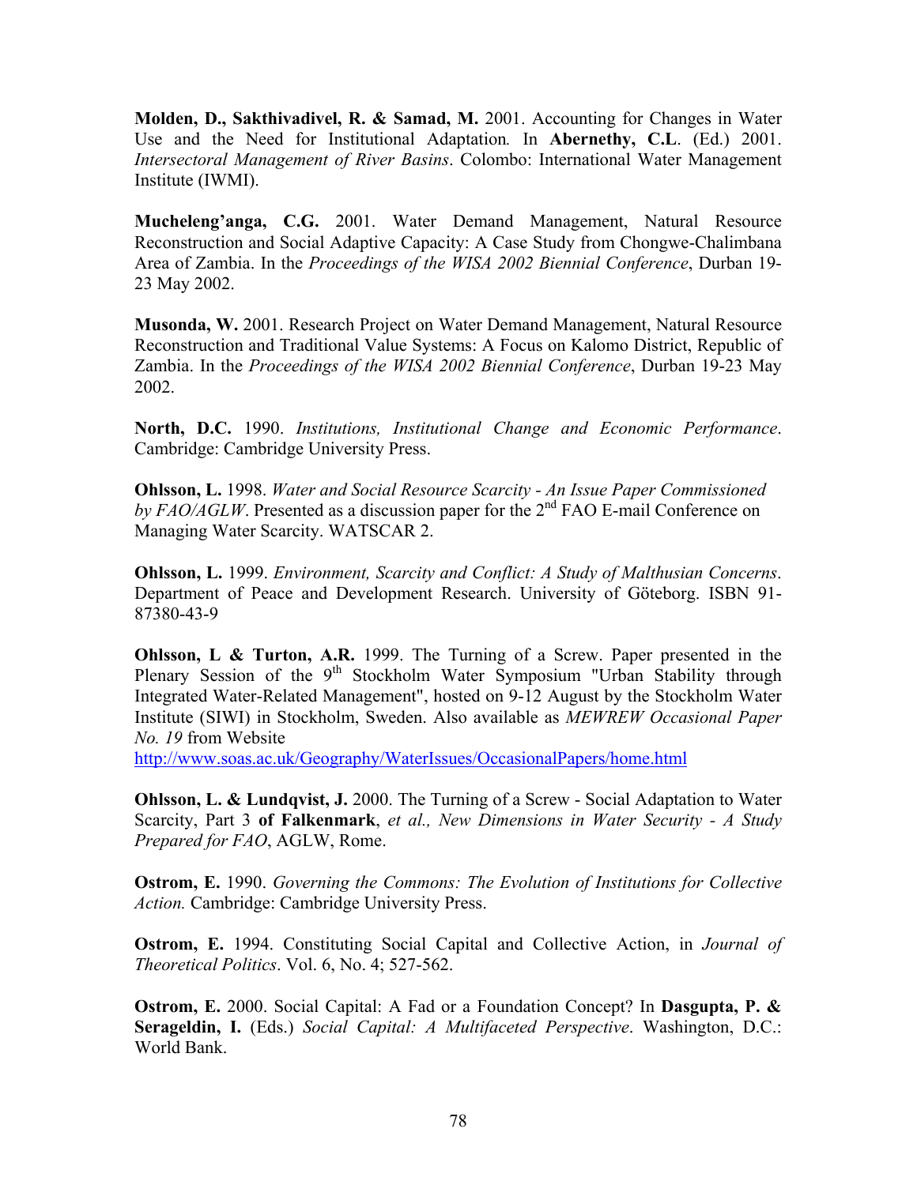**Molden, D., Sakthivadivel, R. & Samad, M.** 2001. Accounting for Changes in Water Use and the Need for Institutional Adaptation*.* In **Abernethy, C.L**. (Ed.) 2001. *Intersectoral Management of River Basins*. Colombo: International Water Management Institute (IWMI).

**Mucheleng'anga, C.G.** 2001. Water Demand Management, Natural Resource Reconstruction and Social Adaptive Capacity: A Case Study from Chongwe-Chalimbana Area of Zambia. In the *Proceedings of the WISA 2002 Biennial Conference*, Durban 19-23 May 2002.

**Musonda, W.** 2001. Research Project on Water Demand Management, Natural Resource Reconstruction and Traditional Value Systems: A Focus on Kalomo District, Republic of Zambia. In the *Proceedings of the WISA 2002 Biennial Conference*, Durban 19-23 May 2002.

**North, D.C.** 1990. *Institutions, Institutional Change and Economic Performance*. Cambridge: Cambridge University Press.

**Ohlsson, L.** 1998. *Water and Social Resource Scarcity - An Issue Paper Commissioned by FAO/AGLW*. Presented as a discussion paper for the 2nd FAO E-mail Conference on Managing Water Scarcity. WATSCAR 2.

**Ohlsson, L.** 1999. *Environment, Scarcity and Conflict: A Study of Malthusian Concerns*. Department of Peace and Development Research. University of Göteborg. ISBN 91-87380-43-9

**Ohlsson, L & Turton, A.R.** 1999. The Turning of a Screw. Paper presented in the Plenary Session of the 9th Stockholm Water Symposium "Urban Stability through Integrated Water-Related Management", hosted on 9-12 August by the Stockholm Water Institute (SIWI) in Stockholm, Sweden. Also available as *MEWREW Occasional Paper No. 19* from Website
http://www.soas.ac.uk/Geography/WaterIssues/OccasionalPapers/home.html

**Ohlsson, L. & Lundqvist, J.** 2000. The Turning of a Screw - Social Adaptation to Water Scarcity, Part 3 **of Falkenmark**, *et al., New Dimensions in Water Security - A Study Prepared for FAO*, AGLW, Rome.

**Ostrom, E.** 1990. *Governing the Commons: The Evolution of Institutions for Collective Action.* Cambridge: Cambridge University Press.

**Ostrom, E.** 1994. Constituting Social Capital and Collective Action, in *Journal of Theoretical Politics*. Vol. 6, No. 4; 527-562.

**Ostrom, E.** 2000. Social Capital: A Fad or a Foundation Concept? In **Dasgupta, P. & Serageldin, I.** (Eds.) *Social Capital: A Multifaceted Perspective*. Washington, D.C.: World Bank.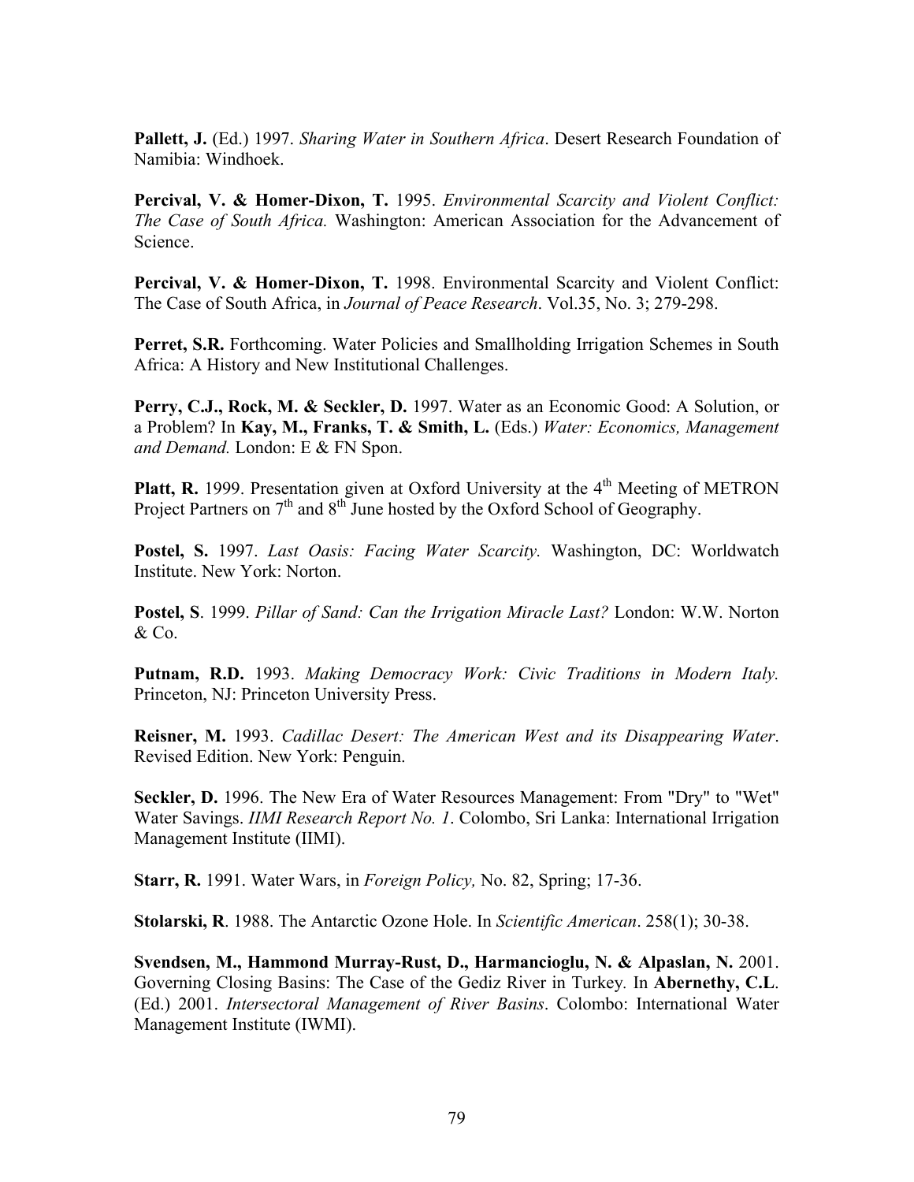**Pallett, J.** (Ed.) 1997. *Sharing Water in Southern Africa*. Desert Research Foundation of Namibia: Windhoek.

**Percival, V. & Homer-Dixon, T.** 1995. *Environmental Scarcity and Violent Conflict: The Case of South Africa.* Washington: American Association for the Advancement of Science.

**Percival, V. & Homer-Dixon, T.** 1998. Environmental Scarcity and Violent Conflict: The Case of South Africa, in *Journal of Peace Research*. Vol.35, No. 3; 279-298.

**Perret, S.R.** Forthcoming. Water Policies and Smallholding Irrigation Schemes in South Africa: A History and New Institutional Challenges.

**Perry, C.J., Rock, M. & Seckler, D.** 1997. Water as an Economic Good: A Solution, or a Problem? In **Kay, M., Franks, T. & Smith, L.** (Eds.) *Water: Economics, Management and Demand.* London: E & FN Spon.

**Platt, R.** 1999. Presentation given at Oxford University at the 4th Meeting of METRON Project Partners on 7th and 8th June hosted by the Oxford School of Geography.

**Postel, S.** 1997. *Last Oasis: Facing Water Scarcity.* Washington, DC: Worldwatch Institute. New York: Norton.

**Postel, S**. 1999. *Pillar of Sand: Can the Irrigation Miracle Last?* London: W.W. Norton & Co.

**Putnam, R.D.** 1993. *Making Democracy Work: Civic Traditions in Modern Italy.* Princeton, NJ: Princeton University Press.

**Reisner, M.** 1993. *Cadillac Desert: The American West and its Disappearing Water*. Revised Edition. New York: Penguin.

**Seckler, D.** 1996. The New Era of Water Resources Management: From "Dry" to "Wet" Water Savings. *IIMI Research Report No. 1*. Colombo, Sri Lanka: International Irrigation Management Institute (IIMI).

**Starr, R.** 1991. Water Wars, in *Foreign Policy,* No. 82, Spring; 17-36.

**Stolarski, R**. 1988. The Antarctic Ozone Hole. In *Scientific American*. 258(1); 30-38.

**Svendsen, M., Hammond Murray-Rust, D., Harmancioglu, N. & Alpaslan, N.** 2001. Governing Closing Basins: The Case of the Gediz River in Turkey*.* In **Abernethy, C.L**. (Ed.) 2001. *Intersectoral Management of River Basins*. Colombo: International Water Management Institute (IWMI).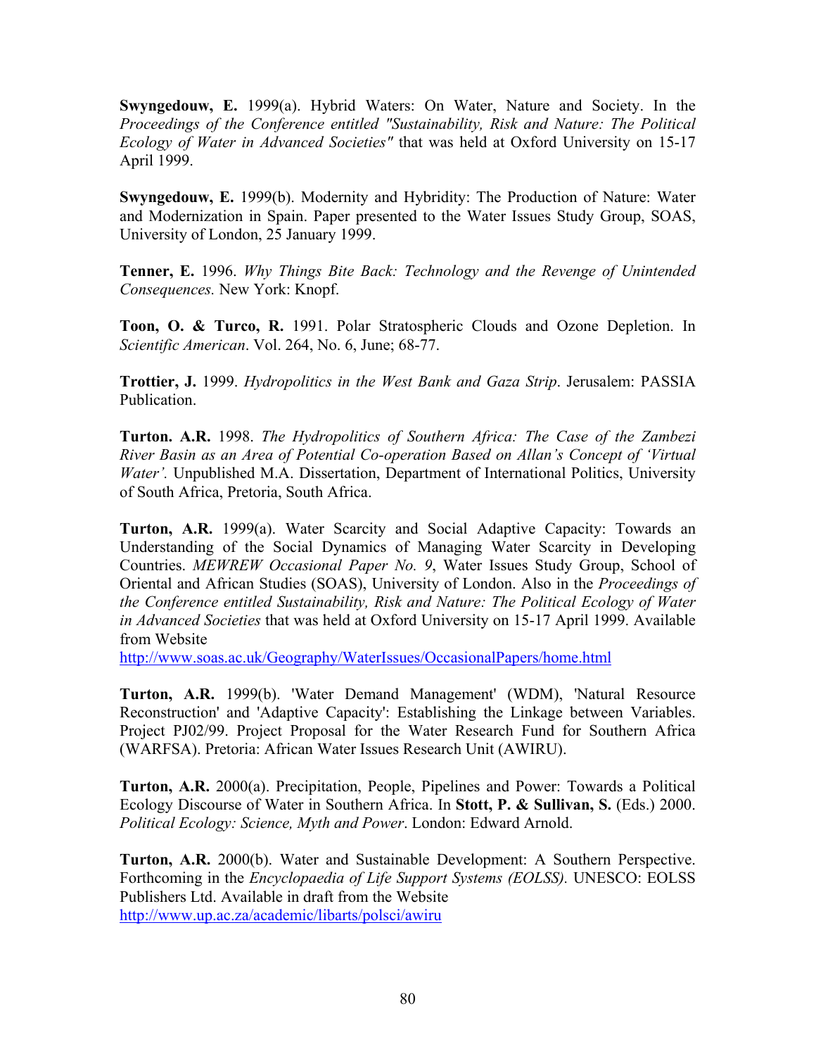**Swyngedouw, E.** 1999(a). Hybrid Waters: On Water, Nature and Society. In the *Proceedings of the Conference entitled "Sustainability, Risk and Nature: The Political Ecology of Water in Advanced Societies"* that was held at Oxford University on 15-17 April 1999.

**Swyngedouw, E.** 1999(b). Modernity and Hybridity: The Production of Nature: Water and Modernization in Spain. Paper presented to the Water Issues Study Group, SOAS, University of London, 25 January 1999.

**Tenner, E.** 1996. *Why Things Bite Back: Technology and the Revenge of Unintended Consequences.* New York: Knopf.

**Toon, O. & Turco, R.** 1991. Polar Stratospheric Clouds and Ozone Depletion. In *Scientific American*. Vol. 264, No. 6, June; 68-77.

**Trottier, J.** 1999. *Hydropolitics in the West Bank and Gaza Strip*. Jerusalem: PASSIA Publication.

**Turton. A.R.** 1998. *The Hydropolitics of Southern Africa: The Case of the Zambezi River Basin as an Area of Potential Co-operation Based on Allan's Concept of 'Virtual Water'.* Unpublished M.A. Dissertation, Department of International Politics, University of South Africa, Pretoria, South Africa.

**Turton, A.R.** 1999(a). Water Scarcity and Social Adaptive Capacity: Towards an Understanding of the Social Dynamics of Managing Water Scarcity in Developing Countries. *MEWREW Occasional Paper No. 9*, Water Issues Study Group, School of Oriental and African Studies (SOAS), University of London. Also in the *Proceedings of the Conference entitled Sustainability, Risk and Nature: The Political Ecology of Water in Advanced Societies* that was held at Oxford University on 15-17 April 1999. Available from Website http://www.soas.ac.uk/Geography/WaterIssues/OccasionalPapers/home.html

**Turton, A.R.** 1999(b). 'Water Demand Management' (WDM), 'Natural Resource Reconstruction' and 'Adaptive Capacity': Establishing the Linkage between Variables. Project PJ02/99. Project Proposal for the Water Research Fund for Southern Africa (WARFSA). Pretoria: African Water Issues Research Unit (AWIRU).

**Turton, A.R.** 2000(a). Precipitation, People, Pipelines and Power: Towards a Political Ecology Discourse of Water in Southern Africa. In **Stott, P. & Sullivan, S.** (Eds.) 2000. *Political Ecology: Science, Myth and Power*. London: Edward Arnold.

**Turton, A.R.** 2000(b). Water and Sustainable Development: A Southern Perspective. Forthcoming in the *Encyclopaedia of Life Support Systems (EOLSS).* UNESCO: EOLSS Publishers Ltd. Available in draft from the Website http://www.up.ac.za/academic/libarts/polsci/awiru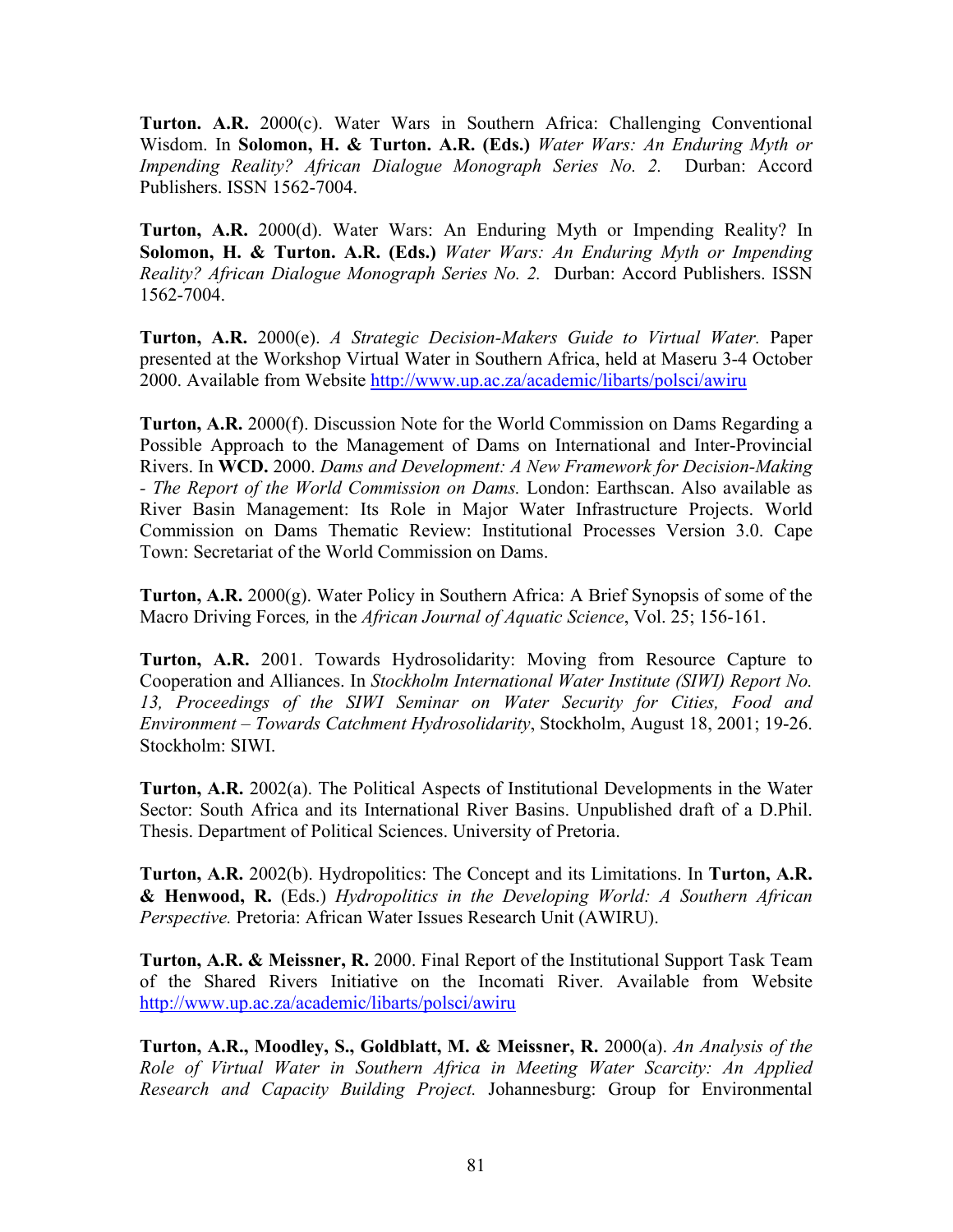**Turton. A.R.** 2000(c). Water Wars in Southern Africa: Challenging Conventional Wisdom. In **Solomon, H. & Turton. A.R. (Eds.)** *Water Wars: An Enduring Myth or Impending Reality? African Dialogue Monograph Series No. 2.* Durban: Accord Publishers. ISSN 1562-7004.

**Turton, A.R.** 2000(d). Water Wars: An Enduring Myth or Impending Reality? In **Solomon, H. & Turton. A.R. (Eds.)** *Water Wars: An Enduring Myth or Impending Reality? African Dialogue Monograph Series No. 2.* Durban: Accord Publishers. ISSN 1562-7004.

**Turton, A.R.** 2000(e). *A Strategic Decision-Makers Guide to Virtual Water.* Paper presented at the Workshop Virtual Water in Southern Africa, held at Maseru 3-4 October 2000. Available from Website http://www.up.ac.za/academic/libarts/polsci/awiru

**Turton, A.R.** 2000(f). Discussion Note for the World Commission on Dams Regarding a Possible Approach to the Management of Dams on International and Inter-Provincial Rivers. In **WCD.** 2000. *Dams and Development: A New Framework for Decision-Making - The Report of the World Commission on Dams.* London: Earthscan. Also available as River Basin Management: Its Role in Major Water Infrastructure Projects. World Commission on Dams Thematic Review: Institutional Processes Version 3.0. Cape Town: Secretariat of the World Commission on Dams.

**Turton, A.R.** 2000(g). Water Policy in Southern Africa: A Brief Synopsis of some of the Macro Driving Forces*,* in the *African Journal of Aquatic Science*, Vol. 25; 156-161.

**Turton, A.R.** 2001. Towards Hydrosolidarity: Moving from Resource Capture to Cooperation and Alliances. In *Stockholm International Water Institute (SIWI) Report No. 13, Proceedings of the SIWI Seminar on Water Security for Cities, Food and Environment – Towards Catchment Hydrosolidarity*, Stockholm, August 18, 2001; 19-26. Stockholm: SIWI.

**Turton, A.R.** 2002(a). The Political Aspects of Institutional Developments in the Water Sector: South Africa and its International River Basins. Unpublished draft of a D.Phil. Thesis. Department of Political Sciences. University of Pretoria.

**Turton, A.R.** 2002(b). Hydropolitics: The Concept and its Limitations. In **Turton, A.R. & Henwood, R.** (Eds.) *Hydropolitics in the Developing World: A Southern African Perspective.* Pretoria: African Water Issues Research Unit (AWIRU).

**Turton, A.R. & Meissner, R.** 2000. Final Report of the Institutional Support Task Team of the Shared Rivers Initiative on the Incomati River. Available from Website http://www.up.ac.za/academic/libarts/polsci/awiru

**Turton, A.R., Moodley, S., Goldblatt, M. & Meissner, R.** 2000(a). *An Analysis of the Role of Virtual Water in Southern Africa in Meeting Water Scarcity: An Applied Research and Capacity Building Project.* Johannesburg: Group for Environmental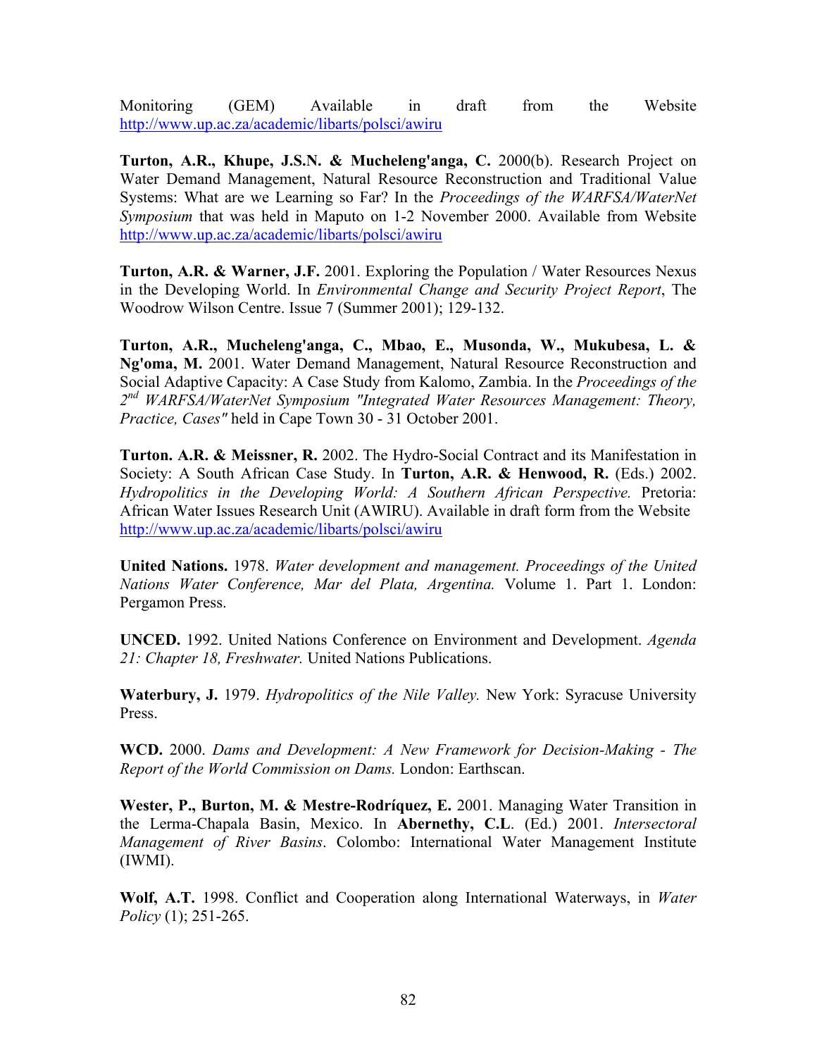Monitoring (GEM) Available in draft from the Website http://www.up.ac.za/academic/libarts/polsci/awiru

**Turton, A.R., Khupe, J.S.N. & Mucheleng'anga, C.** 2000(b). Research Project on Water Demand Management, Natural Resource Reconstruction and Traditional Value Systems: What are we Learning so Far? In the *Proceedings of the WARFSA/WaterNet Symposium* that was held in Maputo on 1-2 November 2000. Available from Website http://www.up.ac.za/academic/libarts/polsci/awiru

**Turton, A.R. & Warner, J.F.** 2001. Exploring the Population / Water Resources Nexus in the Developing World. In *Environmental Change and Security Project Report*, The Woodrow Wilson Centre. Issue 7 (Summer 2001); 129-132.

**Turton, A.R., Mucheleng'anga, C., Mbao, E., Musonda, W., Mukubesa, L. & Ng'oma, M.** 2001. Water Demand Management, Natural Resource Reconstruction and Social Adaptive Capacity: A Case Study from Kalomo, Zambia. In the *Proceedings of the 2nd WARFSA/WaterNet Symposium "Integrated Water Resources Management: Theory, Practice, Cases"* held in Cape Town 30 - 31 October 2001.

**Turton. A.R. & Meissner, R.** 2002. The Hydro-Social Contract and its Manifestation in Society: A South African Case Study. In **Turton, A.R. & Henwood, R.** (Eds.) 2002. *Hydropolitics in the Developing World: A Southern African Perspective.* Pretoria: African Water Issues Research Unit (AWIRU). Available in draft form from the Website http://www.up.ac.za/academic/libarts/polsci/awiru

**United Nations.** 1978. *Water development and management. Proceedings of the United Nations Water Conference, Mar del Plata, Argentina.* Volume 1. Part 1. London: Pergamon Press.

**UNCED.** 1992. United Nations Conference on Environment and Development. *Agenda 21: Chapter 18, Freshwater.* United Nations Publications.

**Waterbury, J.** 1979. *Hydropolitics of the Nile Valley.* New York: Syracuse University Press.

**WCD.** 2000. *Dams and Development: A New Framework for Decision-Making - The Report of the World Commission on Dams.* London: Earthscan.

**Wester, P., Burton, M. & Mestre-Rodríquez, E.** 2001. Managing Water Transition in the Lerma-Chapala Basin, Mexico. In **Abernethy, C.L**. (Ed.) 2001. *Intersectoral Management of River Basins*. Colombo: International Water Management Institute (IWMI).

**Wolf, A.T.** 1998. Conflict and Cooperation along International Waterways, in *Water Policy* (1); 251-265.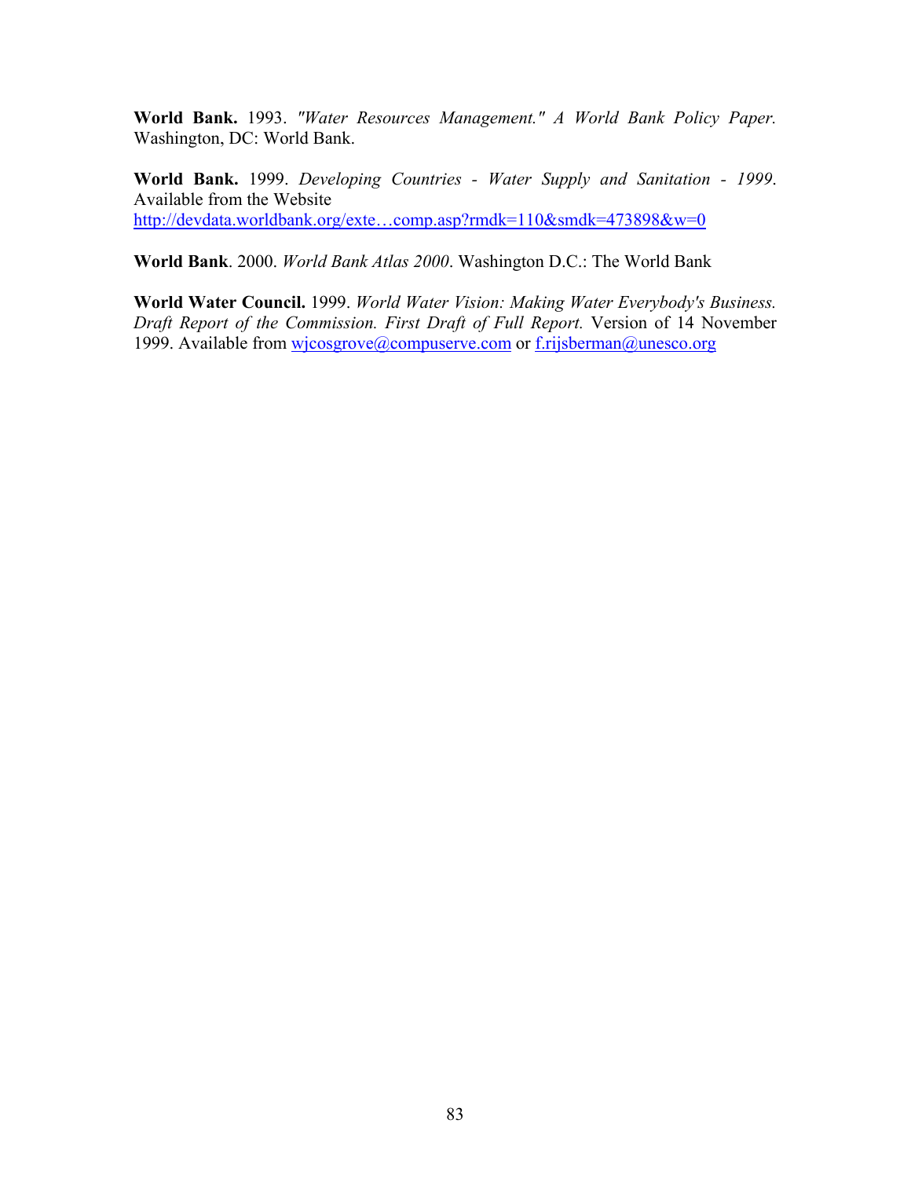**World Bank.** 1993. *"Water Resources Management." A World Bank Policy Paper.* Washington, DC: World Bank.

**World Bank.** 1999. *Developing Countries - Water Supply and Sanitation - 1999*. Available from the Website http://devdata.worldbank.org/exte…comp.asp?rmdk=110&smdk=473898&w=0

**World Bank**. 2000. *World Bank Atlas 2000*. Washington D.C.: The World Bank

**World Water Council.** 1999. *World Water Vision: Making Water Everybody's Business. Draft Report of the Commission. First Draft of Full Report.* Version of 14 November 1999. Available from wjcosgrove@compuserve.com or f.rijsberman@unesco.org